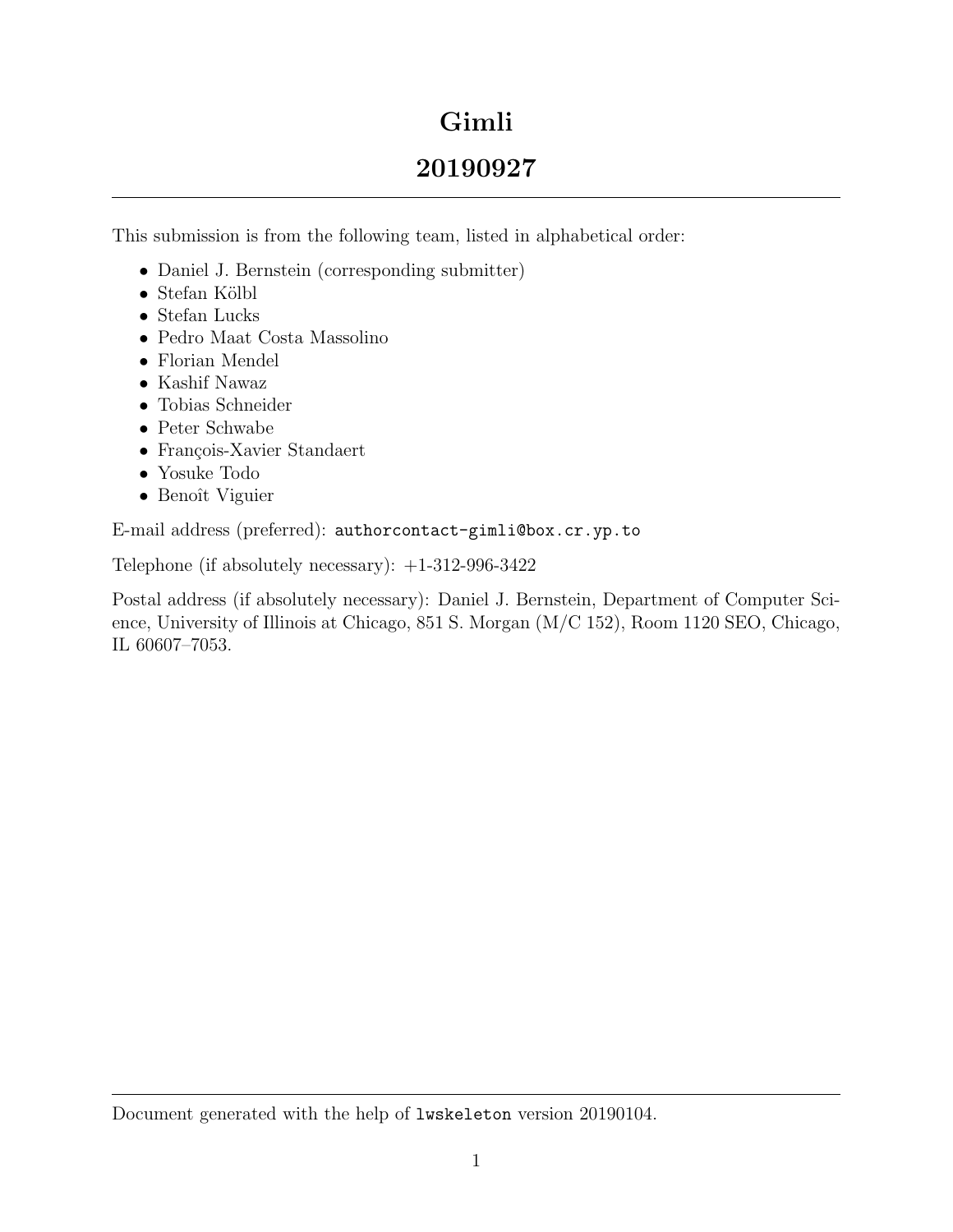# Gimli

# 20190927

This submission is from the following team, listed in alphabetical order:

- Daniel J. Bernstein (corresponding submitter)
- Stefan Kölbl
- Stefan Lucks
- Pedro Maat Costa Massolino
- Florian Mendel
- Kashif Nawaz
- Tobias Schneider
- Peter Schwabe
- François-Xavier Standaert
- Yosuke Todo
- Benoît Viguier

E-mail address (preferred): `authorcontact-gimli@box.cr.yp.to`

Telephone (if absolutely necessary): +1-312-996-3422

Postal address (if absolutely necessary): Daniel J. Bernstein, Department of Computer Science, University of Illinois at Chicago, 851 S. Morgan (M/C 152), Room 1120 SEO, Chicago, IL 60607–7053.

Document generated with the help of `lwskeleton` version 20190104.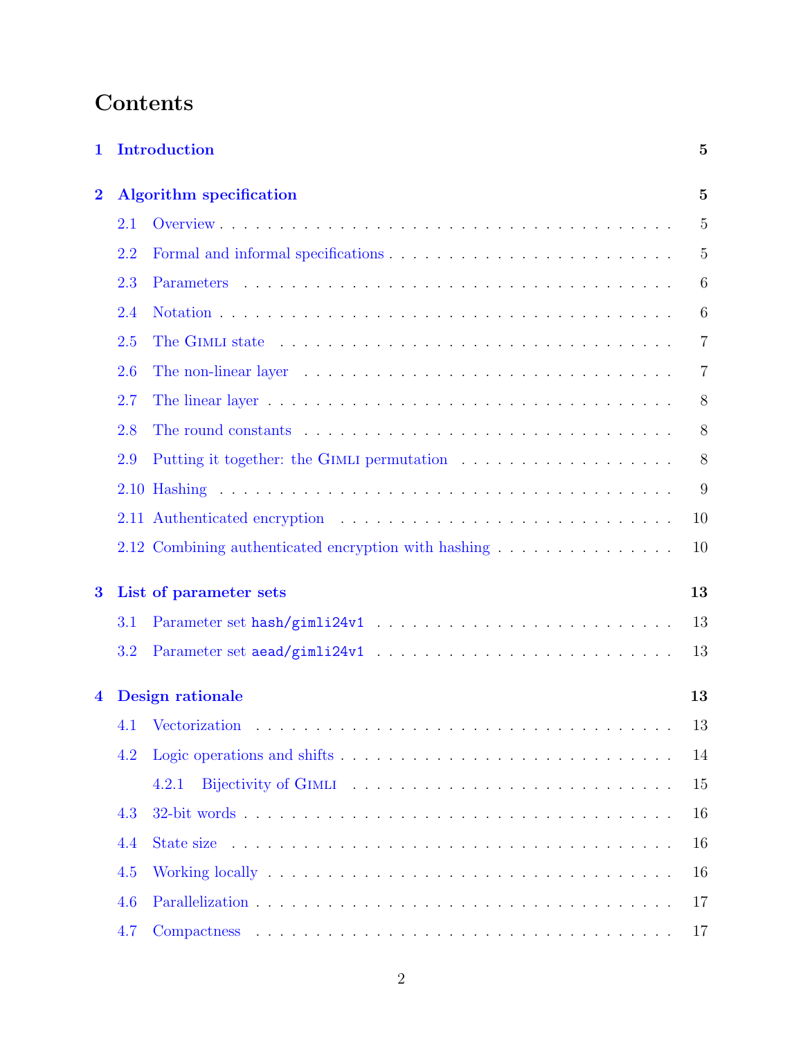# Contents

**1 Introduction** — 5

**2 Algorithm specification** — 5

- 2.1 Overview — 5
- 2.2 Formal and informal specifications — 5
- 2.3 Parameters — 6
- 2.4 Notation — 6
- 2.5 The Gimli state — 7
- 2.6 The non-linear layer — 7
- 2.7 The linear layer — 8
- 2.8 The round constants — 8
- 2.9 Putting it together: the Gimli permutation — 8
- 2.10 Hashing — 9
- 2.11 Authenticated encryption — 10
- 2.12 Combining authenticated encryption with hashing — 10

**3 List of parameter sets** — 13

- 3.1 Parameter set `hash/gimli24v1` — 13
- 3.2 Parameter set `aead/gimli24v1` — 13

**4 Design rationale** — 13

- 4.1 Vectorization — 13
- 4.2 Logic operations and shifts — 14
  - 4.2.1 Bijectivity of Gimli — 15
- 4.3 32-bit words — 16
- 4.4 State size — 16
- 4.5 Working locally — 16
- 4.6 Parallelization — 17
- 4.7 Compactness — 17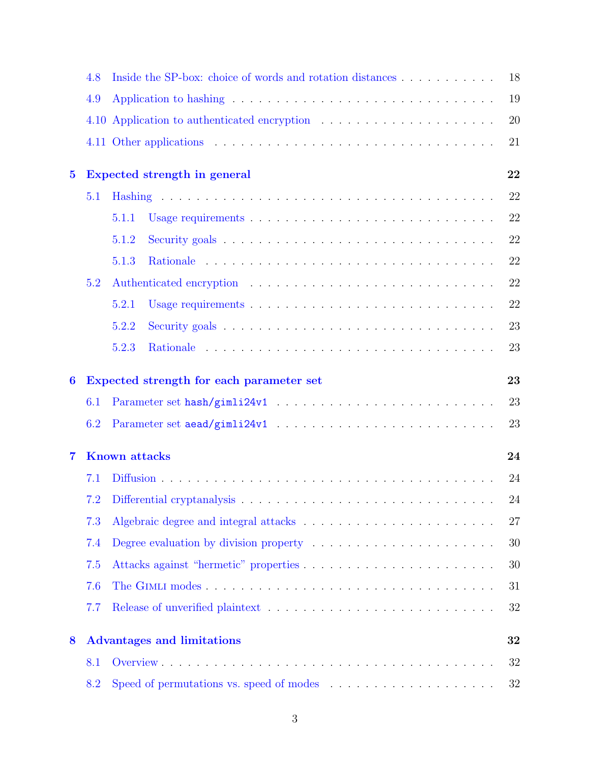- 4.8 Inside the SP-box: choice of words and rotation distances . . . . . . . . . . . 18
- 4.9 Application to hashing . . . . . . . . . . . . . . . . . . . . . . . . . . . . . . 19
- 4.10 Application to authenticated encryption . . . . . . . . . . . . . . . . . . . . 20
- 4.11 Other applications . . . . . . . . . . . . . . . . . . . . . . . . . . . . . . . . 21

**5 Expected strength in general** **22**

- 5.1 Hashing . . . . . . . . . . . . . . . . . . . . . . . . . . . . . . . . . . . . . . 22
  - 5.1.1 Usage requirements . . . . . . . . . . . . . . . . . . . . . . . . . . . . 22
  - 5.1.2 Security goals . . . . . . . . . . . . . . . . . . . . . . . . . . . . . . 22
  - 5.1.3 Rationale . . . . . . . . . . . . . . . . . . . . . . . . . . . . . . . . . 22
- 5.2 Authenticated encryption . . . . . . . . . . . . . . . . . . . . . . . . . . . . 22
  - 5.2.1 Usage requirements . . . . . . . . . . . . . . . . . . . . . . . . . . . . 22
  - 5.2.2 Security goals . . . . . . . . . . . . . . . . . . . . . . . . . . . . . . 23
  - 5.2.3 Rationale . . . . . . . . . . . . . . . . . . . . . . . . . . . . . . . . . 23

**6 Expected strength for each parameter set** **23**

- 6.1 Parameter set `hash/gimli24v1` . . . . . . . . . . . . . . . . . . . . . . . . 23
- 6.2 Parameter set `aead/gimli24v1` . . . . . . . . . . . . . . . . . . . . . . . . 23

**7 Known attacks** **24**

- 7.1 Diffusion . . . . . . . . . . . . . . . . . . . . . . . . . . . . . . . . . . . . . 24
- 7.2 Differential cryptanalysis . . . . . . . . . . . . . . . . . . . . . . . . . . . . 24
- 7.3 Algebraic degree and integral attacks . . . . . . . . . . . . . . . . . . . . . . 27
- 7.4 Degree evaluation by division property . . . . . . . . . . . . . . . . . . . . . 30
- 7.5 Attacks against "hermetic" properties . . . . . . . . . . . . . . . . . . . . . . 30
- 7.6 The Gimli modes . . . . . . . . . . . . . . . . . . . . . . . . . . . . . . . . . 31
- 7.7 Release of unverified plaintext . . . . . . . . . . . . . . . . . . . . . . . . . 32

**8 Advantages and limitations** **32**

- 8.1 Overview . . . . . . . . . . . . . . . . . . . . . . . . . . . . . . . . . . . . . 32
- 8.2 Speed of permutations vs. speed of modes . . . . . . . . . . . . . . . . . . . 32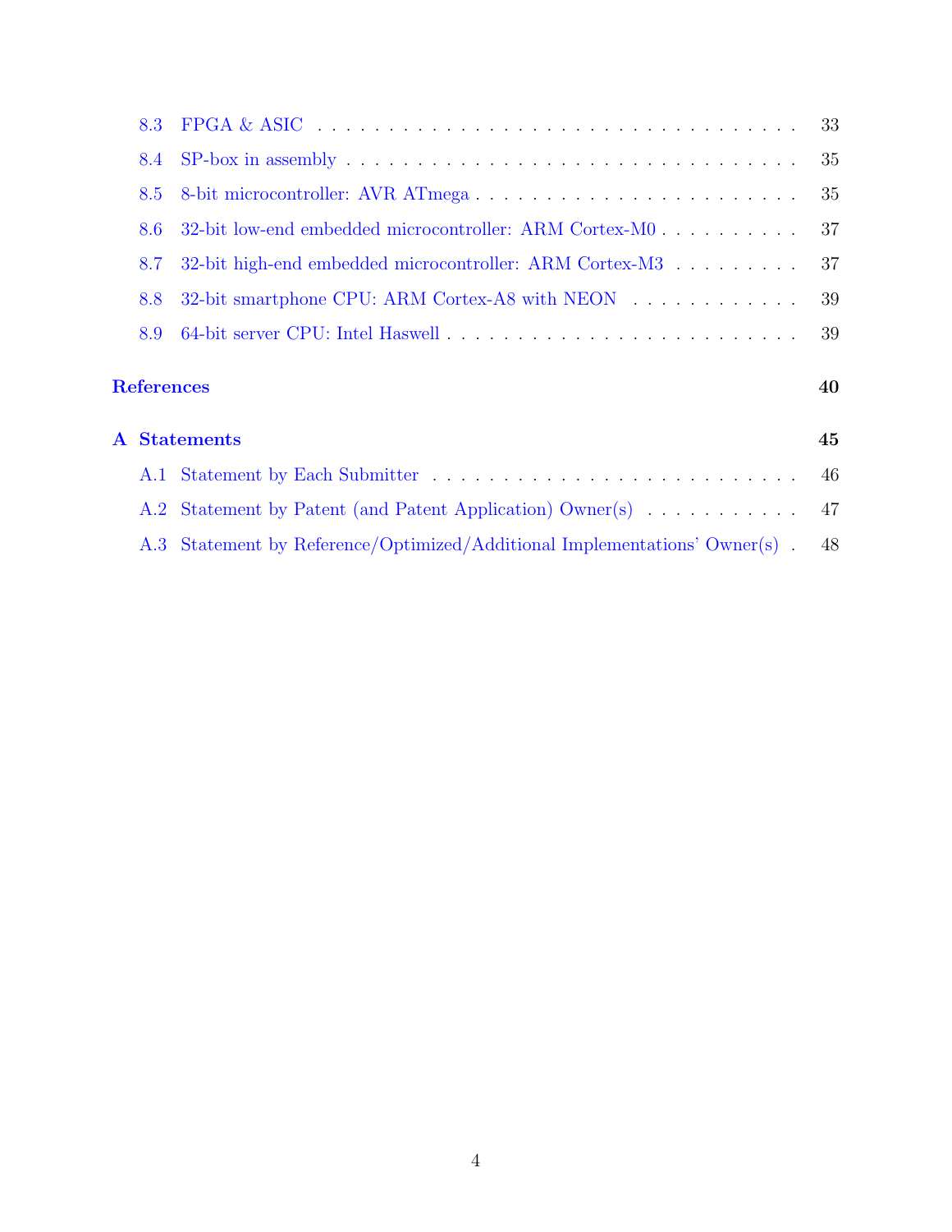- 8.3 FPGA & ASIC . . . . . . . . . . . . . . . . . . . . . . . . . . . . . . . . . . 33
- 8.4 SP-box in assembly . . . . . . . . . . . . . . . . . . . . . . . . . . . . . . . 35
- 8.5 8-bit microcontroller: AVR ATmega . . . . . . . . . . . . . . . . . . . . . . . 35
- 8.6 32-bit low-end embedded microcontroller: ARM Cortex-M0 . . . . . . . . . . . 37
- 8.7 32-bit high-end embedded microcontroller: ARM Cortex-M3 . . . . . . . . . . 37
- 8.8 32-bit smartphone CPU: ARM Cortex-A8 with NEON . . . . . . . . . . . . . 39
- 8.9 64-bit server CPU: Intel Haswell . . . . . . . . . . . . . . . . . . . . . . . . 39

**References** **40**

**A Statements** **45**

- A.1 Statement by Each Submitter . . . . . . . . . . . . . . . . . . . . . . . . . . 46
- A.2 Statement by Patent (and Patent Application) Owner(s) . . . . . . . . . . . 47
- A.3 Statement by Reference/Optimized/Additional Implementations' Owner(s) . 48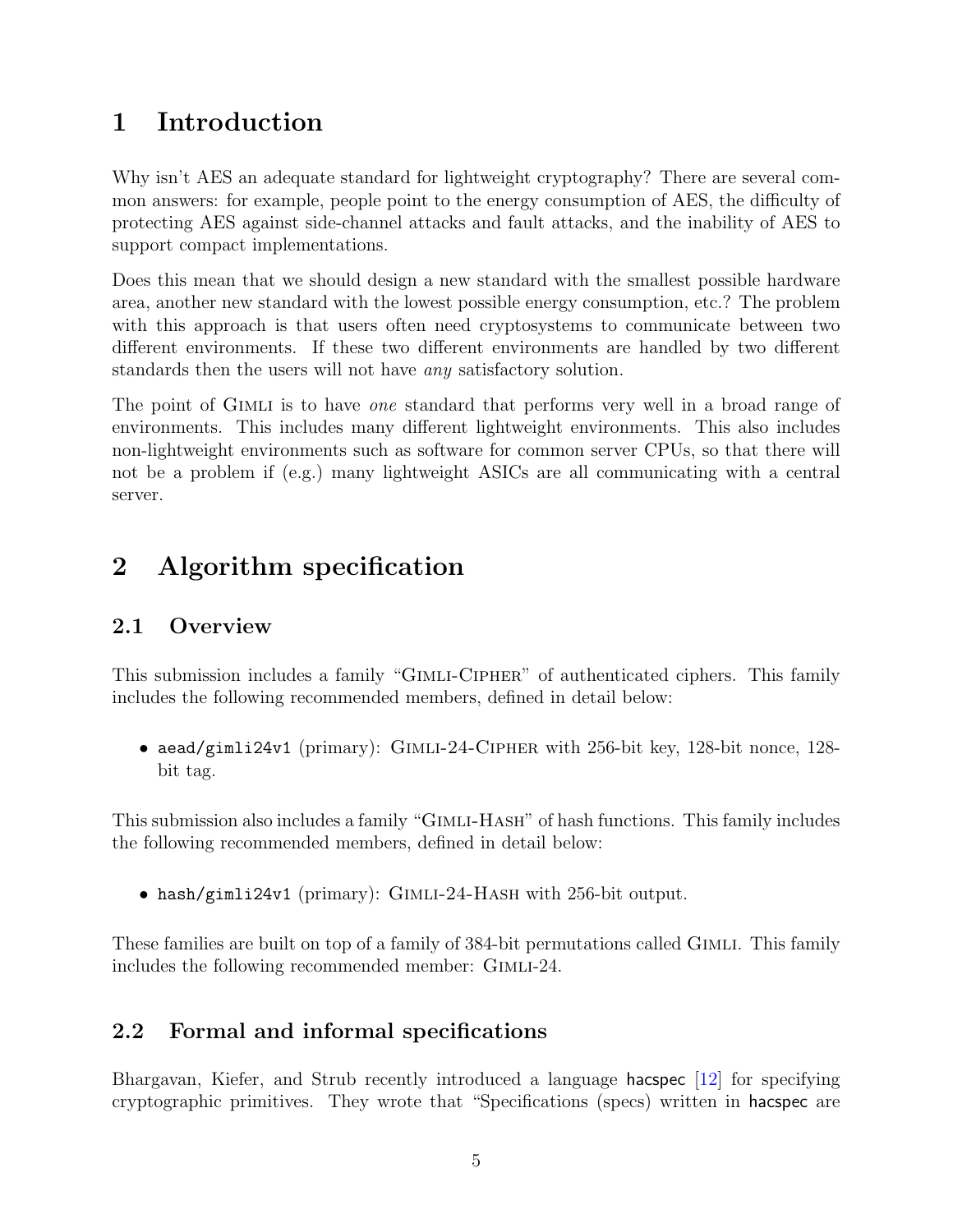# 1 Introduction

Why isn't AES an adequate standard for lightweight cryptography? There are several common answers: for example, people point to the energy consumption of AES, the difficulty of protecting AES against side-channel attacks and fault attacks, and the inability of AES to support compact implementations.

Does this mean that we should design a new standard with the smallest possible hardware area, another new standard with the lowest possible energy consumption, etc.? The problem with this approach is that users often need cryptosystems to communicate between two different environments. If these two different environments are handled by two different standards then the users will not have *any* satisfactory solution.

The point of Gimli is to have *one* standard that performs very well in a broad range of environments. This includes many different lightweight environments. This also includes non-lightweight environments such as software for common server CPUs, so that there will not be a problem if (e.g.) many lightweight ASICs are all communicating with a central server.

# 2 Algorithm specification

## 2.1 Overview

This submission includes a family "Gimli-Cipher" of authenticated ciphers. This family includes the following recommended members, defined in detail below:

- `aead/gimli24v1` (primary): Gimli-24-Cipher with 256-bit key, 128-bit nonce, 128-bit tag.

This submission also includes a family "Gimli-Hash" of hash functions. This family includes the following recommended members, defined in detail below:

- `hash/gimli24v1` (primary): Gimli-24-Hash with 256-bit output.

These families are built on top of a family of 384-bit permutations called Gimli. This family includes the following recommended member: Gimli-24.

## 2.2 Formal and informal specifications

Bhargavan, Kiefer, and Strub recently introduced a language hacspec [12] for specifying cryptographic primitives. They wrote that "Specifications (specs) written in hacspec are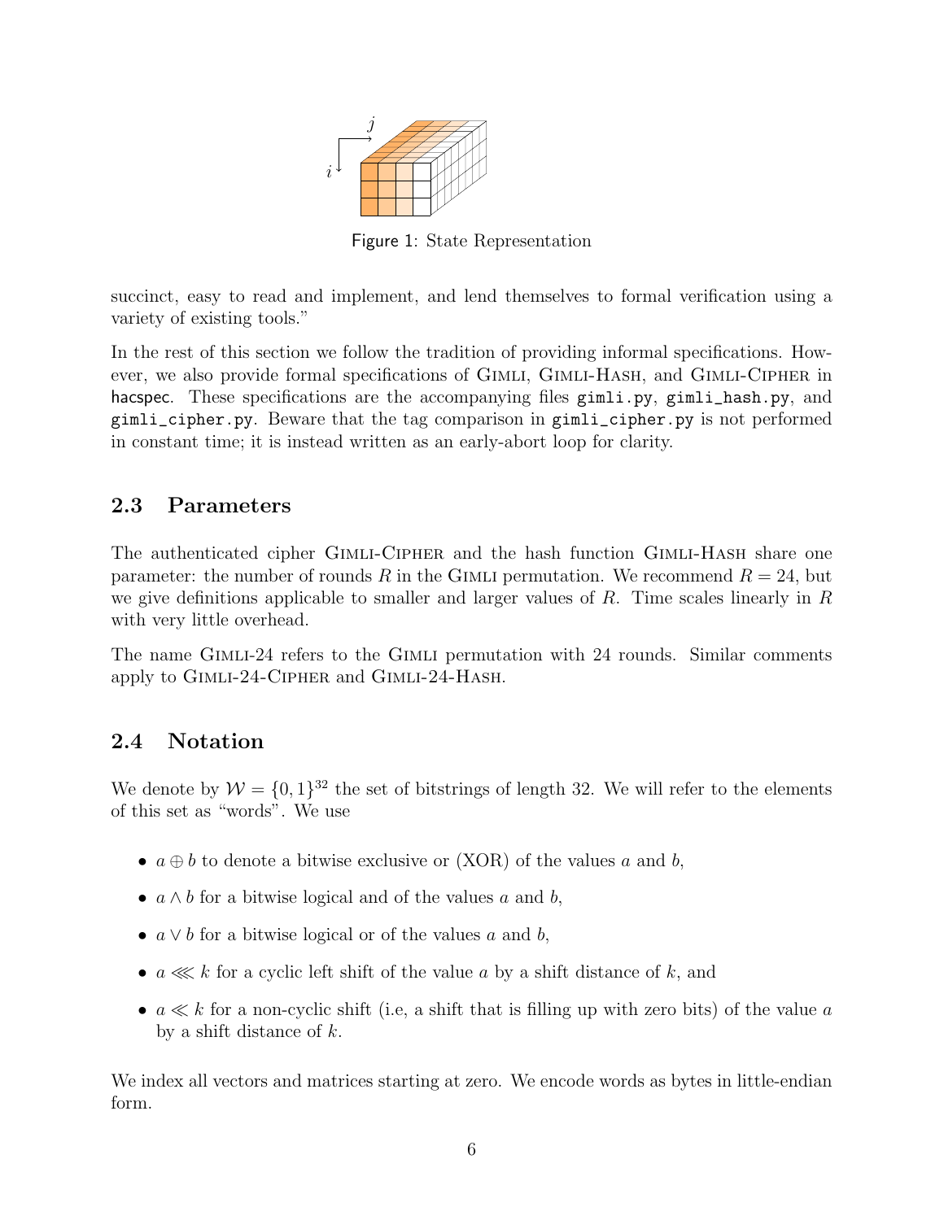Figure 1: State Representation

succinct, easy to read and implement, and lend themselves to formal verification using a variety of existing tools."

In the rest of this section we follow the tradition of providing informal specifications. However, we also provide formal specifications of Gimli, Gimli-Hash, and Gimli-Cipher in hacspec. These specifications are the accompanying files `gimli.py`, `gimli_hash.py`, and `gimli_cipher.py`. Beware that the tag comparison in `gimli_cipher.py` is not performed in constant time; it is instead written as an early-abort loop for clarity.

## 2.3 Parameters

The authenticated cipher Gimli-Cipher and the hash function Gimli-Hash share one parameter: the number of rounds $R$ in the Gimli permutation. We recommend $R = 24$, but we give definitions applicable to smaller and larger values of $R$. Time scales linearly in $R$ with very little overhead.

The name Gimli-24 refers to the Gimli permutation with 24 rounds. Similar comments apply to Gimli-24-Cipher and Gimli-24-Hash.

## 2.4 Notation

We denote by $\mathcal{W} = \{0,1\}^{32}$ the set of bitstrings of length 32. We will refer to the elements of this set as "words". We use

- $a \oplus b$ to denote a bitwise exclusive or (XOR) of the values $a$ and $b$,
- $a \wedge b$ for a bitwise logical and of the values $a$ and $b$,
- $a \vee b$ for a bitwise logical or of the values $a$ and $b$,
- $a \lll k$ for a cyclic left shift of the value $a$ by a shift distance of $k$, and
- $a \ll k$ for a non-cyclic shift (i.e, a shift that is filling up with zero bits) of the value $a$ by a shift distance of $k$.

We index all vectors and matrices starting at zero. We encode words as bytes in little-endian form.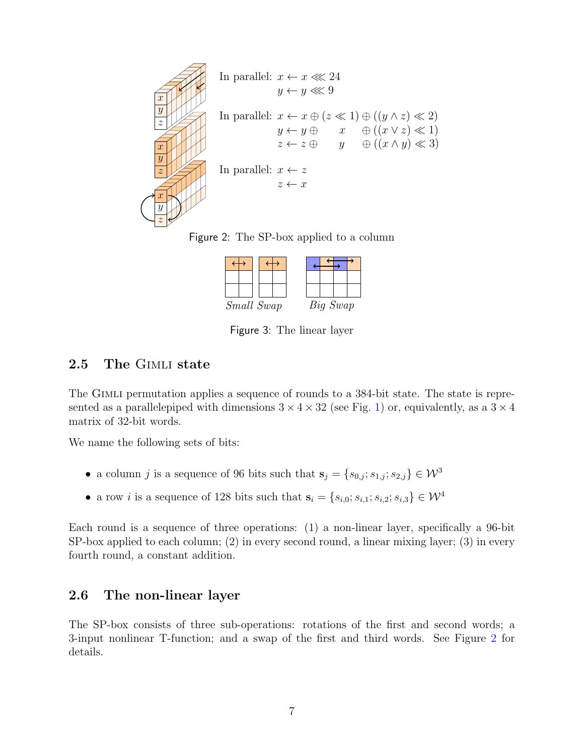In parallel: $x \leftarrow x \lll 24$
$y \leftarrow y \lll 9$

In parallel: $x \leftarrow x \oplus (z \ll 1) \oplus ((y \wedge z) \ll 2)$
$y \leftarrow y \oplus \quad x \quad \oplus ((x \vee z) \ll 1)$
$z \leftarrow z \oplus \quad y \quad \oplus ((x \wedge y) \ll 3)$

In parallel: $x \leftarrow z$
$z \leftarrow x$

Figure 2: The SP-box applied to a column

*Small Swap* *Big Swap*

Figure 3: The linear layer

## 2.5 The Gimli state

The Gimli permutation applies a sequence of rounds to a 384-bit state. The state is represented as a parallelepiped with dimensions $3 \times 4 \times 32$ (see Fig. 1) or, equivalently, as a $3 \times 4$ matrix of 32-bit words.

We name the following sets of bits:

- a column $j$ is a sequence of 96 bits such that $\mathbf{s}_j = \{s_{0,j}; s_{1,j}; s_{2,j}\} \in \mathcal{W}^3$
- a row $i$ is a sequence of 128 bits such that $\mathbf{s}_i = \{s_{i,0}; s_{i,1}; s_{i,2}; s_{i,3}\} \in \mathcal{W}^4$

Each round is a sequence of three operations: (1) a non-linear layer, specifically a 96-bit SP-box applied to each column; (2) in every second round, a linear mixing layer; (3) in every fourth round, a constant addition.

## 2.6 The non-linear layer

The SP-box consists of three sub-operations: rotations of the first and second words; a 3-input nonlinear T-function; and a swap of the first and third words. See Figure 2 for details.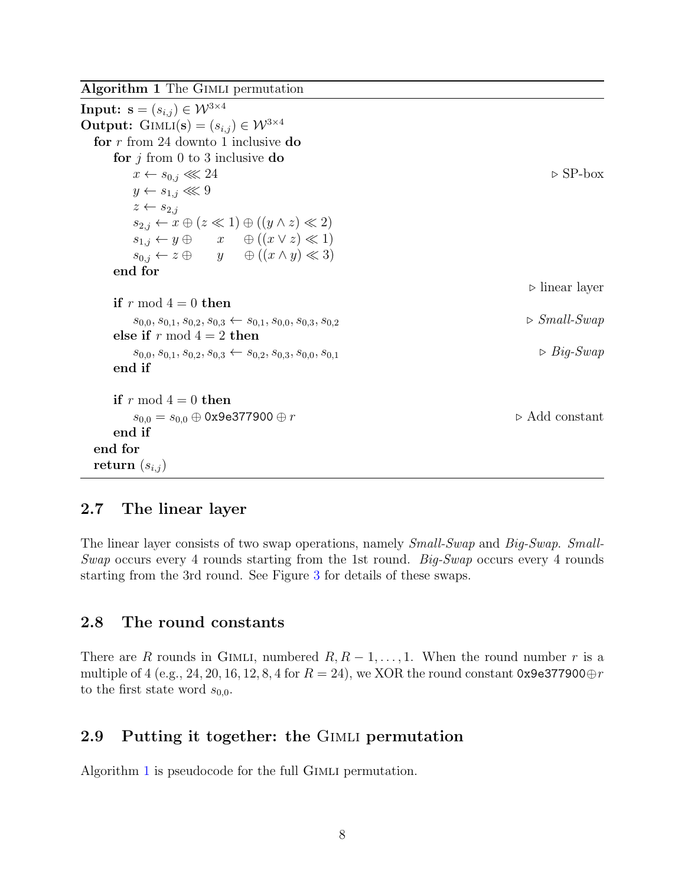**Algorithm 1** The GIMLI permutation

```
Input: s = (s_{i,j}) ∈ W^{3×4}
Output: GIMLI(s) = (s_{i,j}) ∈ W^{3×4}
  for r from 24 downto 1 inclusive do
      for j from 0 to 3 inclusive do
          x ← s_{0,j} ⋘ 24                                   ▷ SP-box
          y ← s_{1,j} ⋘ 9
          z ← s_{2,j}
          s_{2,j} ← x ⊕ (z ≪ 1) ⊕ ((y ∧ z) ≪ 2)
          s_{1,j} ← y ⊕     x    ⊕ ((x ∨ z) ≪ 1)
          s_{0,j} ← z ⊕     y    ⊕ ((x ∧ y) ≪ 3)
      end for
                                                             ▷ linear layer
      if r mod 4 = 0 then
          s_{0,0}, s_{0,1}, s_{0,2}, s_{0,3} ← s_{0,1}, s_{0,0}, s_{0,3}, s_{0,2}    ▷ Small-Swap
      else if r mod 4 = 2 then
          s_{0,0}, s_{0,1}, s_{0,2}, s_{0,3} ← s_{0,2}, s_{0,3}, s_{0,0}, s_{0,1}    ▷ Big-Swap
      end if

      if r mod 4 = 0 then
          s_{0,0} = s_{0,0} ⊕ 0x9e377900 ⊕ r                  ▷ Add constant
      end if
  end for
  return (s_{i,j})
```

## 2.7 The linear layer

The linear layer consists of two swap operations, namely *Small-Swap* and *Big-Swap*. *Small-Swap* occurs every 4 rounds starting from the 1st round. *Big-Swap* occurs every 4 rounds starting from the 3rd round. See Figure 3 for details of these swaps.

## 2.8 The round constants

There are $R$ rounds in GIMLI, numbered $R, R-1, \ldots, 1$. When the round number $r$ is a multiple of 4 (e.g., $24, 20, 16, 12, 8, 4$ for $R = 24$), we XOR the round constant $\texttt{0x9e377900} \oplus r$ to the first state word $s_{0,0}$.

## 2.9 Putting it together: the GIMLI permutation

Algorithm 1 is pseudocode for the full GIMLI permutation.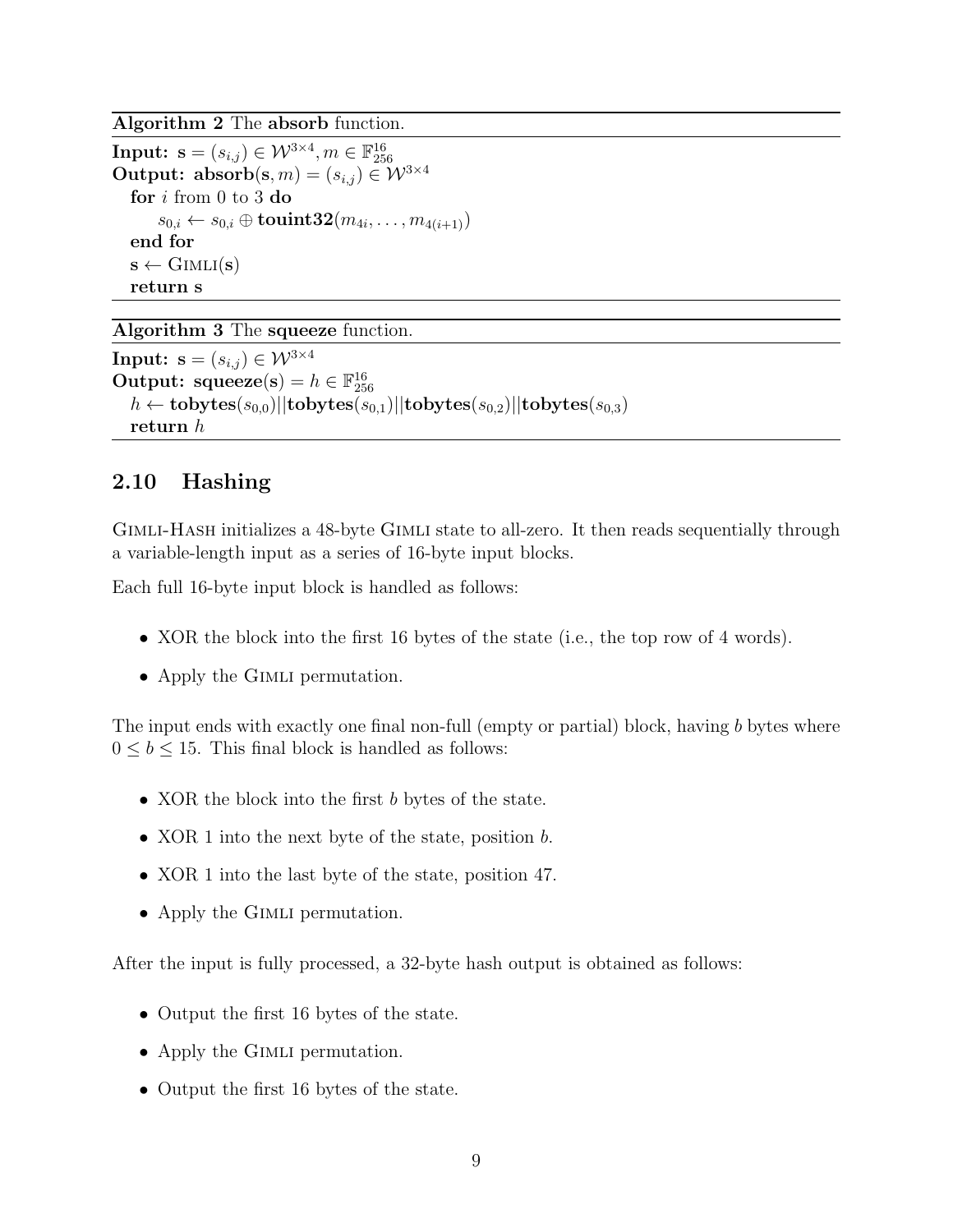**Algorithm 2** The **absorb** function.

**Input:** $\mathbf{s} = (s_{i,j}) \in \mathcal{W}^{3\times 4}, m \in \mathbb{F}_{256}^{16}$
**Output:** $\mathbf{absorb}(\mathbf{s}, m) = (s_{i,j}) \in \mathcal{W}^{3\times 4}$
  **for** $i$ from 0 to 3 **do**
    $s_{0,i} \leftarrow s_{0,i} \oplus \mathbf{touint32}(m_{4i}, \ldots, m_{4(i+1)})$
  **end for**
  $\mathbf{s} \leftarrow \text{GIMLI}(\mathbf{s})$
  **return s**

**Algorithm 3** The **squeeze** function.

**Input:** $\mathbf{s} = (s_{i,j}) \in \mathcal{W}^{3\times 4}$
**Output:** $\mathbf{squeeze}(\mathbf{s}) = h \in \mathbb{F}_{256}^{16}$
  $h \leftarrow \mathbf{tobytes}(s_{0,0})||\mathbf{tobytes}(s_{0,1})||\mathbf{tobytes}(s_{0,2})||\mathbf{tobytes}(s_{0,3})$
  **return** $h$

## 2.10 Hashing

GIMLI-HASH initializes a 48-byte GIMLI state to all-zero. It then reads sequentially through a variable-length input as a series of 16-byte input blocks.

Each full 16-byte input block is handled as follows:

- XOR the block into the first 16 bytes of the state (i.e., the top row of 4 words).
- Apply the GIMLI permutation.

The input ends with exactly one final non-full (empty or partial) block, having $b$ bytes where $0 \leq b \leq 15$. This final block is handled as follows:

- XOR the block into the first $b$ bytes of the state.
- XOR 1 into the next byte of the state, position $b$.
- XOR 1 into the last byte of the state, position 47.
- Apply the GIMLI permutation.

After the input is fully processed, a 32-byte hash output is obtained as follows:

- Output the first 16 bytes of the state.
- Apply the GIMLI permutation.
- Output the first 16 bytes of the state.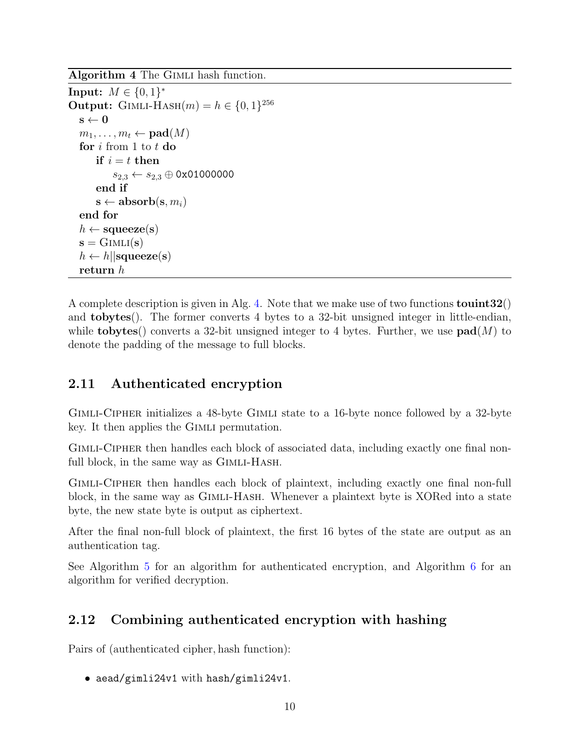**Algorithm 4** The Gimli hash function.

---

**Input:** $M \in \{0,1\}^*$
**Output:** Gimli-Hash$(m) = h \in \{0,1\}^{256}$
  $\mathbf{s} \leftarrow \mathbf{0}$
  $m_1, \ldots, m_t \leftarrow \mathbf{pad}(M)$
  **for** $i$ from 1 to $t$ **do**
    **if** $i = t$ **then**
      $s_{2,3} \leftarrow s_{2,3} \oplus$ 0x01000000
    **end if**
    $\mathbf{s} \leftarrow \mathbf{absorb}(\mathbf{s}, m_i)$
  **end for**
  $h \leftarrow \mathbf{squeeze}(\mathbf{s})$
  $\mathbf{s} = \text{Gimli}(\mathbf{s})$
  $h \leftarrow h || \mathbf{squeeze}(\mathbf{s})$
  **return** $h$

---

A complete description is given in Alg. 4. Note that we make use of two functions **touint32**() and **tobytes**(). The former converts 4 bytes to a 32-bit unsigned integer in little-endian, while **tobytes**() converts a 32-bit unsigned integer to 4 bytes. Further, we use $\mathbf{pad}(M)$ to denote the padding of the message to full blocks.

## 2.11 Authenticated encryption

Gimli-Cipher initializes a 48-byte Gimli state to a 16-byte nonce followed by a 32-byte key. It then applies the Gimli permutation.

Gimli-Cipher then handles each block of associated data, including exactly one final non-full block, in the same way as Gimli-Hash.

Gimli-Cipher then handles each block of plaintext, including exactly one final non-full block, in the same way as Gimli-Hash. Whenever a plaintext byte is XORed into a state byte, the new state byte is output as ciphertext.

After the final non-full block of plaintext, the first 16 bytes of the state are output as an authentication tag.

See Algorithm 5 for an algorithm for authenticated encryption, and Algorithm 6 for an algorithm for verified decryption.

## 2.12 Combining authenticated encryption with hashing

Pairs of (authenticated cipher, hash function):

- aead/gimli24v1 with hash/gimli24v1.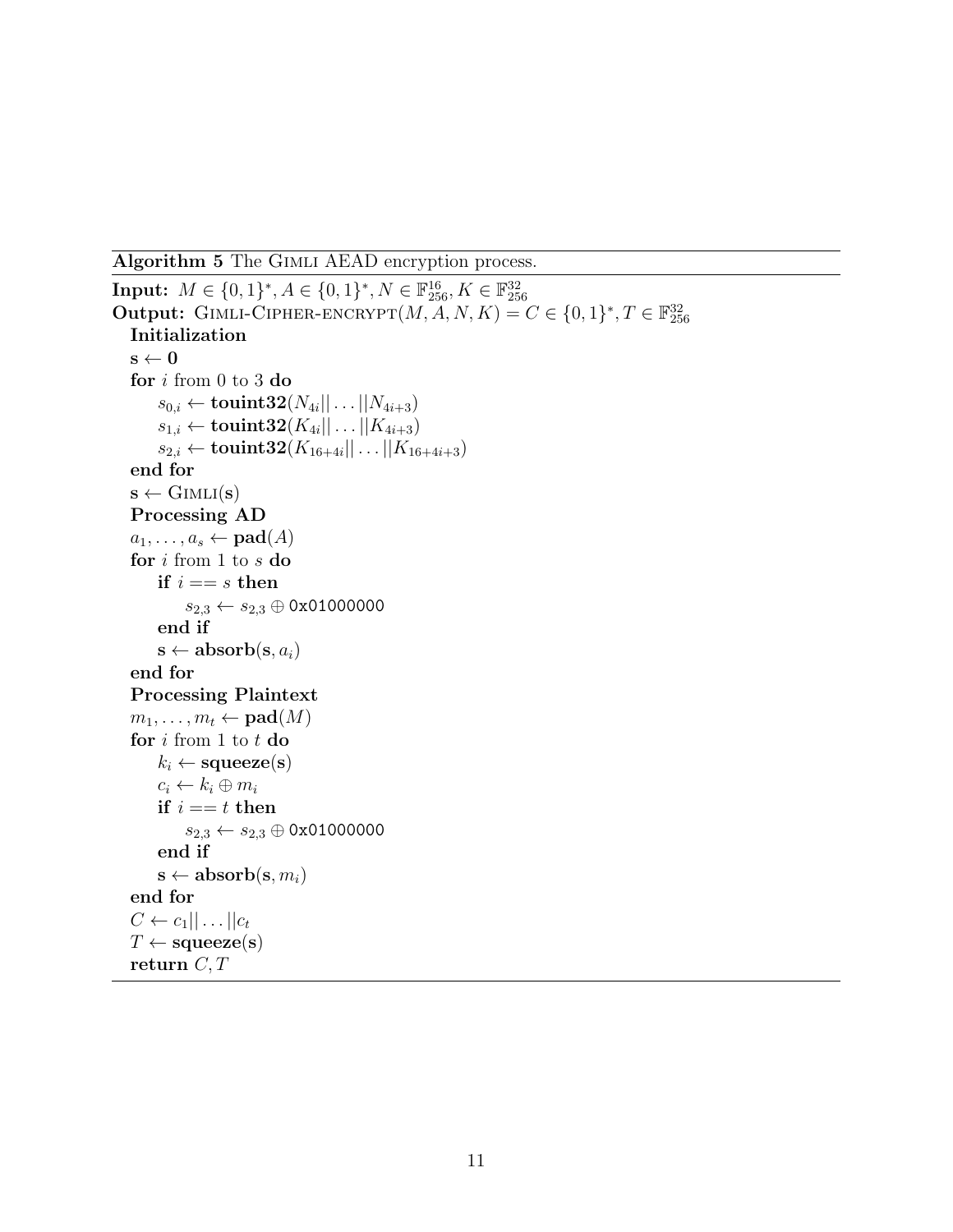**Algorithm 5** The GIMLI AEAD encryption process.

**Input:** $M \in \{0,1\}^*, A \in \{0,1\}^*, N \in \mathbb{F}_{256}^{16}, K \in \mathbb{F}_{256}^{32}$
**Output:** GIMLI-CIPHER-ENCRYPT$(M, A, N, K) = C \in \{0,1\}^*, T \in \mathbb{F}_{256}^{32}$

&nbsp;&nbsp;**Initialization**
&nbsp;&nbsp;$\mathbf{s} \leftarrow \mathbf{0}$
&nbsp;&nbsp;**for** $i$ from 0 to 3 **do**
&nbsp;&nbsp;&nbsp;&nbsp;&nbsp;&nbsp;$s_{0,i} \leftarrow \textbf{touint32}(N_{4i}||\ldots||N_{4i+3})$
&nbsp;&nbsp;&nbsp;&nbsp;&nbsp;&nbsp;$s_{1,i} \leftarrow \textbf{touint32}(K_{4i}||\ldots||K_{4i+3})$
&nbsp;&nbsp;&nbsp;&nbsp;&nbsp;&nbsp;$s_{2,i} \leftarrow \textbf{touint32}(K_{16+4i}||\ldots||K_{16+4i+3})$
&nbsp;&nbsp;**end for**
&nbsp;&nbsp;$\mathbf{s} \leftarrow$ GIMLI$(\mathbf{s})$
&nbsp;&nbsp;**Processing AD**
&nbsp;&nbsp;$a_1, \ldots, a_s \leftarrow \textbf{pad}(A)$
&nbsp;&nbsp;**for** $i$ from 1 to $s$ **do**
&nbsp;&nbsp;&nbsp;&nbsp;&nbsp;&nbsp;**if** $i == s$ **then**
&nbsp;&nbsp;&nbsp;&nbsp;&nbsp;&nbsp;&nbsp;&nbsp;&nbsp;&nbsp;$s_{2,3} \leftarrow s_{2,3} \oplus$ `0x01000000`
&nbsp;&nbsp;&nbsp;&nbsp;&nbsp;&nbsp;**end if**
&nbsp;&nbsp;&nbsp;&nbsp;&nbsp;&nbsp;$\mathbf{s} \leftarrow \textbf{absorb}(\mathbf{s}, a_i)$
&nbsp;&nbsp;**end for**
&nbsp;&nbsp;**Processing Plaintext**
&nbsp;&nbsp;$m_1, \ldots, m_t \leftarrow \textbf{pad}(M)$
&nbsp;&nbsp;**for** $i$ from 1 to $t$ **do**
&nbsp;&nbsp;&nbsp;&nbsp;&nbsp;&nbsp;$k_i \leftarrow \textbf{squeeze}(\mathbf{s})$
&nbsp;&nbsp;&nbsp;&nbsp;&nbsp;&nbsp;$c_i \leftarrow k_i \oplus m_i$
&nbsp;&nbsp;&nbsp;&nbsp;&nbsp;&nbsp;**if** $i == t$ **then**
&nbsp;&nbsp;&nbsp;&nbsp;&nbsp;&nbsp;&nbsp;&nbsp;&nbsp;&nbsp;$s_{2,3} \leftarrow s_{2,3} \oplus$ `0x01000000`
&nbsp;&nbsp;&nbsp;&nbsp;&nbsp;&nbsp;**end if**
&nbsp;&nbsp;&nbsp;&nbsp;&nbsp;&nbsp;$\mathbf{s} \leftarrow \textbf{absorb}(\mathbf{s}, m_i)$
&nbsp;&nbsp;**end for**
&nbsp;&nbsp;$C \leftarrow c_1||\ldots||c_t$
&nbsp;&nbsp;$T \leftarrow \textbf{squeeze}(\mathbf{s})$
&nbsp;&nbsp;**return** $C, T$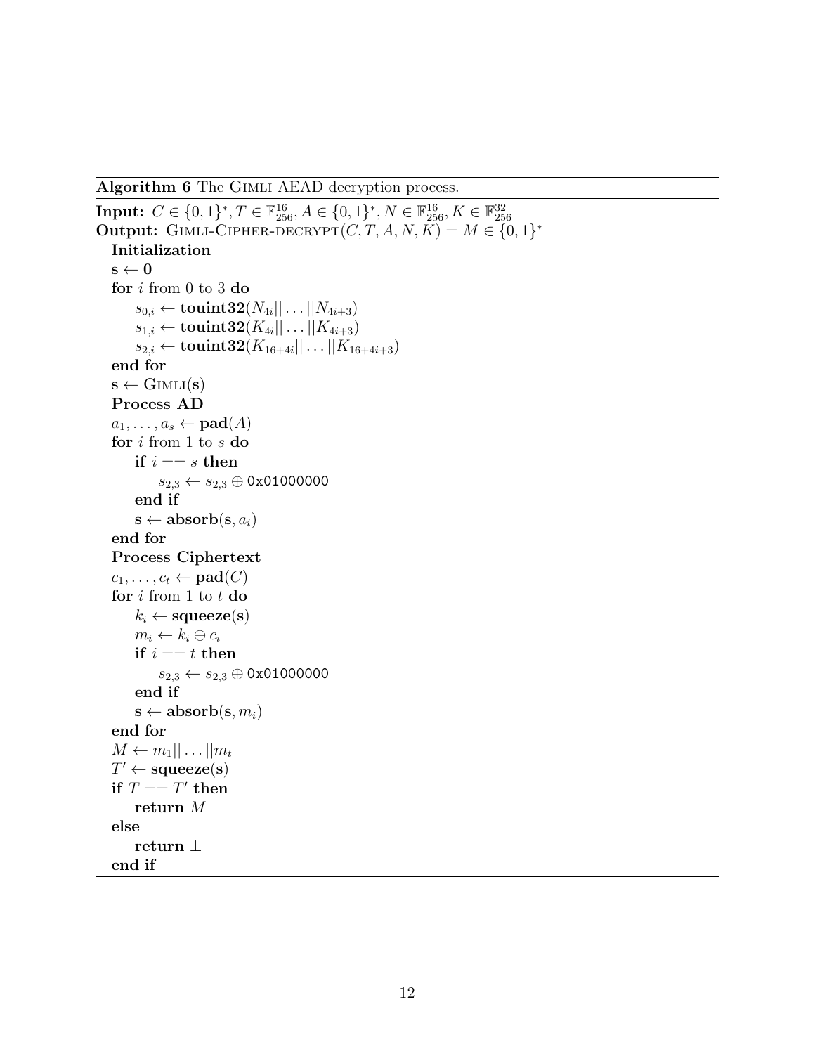**Algorithm 6** The GIMLI AEAD decryption process.

**Input:** $C \in \{0,1\}^*, T \in \mathbb{F}_{256}^{16}, A \in \{0,1\}^*, N \in \mathbb{F}_{256}^{16}, K \in \mathbb{F}_{256}^{32}$
**Output:** GIMLI-CIPHER-DECRYPT$(C, T, A, N, K) = M \in \{0,1\}^*$

&nbsp;&nbsp;**Initialization**
&nbsp;&nbsp;$\mathbf{s} \leftarrow \mathbf{0}$
&nbsp;&nbsp;**for** $i$ from 0 to 3 **do**
&nbsp;&nbsp;&nbsp;&nbsp;&nbsp;&nbsp;$s_{0,i} \leftarrow \textbf{touint32}(N_{4i}||\ldots||N_{4i+3})$
&nbsp;&nbsp;&nbsp;&nbsp;&nbsp;&nbsp;$s_{1,i} \leftarrow \textbf{touint32}(K_{4i}||\ldots||K_{4i+3})$
&nbsp;&nbsp;&nbsp;&nbsp;&nbsp;&nbsp;$s_{2,i} \leftarrow \textbf{touint32}(K_{16+4i}||\ldots||K_{16+4i+3})$
&nbsp;&nbsp;**end for**
&nbsp;&nbsp;$\mathbf{s} \leftarrow$ GIMLI$(\mathbf{s})$
&nbsp;&nbsp;**Process AD**
&nbsp;&nbsp;$a_1, \ldots, a_s \leftarrow \textbf{pad}(A)$
&nbsp;&nbsp;**for** $i$ from 1 to $s$ **do**
&nbsp;&nbsp;&nbsp;&nbsp;&nbsp;&nbsp;**if** $i == s$ **then**
&nbsp;&nbsp;&nbsp;&nbsp;&nbsp;&nbsp;&nbsp;&nbsp;&nbsp;&nbsp;&nbsp;&nbsp;$s_{2,3} \leftarrow s_{2,3} \oplus$ `0x01000000`
&nbsp;&nbsp;&nbsp;&nbsp;&nbsp;&nbsp;**end if**
&nbsp;&nbsp;&nbsp;&nbsp;&nbsp;&nbsp;$\mathbf{s} \leftarrow \textbf{absorb}(\mathbf{s}, a_i)$
&nbsp;&nbsp;**end for**
&nbsp;&nbsp;**Process Ciphertext**
&nbsp;&nbsp;$c_1, \ldots, c_t \leftarrow \textbf{pad}(C)$
&nbsp;&nbsp;**for** $i$ from 1 to $t$ **do**
&nbsp;&nbsp;&nbsp;&nbsp;&nbsp;&nbsp;$k_i \leftarrow \textbf{squeeze}(\mathbf{s})$
&nbsp;&nbsp;&nbsp;&nbsp;&nbsp;&nbsp;$m_i \leftarrow k_i \oplus c_i$
&nbsp;&nbsp;&nbsp;&nbsp;&nbsp;&nbsp;**if** $i == t$ **then**
&nbsp;&nbsp;&nbsp;&nbsp;&nbsp;&nbsp;&nbsp;&nbsp;&nbsp;&nbsp;&nbsp;&nbsp;$s_{2,3} \leftarrow s_{2,3} \oplus$ `0x01000000`
&nbsp;&nbsp;&nbsp;&nbsp;&nbsp;&nbsp;**end if**
&nbsp;&nbsp;&nbsp;&nbsp;&nbsp;&nbsp;$\mathbf{s} \leftarrow \textbf{absorb}(\mathbf{s}, m_i)$
&nbsp;&nbsp;**end for**
&nbsp;&nbsp;$M \leftarrow m_1||\ldots||m_t$
&nbsp;&nbsp;$T' \leftarrow \textbf{squeeze}(\mathbf{s})$
&nbsp;&nbsp;**if** $T == T'$ **then**
&nbsp;&nbsp;&nbsp;&nbsp;&nbsp;&nbsp;**return** $M$
&nbsp;&nbsp;**else**
&nbsp;&nbsp;&nbsp;&nbsp;&nbsp;&nbsp;**return** $\perp$
&nbsp;&nbsp;**end if**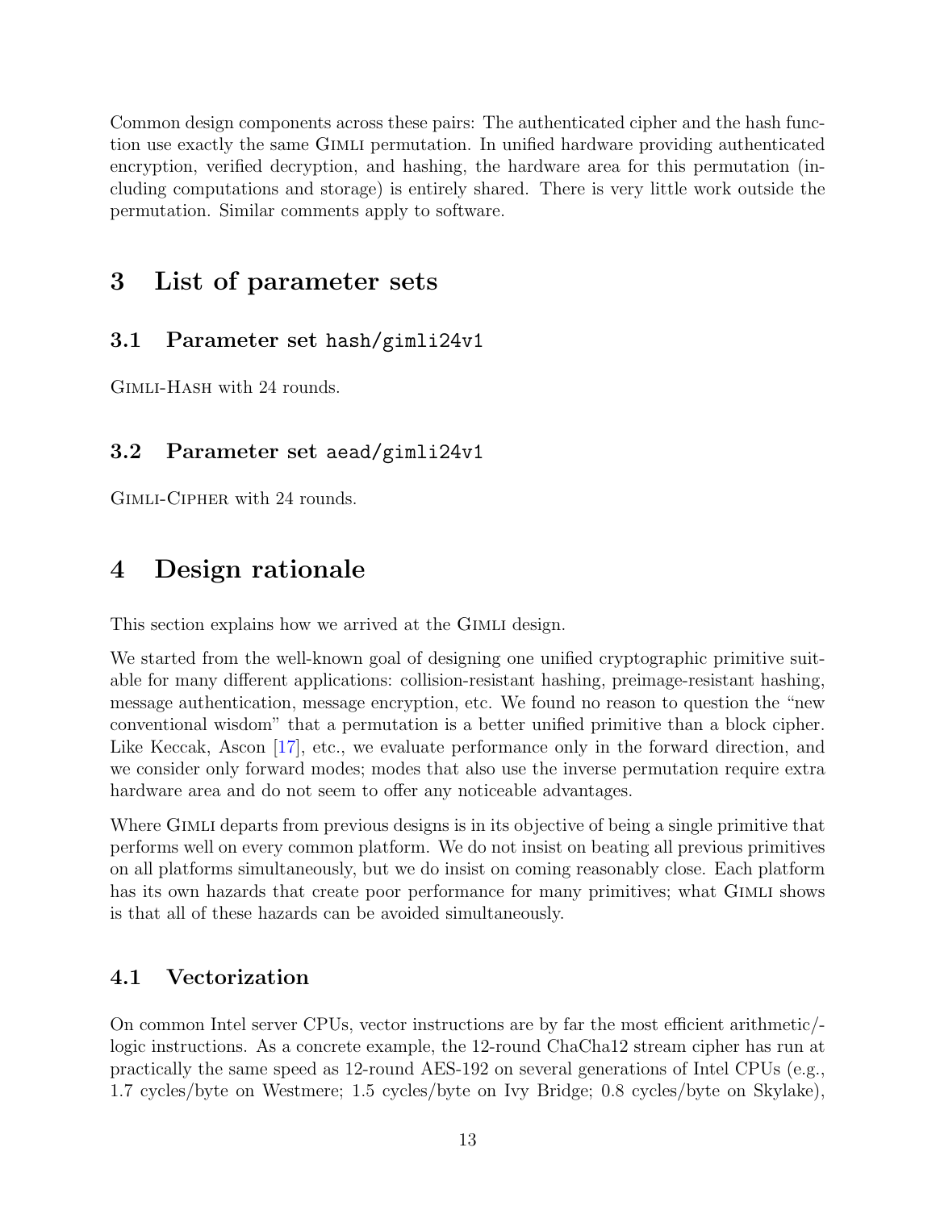Common design components across these pairs: The authenticated cipher and the hash function use exactly the same Gimli permutation. In unified hardware providing authenticated encryption, verified decryption, and hashing, the hardware area for this permutation (including computations and storage) is entirely shared. There is very little work outside the permutation. Similar comments apply to software.

# 3 List of parameter sets

## 3.1 Parameter set `hash/gimli24v1`

Gimli-Hash with 24 rounds.

## 3.2 Parameter set `aead/gimli24v1`

Gimli-Cipher with 24 rounds.

# 4 Design rationale

This section explains how we arrived at the Gimli design.

We started from the well-known goal of designing one unified cryptographic primitive suitable for many different applications: collision-resistant hashing, preimage-resistant hashing, message authentication, message encryption, etc. We found no reason to question the "new conventional wisdom" that a permutation is a better unified primitive than a block cipher. Like Keccak, Ascon [17], etc., we evaluate performance only in the forward direction, and we consider only forward modes; modes that also use the inverse permutation require extra hardware area and do not seem to offer any noticeable advantages.

Where Gimli departs from previous designs is in its objective of being a single primitive that performs well on every common platform. We do not insist on beating all previous primitives on all platforms simultaneously, but we do insist on coming reasonably close. Each platform has its own hazards that create poor performance for many primitives; what Gimli shows is that all of these hazards can be avoided simultaneously.

## 4.1 Vectorization

On common Intel server CPUs, vector instructions are by far the most efficient arithmetic/logic instructions. As a concrete example, the 12-round ChaCha12 stream cipher has run at practically the same speed as 12-round AES-192 on several generations of Intel CPUs (e.g., 1.7 cycles/byte on Westmere; 1.5 cycles/byte on Ivy Bridge; 0.8 cycles/byte on Skylake),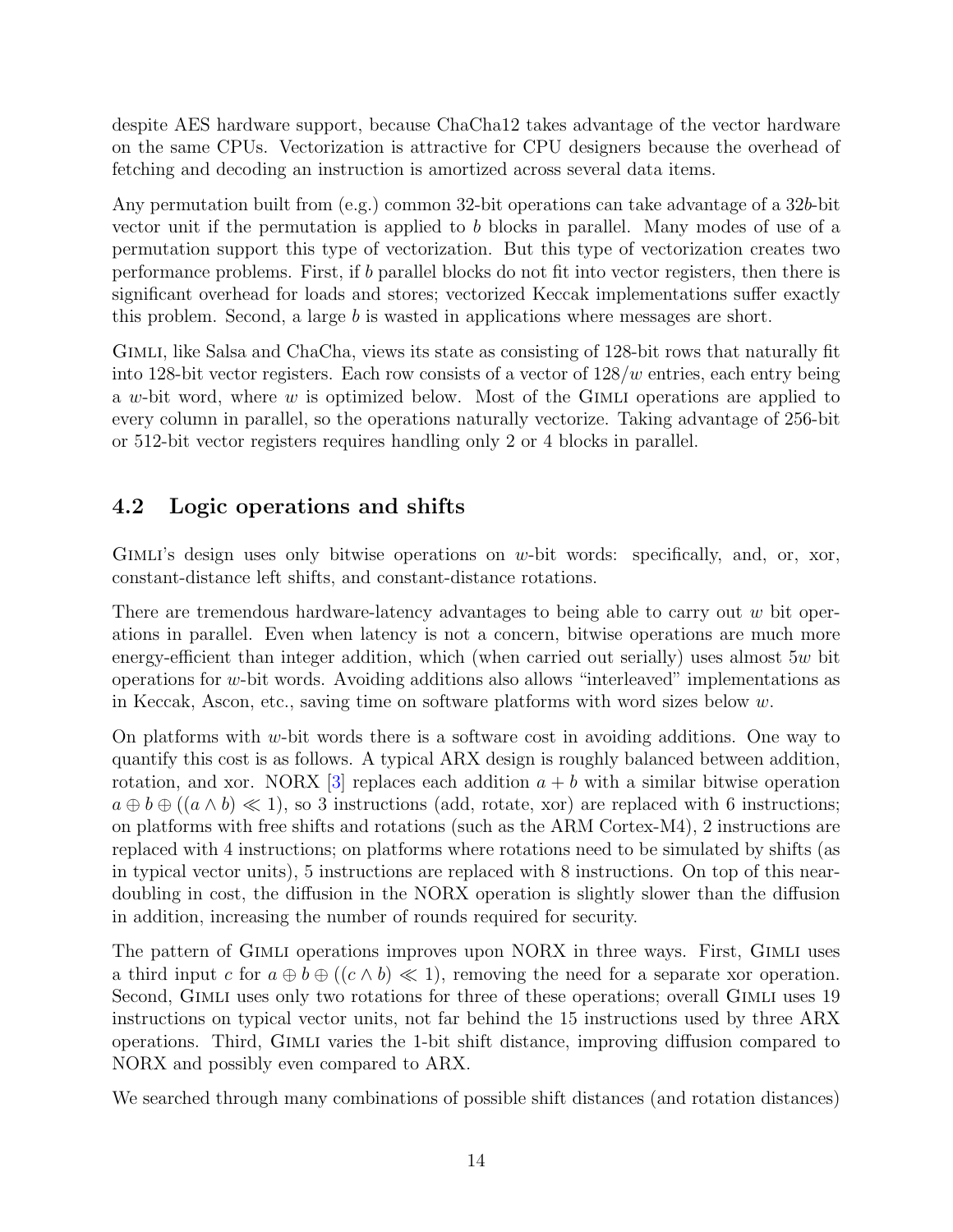despite AES hardware support, because ChaCha12 takes advantage of the vector hardware on the same CPUs. Vectorization is attractive for CPU designers because the overhead of fetching and decoding an instruction is amortized across several data items.

Any permutation built from (e.g.) common 32-bit operations can take advantage of a $32b$-bit vector unit if the permutation is applied to $b$ blocks in parallel. Many modes of use of a permutation support this type of vectorization. But this type of vectorization creates two performance problems. First, if $b$ parallel blocks do not fit into vector registers, then there is significant overhead for loads and stores; vectorized Keccak implementations suffer exactly this problem. Second, a large $b$ is wasted in applications where messages are short.

Gimli, like Salsa and ChaCha, views its state as consisting of 128-bit rows that naturally fit into 128-bit vector registers. Each row consists of a vector of $128/w$ entries, each entry being a $w$-bit word, where $w$ is optimized below. Most of the Gimli operations are applied to every column in parallel, so the operations naturally vectorize. Taking advantage of 256-bit or 512-bit vector registers requires handling only 2 or 4 blocks in parallel.

### 4.2 Logic operations and shifts

Gimli's design uses only bitwise operations on $w$-bit words: specifically, and, or, xor, constant-distance left shifts, and constant-distance rotations.

There are tremendous hardware-latency advantages to being able to carry out $w$ bit operations in parallel. Even when latency is not a concern, bitwise operations are much more energy-efficient than integer addition, which (when carried out serially) uses almost $5w$ bit operations for $w$-bit words. Avoiding additions also allows "interleaved" implementations as in Keccak, Ascon, etc., saving time on software platforms with word sizes below $w$.

On platforms with $w$-bit words there is a software cost in avoiding additions. One way to quantify this cost is as follows. A typical ARX design is roughly balanced between addition, rotation, and xor. NORX [3] replaces each addition $a + b$ with a similar bitwise operation $a \oplus b \oplus ((a \wedge b) \ll 1)$, so 3 instructions (add, rotate, xor) are replaced with 6 instructions; on platforms with free shifts and rotations (such as the ARM Cortex-M4), 2 instructions are replaced with 4 instructions; on platforms where rotations need to be simulated by shifts (as in typical vector units), 5 instructions are replaced with 8 instructions. On top of this near-doubling in cost, the diffusion in the NORX operation is slightly slower than the diffusion in addition, increasing the number of rounds required for security.

The pattern of Gimli operations improves upon NORX in three ways. First, Gimli uses a third input $c$ for $a \oplus b \oplus ((c \wedge b) \ll 1)$, removing the need for a separate xor operation. Second, Gimli uses only two rotations for three of these operations; overall Gimli uses 19 instructions on typical vector units, not far behind the 15 instructions used by three ARX operations. Third, Gimli varies the 1-bit shift distance, improving diffusion compared to NORX and possibly even compared to ARX.

We searched through many combinations of possible shift distances (and rotation distances)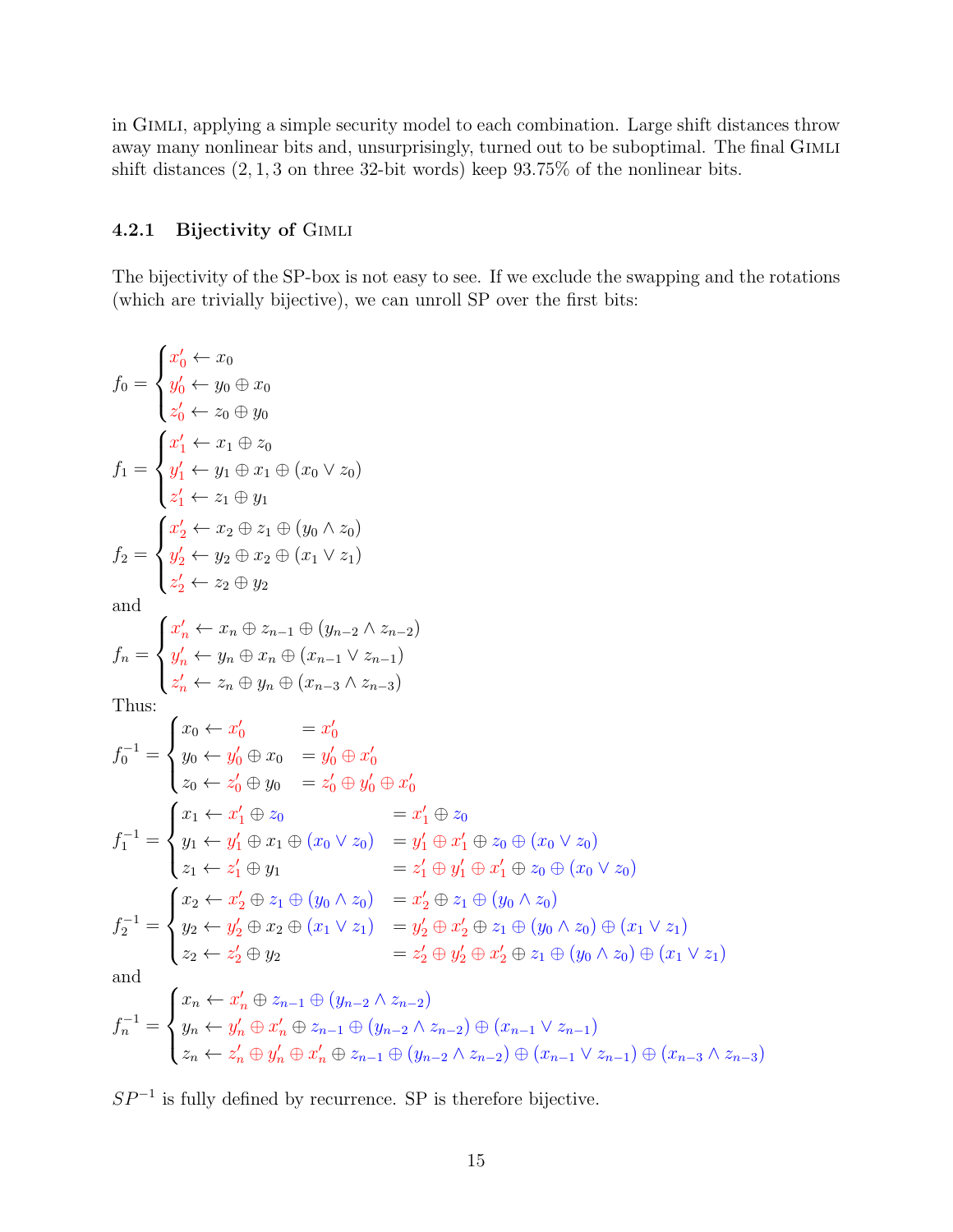in Gimli, applying a simple security model to each combination. Large shift distances throw away many nonlinear bits and, unsurprisingly, turned out to be suboptimal. The final Gimli shift distances (2, 1, 3 on three 32-bit words) keep 93.75% of the nonlinear bits.

#### 4.2.1 Bijectivity of Gimli

The bijectivity of the SP-box is not easy to see. If we exclude the swapping and the rotations (which are trivially bijective), we can unroll SP over the first bits:

$$f_0 = \begin{cases} x'_0 \leftarrow x_0 \\ y'_0 \leftarrow y_0 \oplus x_0 \\ z'_0 \leftarrow z_0 \oplus y_0 \end{cases}$$

$$f_1 = \begin{cases} x'_1 \leftarrow x_1 \oplus z_0 \\ y'_1 \leftarrow y_1 \oplus x_1 \oplus (x_0 \vee z_0) \\ z'_1 \leftarrow z_1 \oplus y_1 \end{cases}$$

$$f_2 = \begin{cases} x'_2 \leftarrow x_2 \oplus z_1 \oplus (y_0 \wedge z_0) \\ y'_2 \leftarrow y_2 \oplus x_2 \oplus (x_1 \vee z_1) \\ z'_2 \leftarrow z_2 \oplus y_2 \end{cases}$$

and

$$f_n = \begin{cases} x'_n \leftarrow x_n \oplus z_{n-1} \oplus (y_{n-2} \wedge z_{n-2}) \\ y'_n \leftarrow y_n \oplus x_n \oplus (x_{n-1} \vee z_{n-1}) \\ z'_n \leftarrow z_n \oplus y_n \oplus (x_{n-3} \wedge z_{n-3}) \end{cases}$$

Thus:

$$f_0^{-1} = \begin{cases} x_0 \leftarrow x'_0 & = x'_0 \\ y_0 \leftarrow y'_0 \oplus x_0 & = y'_0 \oplus x'_0 \\ z_0 \leftarrow z'_0 \oplus y_0 & = z'_0 \oplus y'_0 \oplus x'_0 \end{cases}$$

$$f_1^{-1} = \begin{cases} x_1 \leftarrow x'_1 \oplus z_0 & = x'_1 \oplus z_0 \\ y_1 \leftarrow y'_1 \oplus x_1 \oplus (x_0 \vee z_0) & = y'_1 \oplus x'_1 \oplus z_0 \oplus (x_0 \vee z_0) \\ z_1 \leftarrow z'_1 \oplus y_1 & = z'_1 \oplus y'_1 \oplus x'_1 \oplus z_0 \oplus (x_0 \vee z_0) \end{cases}$$

$$f_2^{-1} = \begin{cases} x_2 \leftarrow x'_2 \oplus z_1 \oplus (y_0 \wedge z_0) & = x'_2 \oplus z_1 \oplus (y_0 \wedge z_0) \\ y_2 \leftarrow y'_2 \oplus x_2 \oplus (x_1 \vee z_1) & = y'_2 \oplus x'_2 \oplus z_1 \oplus (y_0 \wedge z_0) \oplus (x_1 \vee z_1) \\ z_2 \leftarrow z'_2 \oplus y_2 & = z'_2 \oplus y'_2 \oplus x'_2 \oplus z_1 \oplus (y_0 \wedge z_0) \oplus (x_1 \vee z_1) \end{cases}$$

and

$$f_n^{-1} = \begin{cases} x_n \leftarrow x'_n \oplus z_{n-1} \oplus (y_{n-2} \wedge z_{n-2}) \\ y_n \leftarrow y'_n \oplus x'_n \oplus z_{n-1} \oplus (y_{n-2} \wedge z_{n-2}) \oplus (x_{n-1} \vee z_{n-1}) \\ z_n \leftarrow z'_n \oplus y'_n \oplus x'_n \oplus z_{n-1} \oplus (y_{n-2} \wedge z_{n-2}) \oplus (x_{n-1} \vee z_{n-1}) \oplus (x_{n-3} \wedge z_{n-3}) \end{cases}$$

$SP^{-1}$ is fully defined by recurrence. SP is therefore bijective.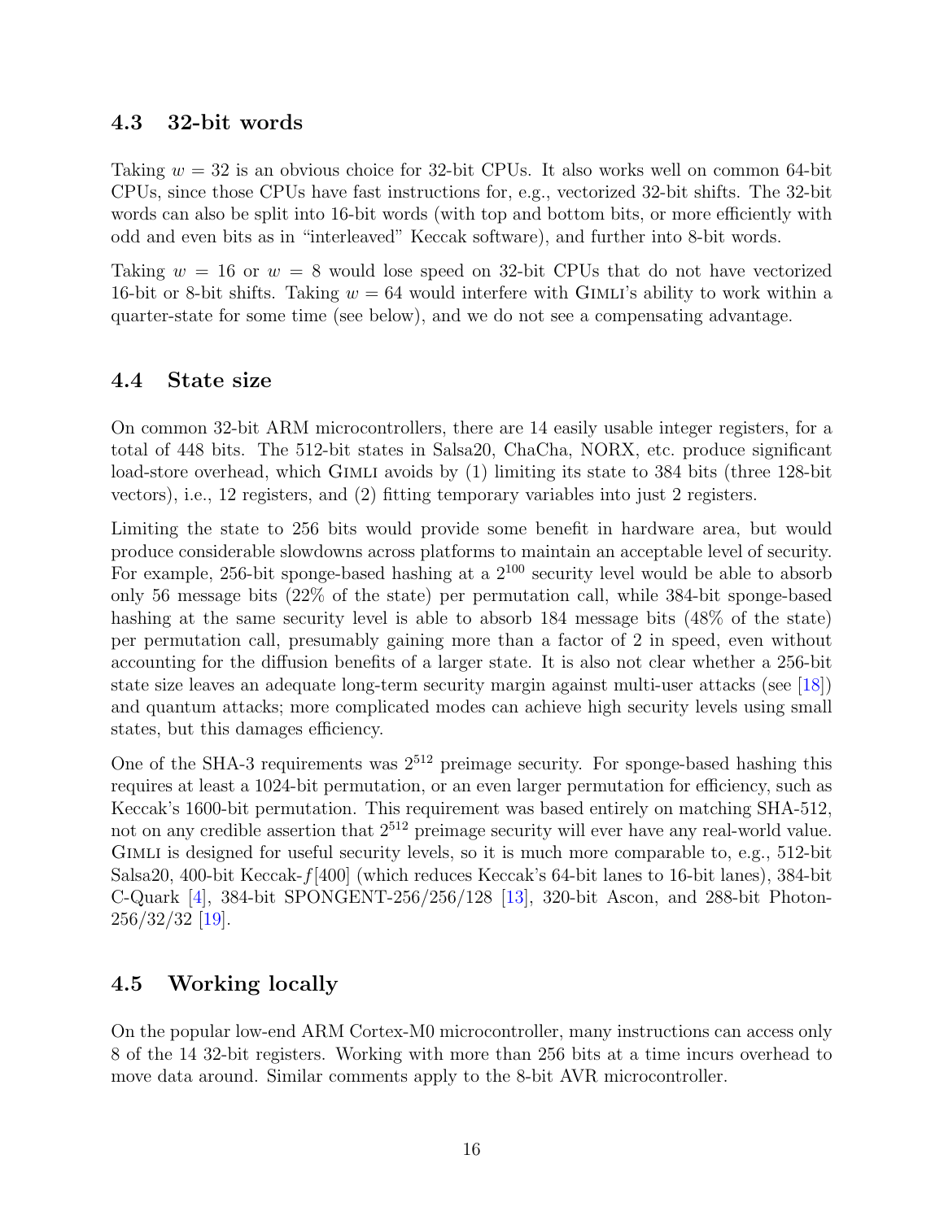### 4.3 32-bit words

Taking $w = 32$ is an obvious choice for 32-bit CPUs. It also works well on common 64-bit CPUs, since those CPUs have fast instructions for, e.g., vectorized 32-bit shifts. The 32-bit words can also be split into 16-bit words (with top and bottom bits, or more efficiently with odd and even bits as in "interleaved" Keccak software), and further into 8-bit words.

Taking $w = 16$ or $w = 8$ would lose speed on 32-bit CPUs that do not have vectorized 16-bit or 8-bit shifts. Taking $w = 64$ would interfere with Gimli's ability to work within a quarter-state for some time (see below), and we do not see a compensating advantage.

### 4.4 State size

On common 32-bit ARM microcontrollers, there are 14 easily usable integer registers, for a total of 448 bits. The 512-bit states in Salsa20, ChaCha, NORX, etc. produce significant load-store overhead, which Gimli avoids by (1) limiting its state to 384 bits (three 128-bit vectors), i.e., 12 registers, and (2) fitting temporary variables into just 2 registers.

Limiting the state to 256 bits would provide some benefit in hardware area, but would produce considerable slowdowns across platforms to maintain an acceptable level of security. For example, 256-bit sponge-based hashing at a $2^{100}$ security level would be able to absorb only 56 message bits (22% of the state) per permutation call, while 384-bit sponge-based hashing at the same security level is able to absorb 184 message bits (48% of the state) per permutation call, presumably gaining more than a factor of 2 in speed, even without accounting for the diffusion benefits of a larger state. It is also not clear whether a 256-bit state size leaves an adequate long-term security margin against multi-user attacks (see [18]) and quantum attacks; more complicated modes can achieve high security levels using small states, but this damages efficiency.

One of the SHA-3 requirements was $2^{512}$ preimage security. For sponge-based hashing this requires at least a 1024-bit permutation, or an even larger permutation for efficiency, such as Keccak's 1600-bit permutation. This requirement was based entirely on matching SHA-512, not on any credible assertion that $2^{512}$ preimage security will ever have any real-world value. Gimli is designed for useful security levels, so it is much more comparable to, e.g., 512-bit Salsa20, 400-bit Keccak-$f[400]$ (which reduces Keccak's 64-bit lanes to 16-bit lanes), 384-bit C-Quark [4], 384-bit SPONGENT-256/256/128 [13], 320-bit Ascon, and 288-bit Photon-256/32/32 [19].

### 4.5 Working locally

On the popular low-end ARM Cortex-M0 microcontroller, many instructions can access only 8 of the 14 32-bit registers. Working with more than 256 bits at a time incurs overhead to move data around. Similar comments apply to the 8-bit AVR microcontroller.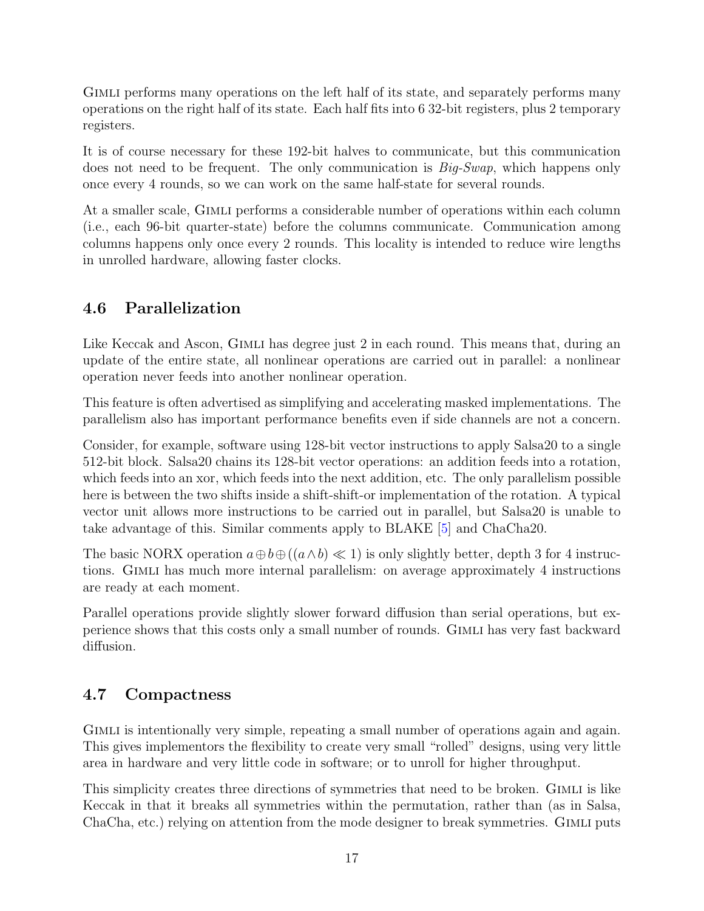Gimli performs many operations on the left half of its state, and separately performs many operations on the right half of its state. Each half fits into 6 32-bit registers, plus 2 temporary registers.

It is of course necessary for these 192-bit halves to communicate, but this communication does not need to be frequent. The only communication is *Big-Swap*, which happens only once every 4 rounds, so we can work on the same half-state for several rounds.

At a smaller scale, Gimli performs a considerable number of operations within each column (i.e., each 96-bit quarter-state) before the columns communicate. Communication among columns happens only once every 2 rounds. This locality is intended to reduce wire lengths in unrolled hardware, allowing faster clocks.

## 4.6 Parallelization

Like Keccak and Ascon, Gimli has degree just 2 in each round. This means that, during an update of the entire state, all nonlinear operations are carried out in parallel: a nonlinear operation never feeds into another nonlinear operation.

This feature is often advertised as simplifying and accelerating masked implementations. The parallelism also has important performance benefits even if side channels are not a concern.

Consider, for example, software using 128-bit vector instructions to apply Salsa20 to a single 512-bit block. Salsa20 chains its 128-bit vector operations: an addition feeds into a rotation, which feeds into an xor, which feeds into the next addition, etc. The only parallelism possible here is between the two shifts inside a shift-shift-or implementation of the rotation. A typical vector unit allows more instructions to be carried out in parallel, but Salsa20 is unable to take advantage of this. Similar comments apply to BLAKE [5] and ChaCha20.

The basic NORX operation $a \oplus b \oplus ((a \wedge b) \ll 1)$ is only slightly better, depth 3 for 4 instructions. Gimli has much more internal parallelism: on average approximately 4 instructions are ready at each moment.

Parallel operations provide slightly slower forward diffusion than serial operations, but experience shows that this costs only a small number of rounds. Gimli has very fast backward diffusion.

## 4.7 Compactness

Gimli is intentionally very simple, repeating a small number of operations again and again. This gives implementors the flexibility to create very small "rolled" designs, using very little area in hardware and very little code in software; or to unroll for higher throughput.

This simplicity creates three directions of symmetries that need to be broken. Gimli is like Keccak in that it breaks all symmetries within the permutation, rather than (as in Salsa, ChaCha, etc.) relying on attention from the mode designer to break symmetries. Gimli puts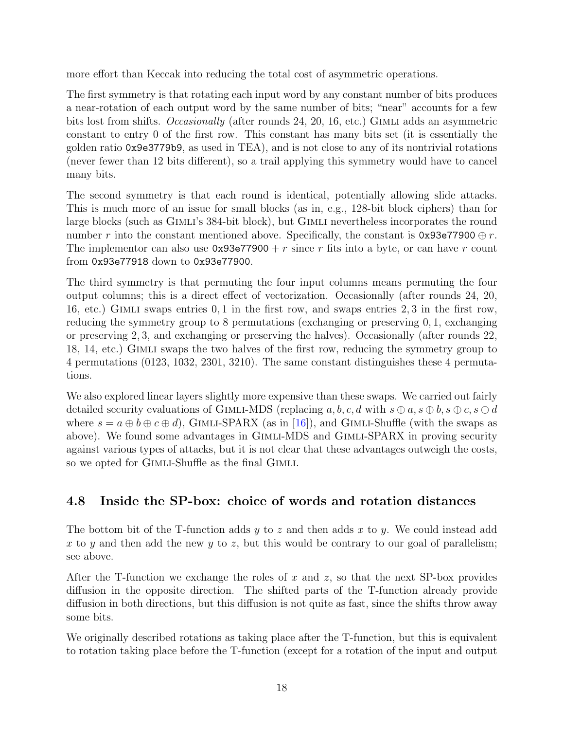more effort than Keccak into reducing the total cost of asymmetric operations.

The first symmetry is that rotating each input word by any constant number of bits produces a near-rotation of each output word by the same number of bits; "near" accounts for a few bits lost from shifts. *Occasionally* (after rounds 24, 20, 16, etc.) Gimli adds an asymmetric constant to entry 0 of the first row. This constant has many bits set (it is essentially the golden ratio `0x9e3779b9`, as used in TEA), and is not close to any of its nontrivial rotations (never fewer than 12 bits different), so a trail applying this symmetry would have to cancel many bits.

The second symmetry is that each round is identical, potentially allowing slide attacks. This is much more of an issue for small blocks (as in, e.g., 128-bit block ciphers) than for large blocks (such as Gimli's 384-bit block), but Gimli nevertheless incorporates the round number $r$ into the constant mentioned above. Specifically, the constant is `0x93e77900` $\oplus r$. The implementor can also use `0x93e77900` $+ r$ since $r$ fits into a byte, or can have $r$ count from `0x93e77918` down to `0x93e77900`.

The third symmetry is that permuting the four input columns means permuting the four output columns; this is a direct effect of vectorization. Occasionally (after rounds 24, 20, 16, etc.) Gimli swaps entries $0, 1$ in the first row, and swaps entries $2, 3$ in the first row, reducing the symmetry group to 8 permutations (exchanging or preserving $0, 1$, exchanging or preserving $2, 3$, and exchanging or preserving the halves). Occasionally (after rounds 22, 18, 14, etc.) Gimli swaps the two halves of the first row, reducing the symmetry group to 4 permutations (0123, 1032, 2301, 3210). The same constant distinguishes these 4 permutations.

We also explored linear layers slightly more expensive than these swaps. We carried out fairly detailed security evaluations of Gimli-MDS (replacing $a, b, c, d$ with $s \oplus a, s \oplus b, s \oplus c, s \oplus d$ where $s = a \oplus b \oplus c \oplus d$), Gimli-SPARX (as in [16]), and Gimli-Shuffle (with the swaps as above). We found some advantages in Gimli-MDS and Gimli-SPARX in proving security against various types of attacks, but it is not clear that these advantages outweigh the costs, so we opted for Gimli-Shuffle as the final Gimli.

## 4.8 Inside the SP-box: choice of words and rotation distances

The bottom bit of the T-function adds $y$ to $z$ and then adds $x$ to $y$. We could instead add $x$ to $y$ and then add the new $y$ to $z$, but this would be contrary to our goal of parallelism; see above.

After the T-function we exchange the roles of $x$ and $z$, so that the next SP-box provides diffusion in the opposite direction. The shifted parts of the T-function already provide diffusion in both directions, but this diffusion is not quite as fast, since the shifts throw away some bits.

We originally described rotations as taking place after the T-function, but this is equivalent to rotation taking place before the T-function (except for a rotation of the input and output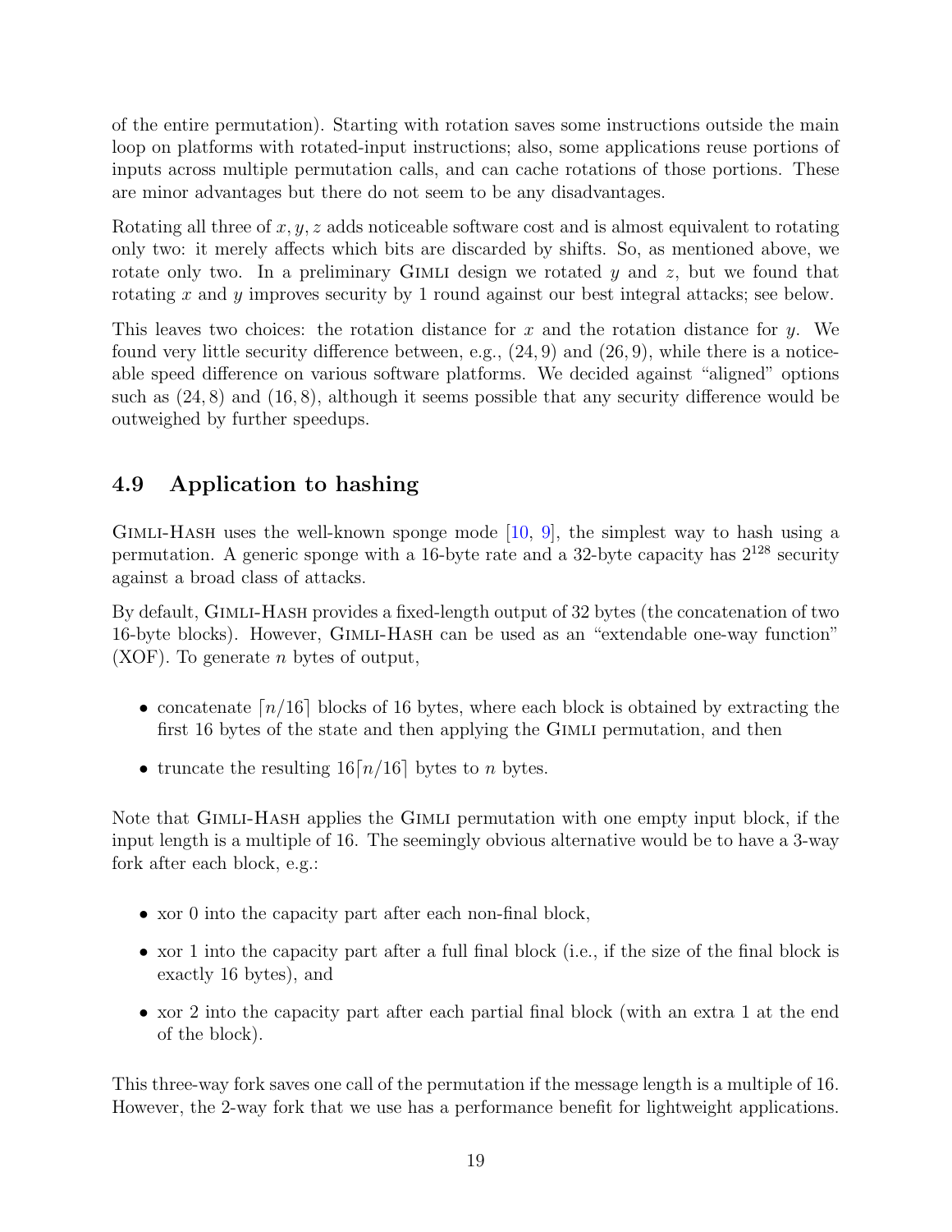of the entire permutation). Starting with rotation saves some instructions outside the main loop on platforms with rotated-input instructions; also, some applications reuse portions of inputs across multiple permutation calls, and can cache rotations of those portions. These are minor advantages but there do not seem to be any disadvantages.

Rotating all three of $x, y, z$ adds noticeable software cost and is almost equivalent to rotating only two: it merely affects which bits are discarded by shifts. So, as mentioned above, we rotate only two. In a preliminary Gimli design we rotated $y$ and $z$, but we found that rotating $x$ and $y$ improves security by 1 round against our best integral attacks; see below.

This leaves two choices: the rotation distance for $x$ and the rotation distance for $y$. We found very little security difference between, e.g., $(24, 9)$ and $(26, 9)$, while there is a noticeable speed difference on various software platforms. We decided against "aligned" options such as $(24, 8)$ and $(16, 8)$, although it seems possible that any security difference would be outweighed by further speedups.

## 4.9 Application to hashing

Gimli-Hash uses the well-known sponge mode [10, 9], the simplest way to hash using a permutation. A generic sponge with a 16-byte rate and a 32-byte capacity has $2^{128}$ security against a broad class of attacks.

By default, Gimli-Hash provides a fixed-length output of 32 bytes (the concatenation of two 16-byte blocks). However, Gimli-Hash can be used as an "extendable one-way function" (XOF). To generate $n$ bytes of output,

- concatenate $\lceil n/16 \rceil$ blocks of 16 bytes, where each block is obtained by extracting the first 16 bytes of the state and then applying the Gimli permutation, and then
- truncate the resulting $16\lceil n/16 \rceil$ bytes to $n$ bytes.

Note that Gimli-Hash applies the Gimli permutation with one empty input block, if the input length is a multiple of 16. The seemingly obvious alternative would be to have a 3-way fork after each block, e.g.:

- xor 0 into the capacity part after each non-final block,
- xor 1 into the capacity part after a full final block (i.e., if the size of the final block is exactly 16 bytes), and
- xor 2 into the capacity part after each partial final block (with an extra 1 at the end of the block).

This three-way fork saves one call of the permutation if the message length is a multiple of 16. However, the 2-way fork that we use has a performance benefit for lightweight applications.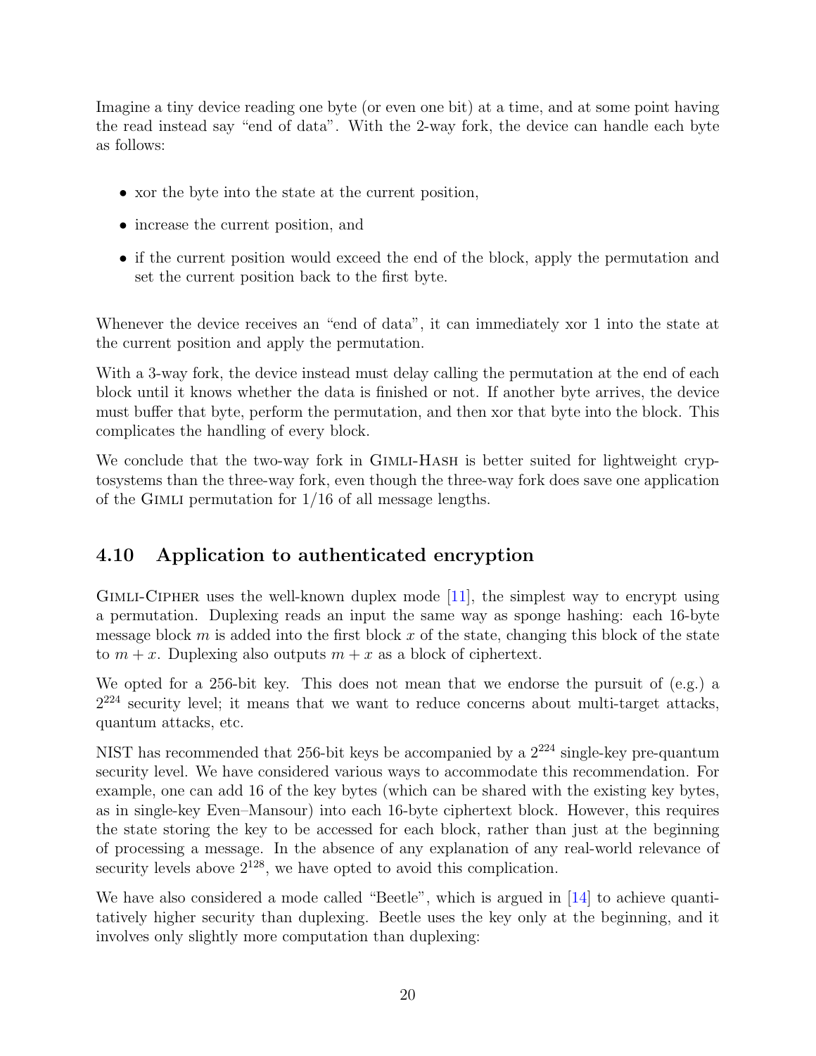Imagine a tiny device reading one byte (or even one bit) at a time, and at some point having the read instead say "end of data". With the 2-way fork, the device can handle each byte as follows:

- xor the byte into the state at the current position,
- increase the current position, and
- if the current position would exceed the end of the block, apply the permutation and set the current position back to the first byte.

Whenever the device receives an "end of data", it can immediately xor 1 into the state at the current position and apply the permutation.

With a 3-way fork, the device instead must delay calling the permutation at the end of each block until it knows whether the data is finished or not. If another byte arrives, the device must buffer that byte, perform the permutation, and then xor that byte into the block. This complicates the handling of every block.

We conclude that the two-way fork in GIMLI-HASH is better suited for lightweight cryptosystems than the three-way fork, even though the three-way fork does save one application of the GIMLI permutation for 1/16 of all message lengths.

### 4.10 Application to authenticated encryption

GIMLI-CIPHER uses the well-known duplex mode [11], the simplest way to encrypt using a permutation. Duplexing reads an input the same way as sponge hashing: each 16-byte message block $m$ is added into the first block $x$ of the state, changing this block of the state to $m + x$. Duplexing also outputs $m + x$ as a block of ciphertext.

We opted for a 256-bit key. This does not mean that we endorse the pursuit of (e.g.) a $2^{224}$ security level; it means that we want to reduce concerns about multi-target attacks, quantum attacks, etc.

NIST has recommended that 256-bit keys be accompanied by a $2^{224}$ single-key pre-quantum security level. We have considered various ways to accommodate this recommendation. For example, one can add 16 of the key bytes (which can be shared with the existing key bytes, as in single-key Even–Mansour) into each 16-byte ciphertext block. However, this requires the state storing the key to be accessed for each block, rather than just at the beginning of processing a message. In the absence of any explanation of any real-world relevance of security levels above $2^{128}$, we have opted to avoid this complication.

We have also considered a mode called "Beetle", which is argued in [14] to achieve quantitatively higher security than duplexing. Beetle uses the key only at the beginning, and it involves only slightly more computation than duplexing: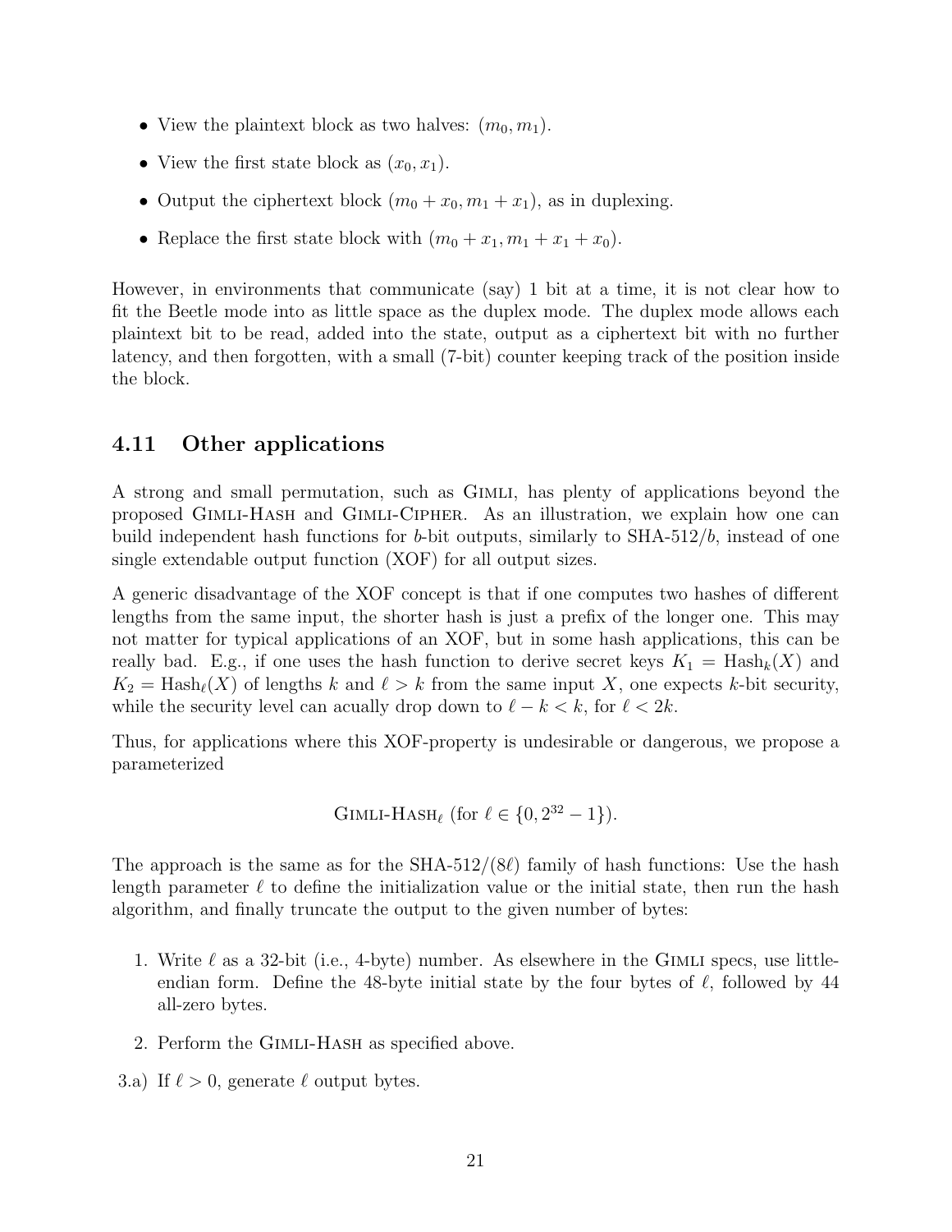- View the plaintext block as two halves: $(m_0, m_1)$.
- View the first state block as $(x_0, x_1)$.
- Output the ciphertext block $(m_0 + x_0, m_1 + x_1)$, as in duplexing.
- Replace the first state block with $(m_0 + x_1, m_1 + x_1 + x_0)$.

However, in environments that communicate (say) 1 bit at a time, it is not clear how to fit the Beetle mode into as little space as the duplex mode. The duplex mode allows each plaintext bit to be read, added into the state, output as a ciphertext bit with no further latency, and then forgotten, with a small (7-bit) counter keeping track of the position inside the block.

### 4.11 Other applications

A strong and small permutation, such as Gimli, has plenty of applications beyond the proposed Gimli-Hash and Gimli-Cipher. As an illustration, we explain how one can build independent hash functions for $b$-bit outputs, similarly to SHA-512/$b$, instead of one single extendable output function (XOF) for all output sizes.

A generic disadvantage of the XOF concept is that if one computes two hashes of different lengths from the same input, the shorter hash is just a prefix of the longer one. This may not matter for typical applications of an XOF, but in some hash applications, this can be really bad. E.g., if one uses the hash function to derive secret keys $K_1 = \text{Hash}_k(X)$ and $K_2 = \text{Hash}_\ell(X)$ of lengths $k$ and $\ell > k$ from the same input $X$, one expects $k$-bit security, while the security level can acually drop down to $\ell - k < k$, for $\ell < 2k$.

Thus, for applications where this XOF-property is undesirable or dangerous, we propose a parameterized

$$\text{Gimli-Hash}_\ell \text{ (for } \ell \in \{0, 2^{32} - 1\}).$$

The approach is the same as for the SHA-512/$(8\ell)$ family of hash functions: Use the hash length parameter $\ell$ to define the initialization value or the initial state, then run the hash algorithm, and finally truncate the output to the given number of bytes:

1. Write $\ell$ as a 32-bit (i.e., 4-byte) number. As elsewhere in the Gimli specs, use little-endian form. Define the 48-byte initial state by the four bytes of $\ell$, followed by 44 all-zero bytes.
2. Perform the Gimli-Hash as specified above.

3.a) If $\ell > 0$, generate $\ell$ output bytes.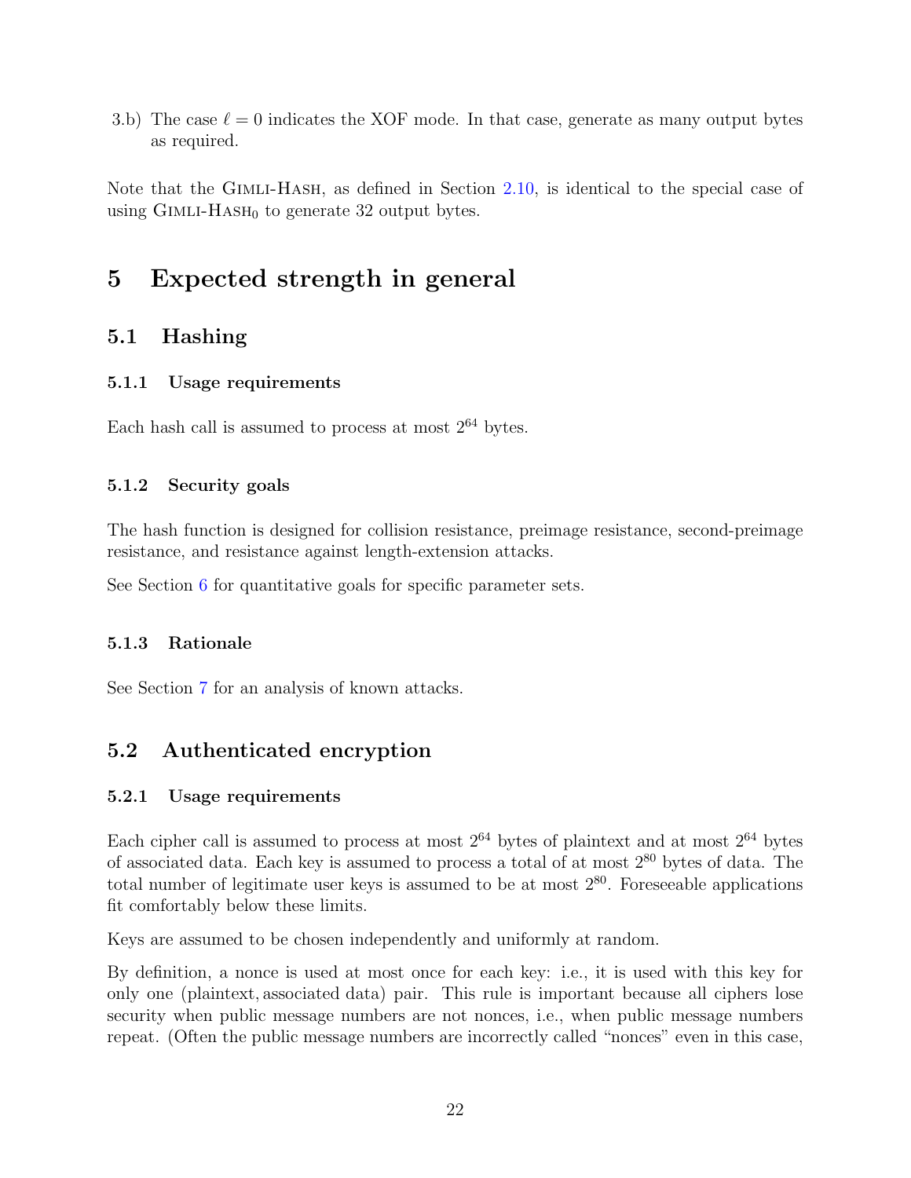3.b) The case $\ell = 0$ indicates the XOF mode. In that case, generate as many output bytes as required.

Note that the Gimli-Hash, as defined in Section 2.10, is identical to the special case of using Gimli-Hash$_0$ to generate 32 output bytes.

# 5 Expected strength in general

## 5.1 Hashing

### 5.1.1 Usage requirements

Each hash call is assumed to process at most $2^{64}$ bytes.

### 5.1.2 Security goals

The hash function is designed for collision resistance, preimage resistance, second-preimage resistance, and resistance against length-extension attacks.

See Section 6 for quantitative goals for specific parameter sets.

### 5.1.3 Rationale

See Section 7 for an analysis of known attacks.

## 5.2 Authenticated encryption

### 5.2.1 Usage requirements

Each cipher call is assumed to process at most $2^{64}$ bytes of plaintext and at most $2^{64}$ bytes of associated data. Each key is assumed to process a total of at most $2^{80}$ bytes of data. The total number of legitimate user keys is assumed to be at most $2^{80}$. Foreseeable applications fit comfortably below these limits.

Keys are assumed to be chosen independently and uniformly at random.

By definition, a nonce is used at most once for each key: i.e., it is used with this key for only one (plaintext, associated data) pair. This rule is important because all ciphers lose security when public message numbers are not nonces, i.e., when public message numbers repeat. (Often the public message numbers are incorrectly called "nonces" even in this case,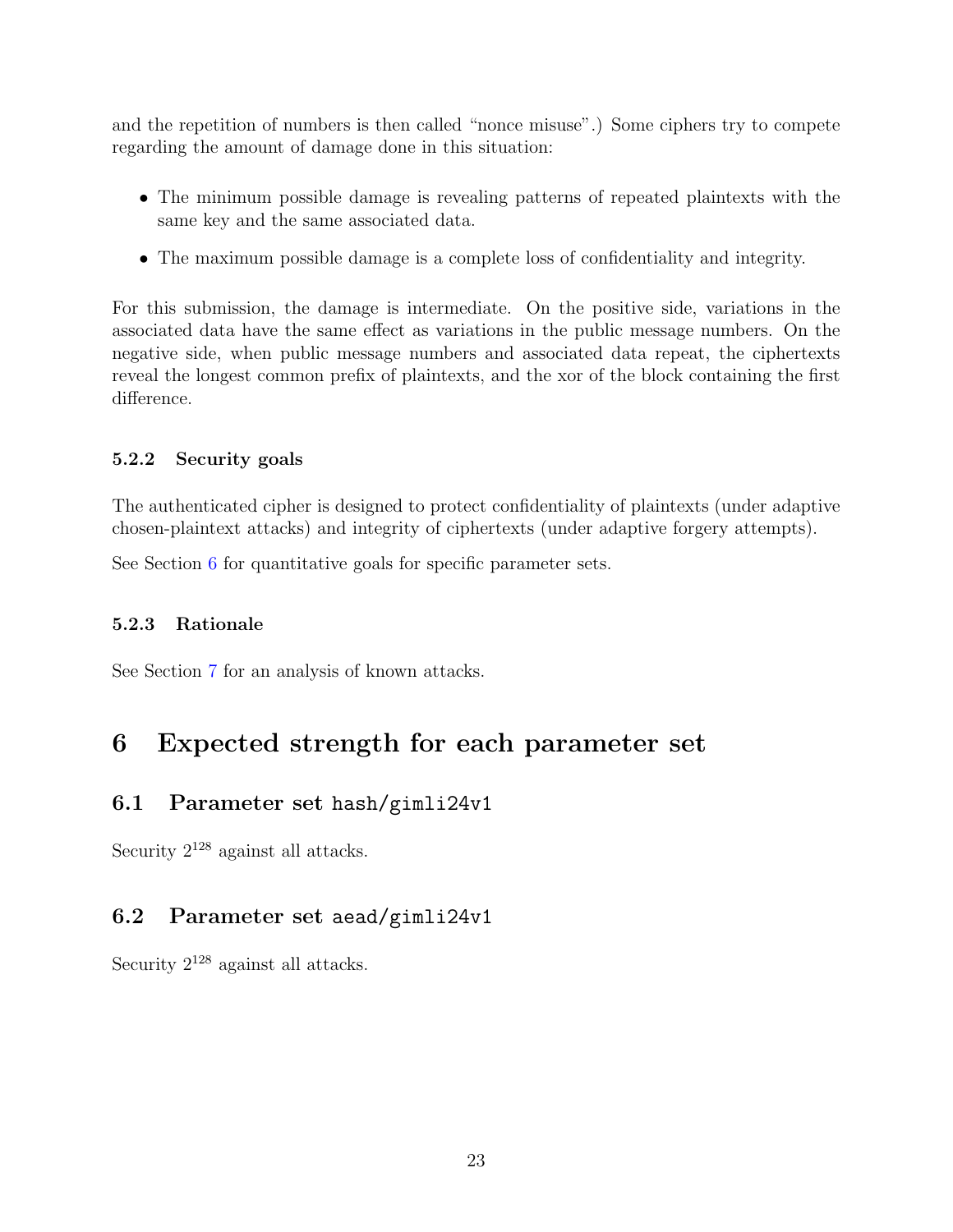and the repetition of numbers is then called "nonce misuse".) Some ciphers try to compete regarding the amount of damage done in this situation:

- The minimum possible damage is revealing patterns of repeated plaintexts with the same key and the same associated data.
- The maximum possible damage is a complete loss of confidentiality and integrity.

For this submission, the damage is intermediate. On the positive side, variations in the associated data have the same effect as variations in the public message numbers. On the negative side, when public message numbers and associated data repeat, the ciphertexts reveal the longest common prefix of plaintexts, and the xor of the block containing the first difference.

### 5.2.2 Security goals

The authenticated cipher is designed to protect confidentiality of plaintexts (under adaptive chosen-plaintext attacks) and integrity of ciphertexts (under adaptive forgery attempts).

See Section 6 for quantitative goals for specific parameter sets.

### 5.2.3 Rationale

See Section 7 for an analysis of known attacks.

# 6 Expected strength for each parameter set

## 6.1 Parameter set `hash/gimli24v1`

Security $2^{128}$ against all attacks.

## 6.2 Parameter set `aead/gimli24v1`

Security $2^{128}$ against all attacks.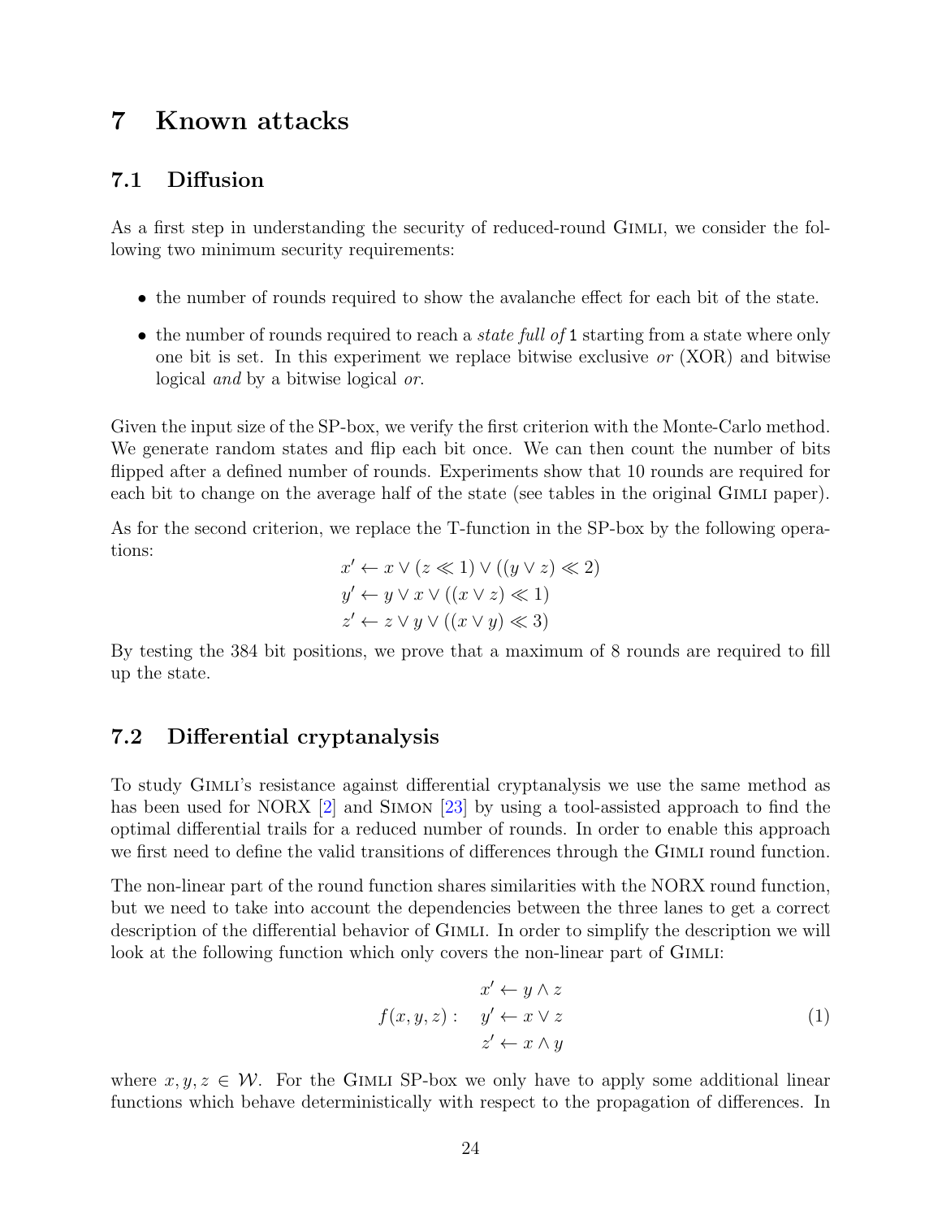# 7 Known attacks

## 7.1 Diffusion

As a first step in understanding the security of reduced-round Gimli, we consider the following two minimum security requirements:

- the number of rounds required to show the avalanche effect for each bit of the state.
- the number of rounds required to reach a *state full of* `1` starting from a state where only one bit is set. In this experiment we replace bitwise exclusive *or* (XOR) and bitwise logical *and* by a bitwise logical *or*.

Given the input size of the SP-box, we verify the first criterion with the Monte-Carlo method. We generate random states and flip each bit once. We can then count the number of bits flipped after a defined number of rounds. Experiments show that 10 rounds are required for each bit to change on the average half of the state (see tables in the original Gimli paper).

As for the second criterion, we replace the T-function in the SP-box by the following operations:

$$
\begin{aligned}
x' &\leftarrow x \vee (z \ll 1) \vee ((y \vee z) \ll 2) \\
y' &\leftarrow y \vee x \vee ((x \vee z) \ll 1) \\
z' &\leftarrow z \vee y \vee ((x \vee y) \ll 3)
\end{aligned}
$$

By testing the 384 bit positions, we prove that a maximum of 8 rounds are required to fill up the state.

## 7.2 Differential cryptanalysis

To study Gimli's resistance against differential cryptanalysis we use the same method as has been used for NORX [2] and Simon [23] by using a tool-assisted approach to find the optimal differential trails for a reduced number of rounds. In order to enable this approach we first need to define the valid transitions of differences through the Gimli round function.

The non-linear part of the round function shares similarities with the NORX round function, but we need to take into account the dependencies between the three lanes to get a correct description of the differential behavior of Gimli. In order to simplify the description we will look at the following function which only covers the non-linear part of Gimli:

$$
f(x, y, z): \quad
\begin{aligned}
x' &\leftarrow y \wedge z \\
y' &\leftarrow x \vee z \\
z' &\leftarrow x \wedge y
\end{aligned}
\tag{1}
$$

where $x, y, z \in \mathcal{W}$. For the Gimli SP-box we only have to apply some additional linear functions which behave deterministically with respect to the propagation of differences. In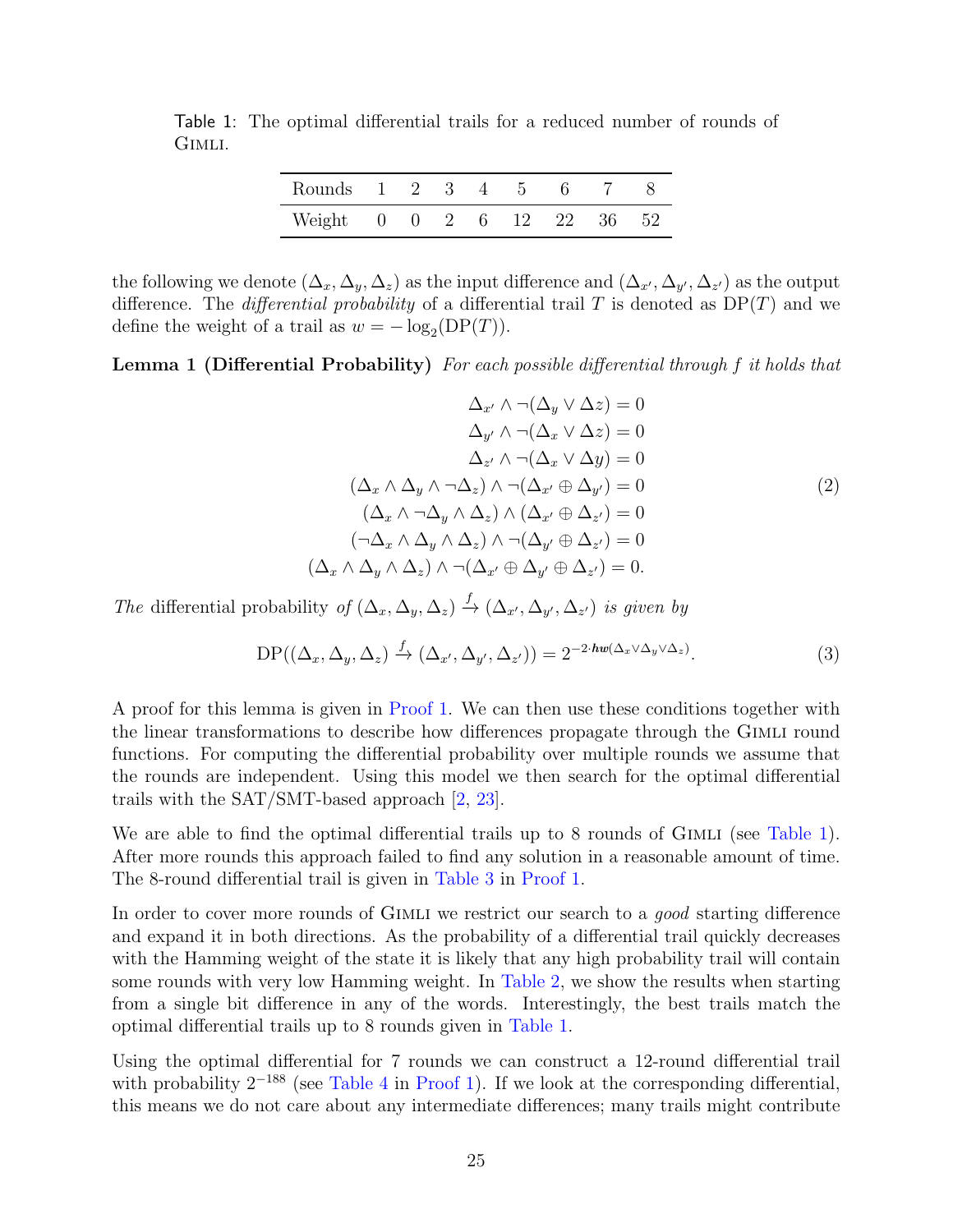Table 1: The optimal differential trails for a reduced number of rounds of Gimli.

| Rounds | 1 | 2 | 3 | 4 | 5 | 6 | 7 | 8 |
|---|---|---|---|---|---|---|---|---|
| Weight | 0 | 0 | 2 | 6 | 12 | 22 | 36 | 52 |

the following we denote $(\Delta_x, \Delta_y, \Delta_z)$ as the input difference and $(\Delta_{x'}, \Delta_{y'}, \Delta_{z'})$ as the output difference. The *differential probability* of a differential trail $T$ is denoted as $\mathrm{DP}(T)$ and we define the weight of a trail as $w = -\log_2(\mathrm{DP}(T))$.

**Lemma 1 (Differential Probability)** *For each possible differential through $f$ it holds that*

$$
\begin{aligned}
\Delta_{x'} \wedge \neg(\Delta_y \vee \Delta z) &= 0 \\
\Delta_{y'} \wedge \neg(\Delta_x \vee \Delta z) &= 0 \\
\Delta_{z'} \wedge \neg(\Delta_x \vee \Delta y) &= 0 \\
(\Delta_x \wedge \Delta_y \wedge \neg\Delta_z) \wedge \neg(\Delta_{x'} \oplus \Delta_{y'}) &= 0 \\
(\Delta_x \wedge \neg\Delta_y \wedge \Delta_z) \wedge (\Delta_{x'} \oplus \Delta_{z'}) &= 0 \\
(\neg\Delta_x \wedge \Delta_y \wedge \Delta_z) \wedge \neg(\Delta_{y'} \oplus \Delta_{z'}) &= 0 \\
(\Delta_x \wedge \Delta_y \wedge \Delta_z) \wedge \neg(\Delta_{x'} \oplus \Delta_{y'} \oplus \Delta_{z'}) &= 0.
\end{aligned}
\tag{2}
$$

*The* differential probability *of $(\Delta_x, \Delta_y, \Delta_z) \xrightarrow{f} (\Delta_{x'}, \Delta_{y'}, \Delta_{z'})$ is given by*

$$
\mathrm{DP}((\Delta_x, \Delta_y, \Delta_z) \xrightarrow{f} (\Delta_{x'}, \Delta_{y'}, \Delta_{z'})) = 2^{-2 \cdot \boldsymbol{hw}(\Delta_x \vee \Delta_y \vee \Delta_z)}. \tag{3}
$$

A proof for this lemma is given in Proof 1. We can then use these conditions together with the linear transformations to describe how differences propagate through the Gimli round functions. For computing the differential probability over multiple rounds we assume that the rounds are independent. Using this model we then search for the optimal differential trails with the SAT/SMT-based approach [2, 23].

We are able to find the optimal differential trails up to 8 rounds of Gimli (see Table 1). After more rounds this approach failed to find any solution in a reasonable amount of time. The 8-round differential trail is given in Table 3 in Proof 1.

In order to cover more rounds of Gimli we restrict our search to a *good* starting difference and expand it in both directions. As the probability of a differential trail quickly decreases with the Hamming weight of the state it is likely that any high probability trail will contain some rounds with very low Hamming weight. In Table 2, we show the results when starting from a single bit difference in any of the words. Interestingly, the best trails match the optimal differential trails up to 8 rounds given in Table 1.

Using the optimal differential for 7 rounds we can construct a 12-round differential trail with probability $2^{-188}$ (see Table 4 in Proof 1). If we look at the corresponding differential, this means we do not care about any intermediate differences; many trails might contribute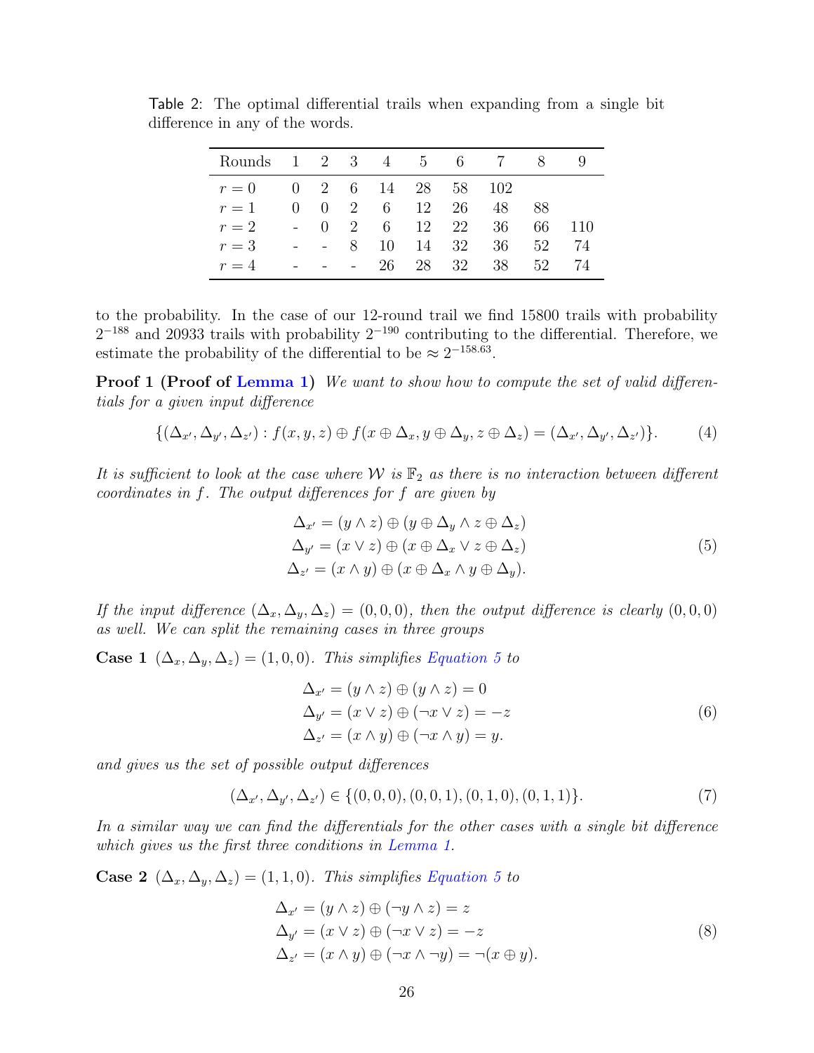Table 2: The optimal differential trails when expanding from a single bit difference in any of the words.

| Rounds | 1 | 2 | 3 | 4 | 5 | 6 | 7 | 8 | 9 |
|---|---|---|---|---|---|---|---|---|---|
| $r = 0$ | 0 | 2 | 6 | 14 | 28 | 58 | 102 | | |
| $r = 1$ | 0 | 0 | 2 | 6 | 12 | 26 | 48 | 88 | |
| $r = 2$ | - | 0 | 2 | 6 | 12 | 22 | 36 | 66 | 110 |
| $r = 3$ | - | - | 8 | 10 | 14 | 32 | 36 | 52 | 74 |
| $r = 4$ | - | - | - | 26 | 28 | 32 | 38 | 52 | 74 |

to the probability. In the case of our 12-round trail we find 15800 trails with probability $2^{-188}$ and 20933 trails with probability $2^{-190}$ contributing to the differential. Therefore, we estimate the probability of the differential to be $\approx 2^{-158.63}$.

**Proof 1 (Proof of Lemma 1)** *We want to show how to compute the set of valid differentials for a given input difference*

$$\{(\Delta_{x'}, \Delta_{y'}, \Delta_{z'}) : f(x, y, z) \oplus f(x \oplus \Delta_x, y \oplus \Delta_y, z \oplus \Delta_z) = (\Delta_{x'}, \Delta_{y'}, \Delta_{z'})\}. \tag{4}$$

*It is sufficient to look at the case where $\mathcal{W}$ is $\mathbb{F}_2$ as there is no interaction between different coordinates in $f$. The output differences for $f$ are given by*

$$\begin{aligned} \Delta_{x'} &= (y \wedge z) \oplus (y \oplus \Delta_y \wedge z \oplus \Delta_z) \\ \Delta_{y'} &= (x \vee z) \oplus (x \oplus \Delta_x \vee z \oplus \Delta_z) \\ \Delta_{z'} &= (x \wedge y) \oplus (x \oplus \Delta_x \wedge y \oplus \Delta_y). \end{aligned} \tag{5}$$

*If the input difference $(\Delta_x, \Delta_y, \Delta_z) = (0, 0, 0)$, then the output difference is clearly $(0, 0, 0)$ as well. We can split the remaining cases in three groups*

**Case 1** $(\Delta_x, \Delta_y, \Delta_z) = (1, 0, 0)$. *This simplifies Equation 5 to*

$$\begin{aligned} \Delta_{x'} &= (y \wedge z) \oplus (y \wedge z) = 0 \\ \Delta_{y'} &= (x \vee z) \oplus (\neg x \vee z) = -z \\ \Delta_{z'} &= (x \wedge y) \oplus (\neg x \wedge y) = y. \end{aligned} \tag{6}$$

*and gives us the set of possible output differences*

$$(\Delta_{x'}, \Delta_{y'}, \Delta_{z'}) \in \{(0, 0, 0), (0, 0, 1), (0, 1, 0), (0, 1, 1)\}. \tag{7}$$

*In a similar way we can find the differentials for the other cases with a single bit difference which gives us the first three conditions in Lemma 1.*

**Case 2** $(\Delta_x, \Delta_y, \Delta_z) = (1, 1, 0)$. *This simplifies Equation 5 to*

$$\begin{aligned} \Delta_{x'} &= (y \wedge z) \oplus (\neg y \wedge z) = z \\ \Delta_{y'} &= (x \vee z) \oplus (\neg x \vee z) = -z \\ \Delta_{z'} &= (x \wedge y) \oplus (\neg x \wedge \neg y) = \neg(x \oplus y). \end{aligned} \tag{8}$$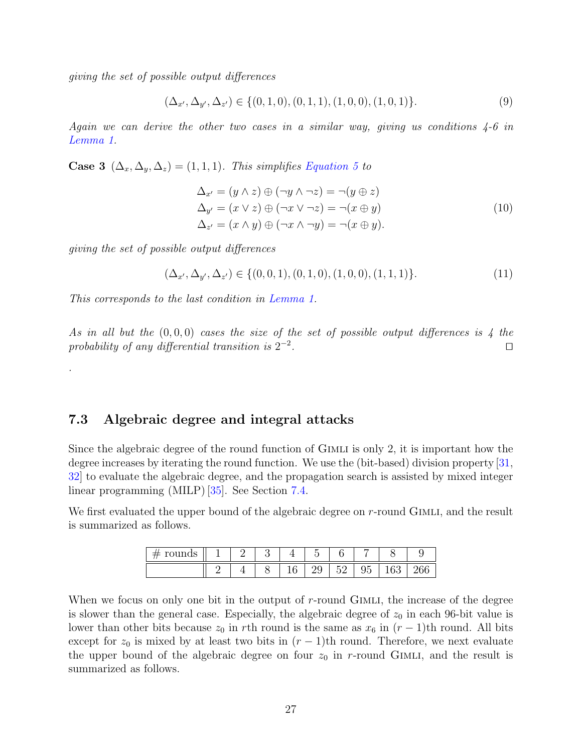*giving the set of possible output differences*

$$(\Delta_{x'}, \Delta_{y'}, \Delta_{z'}) \in \{(0,1,0), (0,1,1), (1,0,0), (1,0,1)\}. \tag{9}$$

*Again we can derive the other two cases in a similar way, giving us conditions 4-6 in Lemma 1.*

**Case 3** $(\Delta_x, \Delta_y, \Delta_z) = (1,1,1)$. *This simplifies Equation 5 to*

$$\begin{aligned}
\Delta_{x'} &= (y \wedge z) \oplus (\neg y \wedge \neg z) = \neg(y \oplus z) \\
\Delta_{y'} &= (x \vee z) \oplus (\neg x \vee \neg z) = \neg(x \oplus y) \\
\Delta_{z'} &= (x \wedge y) \oplus (\neg x \wedge \neg y) = \neg(x \oplus y).
\end{aligned} \tag{10}$$

*giving the set of possible output differences*

$$(\Delta_{x'}, \Delta_{y'}, \Delta_{z'}) \in \{(0,0,1), (0,1,0), (1,0,0), (1,1,1)\}. \tag{11}$$

*This corresponds to the last condition in Lemma 1.*

*As in all but the $(0,0,0)$ cases the size of the set of possible output differences is 4 the probability of any differential transition is $2^{-2}$.* □

.

### 7.3 Algebraic degree and integral attacks

Since the algebraic degree of the round function of Gimli is only 2, it is important how the degree increases by iterating the round function. We use the (bit-based) division property [31, 32] to evaluate the algebraic degree, and the propagation search is assisted by mixed integer linear programming (MILP) [35]. See Section 7.4.

We first evaluated the upper bound of the algebraic degree on $r$-round Gimli, and the result is summarized as follows.

| # rounds | 1 | 2 | 3 | 4 | 5 | 6 | 7 | 8 | 9 |
|---|---|---|---|---|---|---|---|---|---|
| | 2 | 4 | 8 | 16 | 29 | 52 | 95 | 163 | 266 |

When we focus on only one bit in the output of $r$-round Gimli, the increase of the degree is slower than the general case. Especially, the algebraic degree of $z_0$ in each 96-bit value is lower than other bits because $z_0$ in $r$th round is the same as $x_6$ in $(r-1)$th round. All bits except for $z_0$ is mixed by at least two bits in $(r-1)$th round. Therefore, we next evaluate the upper bound of the algebraic degree on four $z_0$ in $r$-round Gimli, and the result is summarized as follows.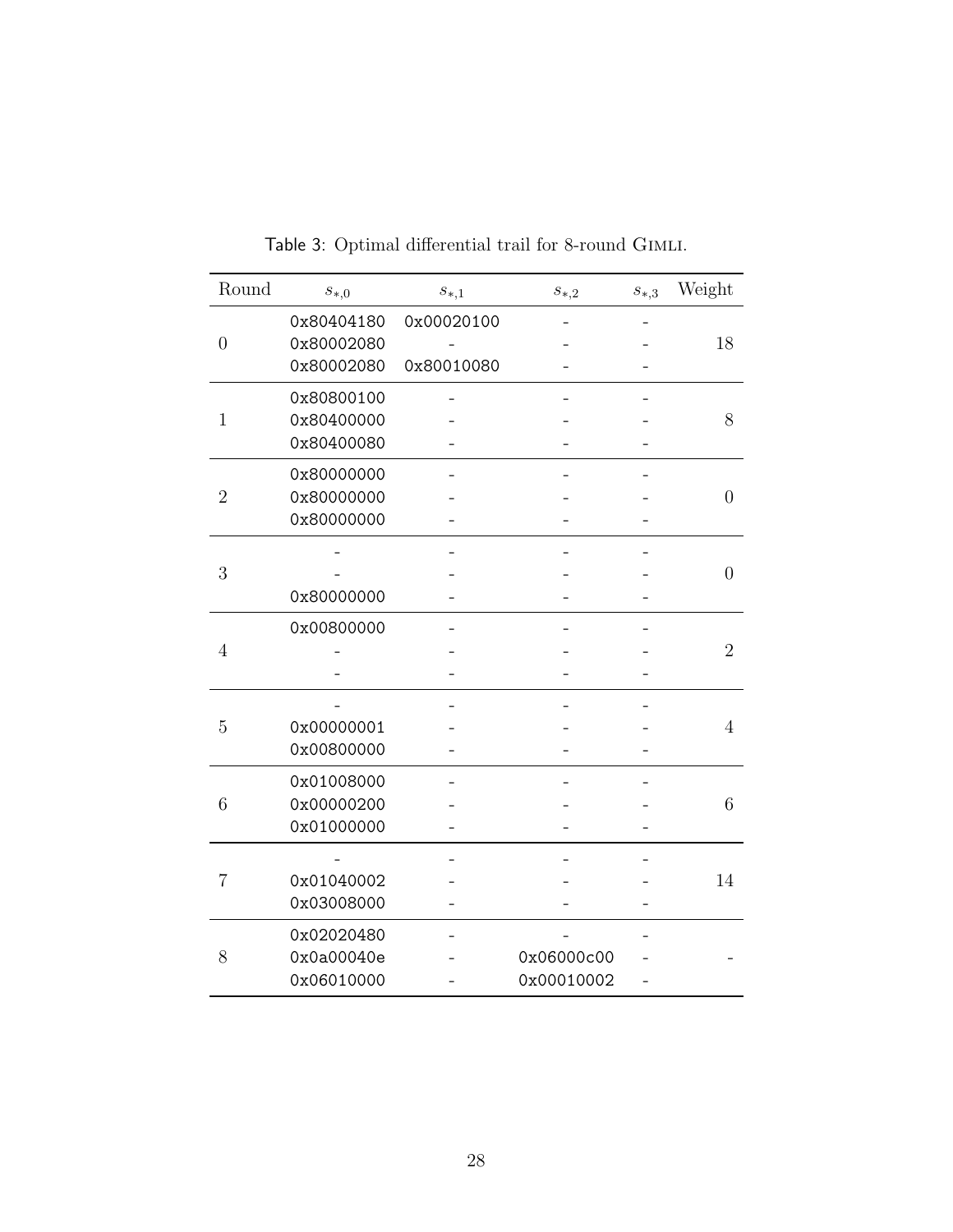Table 3: Optimal differential trail for 8-round Gimli.

| Round | $s_{*,0}$ | $s_{*,1}$ | $s_{*,2}$ | $s_{*,3}$ | Weight |
|---|---|---|---|---|---|
| 0 | 0x80404180<br>0x80002080<br>0x80002080 | 0x00020100<br>-<br>0x80010080 | -<br>-<br>- | -<br>-<br>- | 18 |
| 1 | 0x80800100<br>0x80400000<br>0x80400080 | -<br>-<br>- | -<br>-<br>- | -<br>-<br>- | 8 |
| 2 | 0x80000000<br>0x80000000<br>0x80000000 | -<br>-<br>- | -<br>-<br>- | -<br>-<br>- | 0 |
| 3 | -<br>-<br>0x80000000 | -<br>-<br>- | -<br>-<br>- | -<br>-<br>- | 0 |
| 4 | 0x00800000<br>-<br>- | -<br>-<br>- | -<br>-<br>- | -<br>-<br>- | 2 |
| 5 | -<br>0x00000001<br>0x00800000 | -<br>-<br>- | -<br>-<br>- | -<br>-<br>- | 4 |
| 6 | 0x01008000<br>0x00000200<br>0x01000000 | -<br>-<br>- | -<br>-<br>- | -<br>-<br>- | 6 |
| 7 | -<br>0x01040002<br>0x03008000 | -<br>-<br>- | -<br>-<br>- | -<br>-<br>- | 14 |
| 8 | 0x02020480<br>0x0a00040e<br>0x06010000 | -<br>-<br>- | -<br>0x06000c00<br>0x00010002 | -<br>-<br>- | - |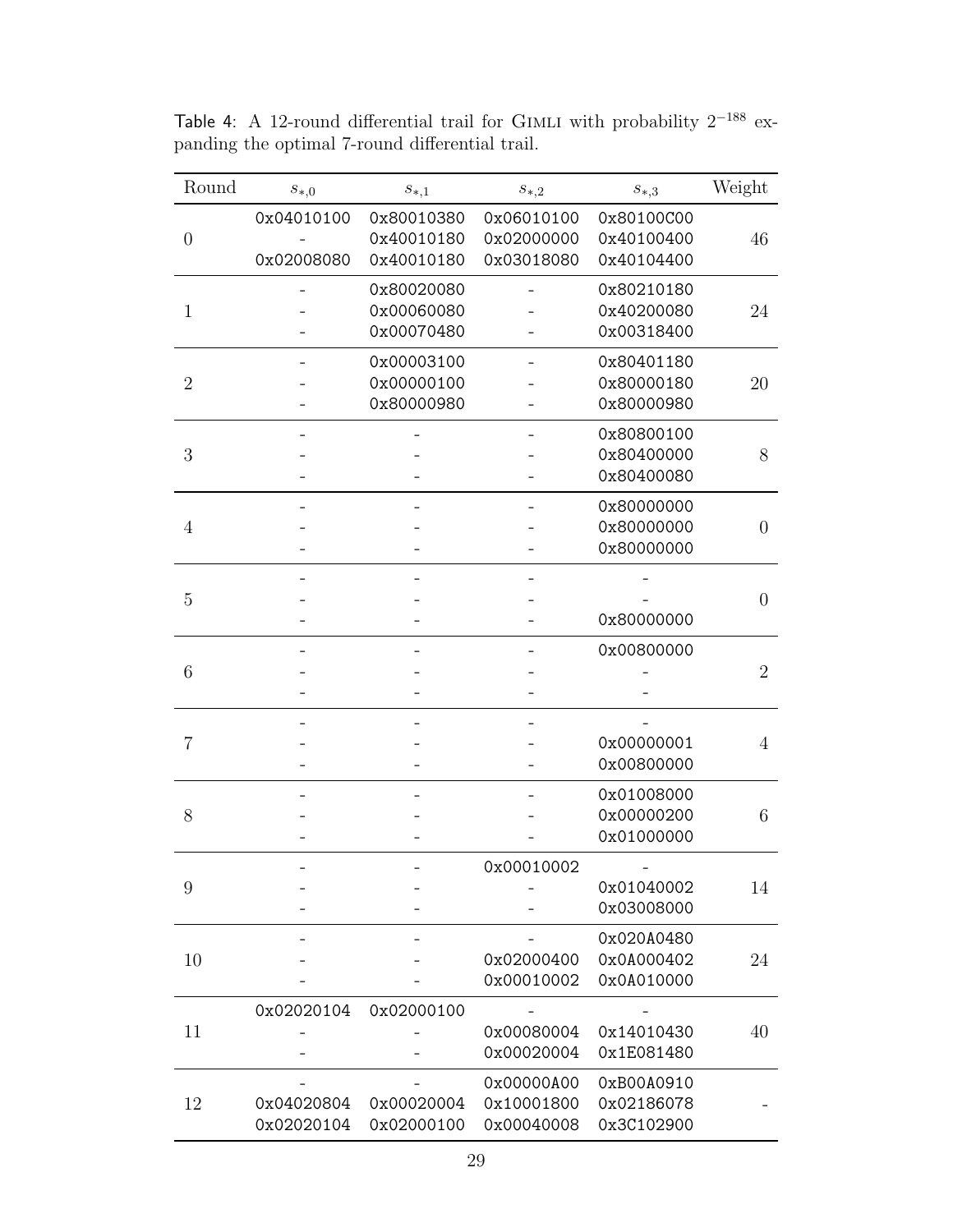Table 4: A 12-round differential trail for GIMLI with probability $2^{-188}$ expanding the optimal 7-round differential trail.

| Round | $s_{*,0}$ | $s_{*,1}$ | $s_{*,2}$ | $s_{*,3}$ | Weight |
|---|---|---|---|---|---|
| 0 | 0x04010100<br>-<br>0x02008080 | 0x80010380<br>0x40010180<br>0x40010180 | 0x06010100<br>0x02000000<br>0x03018080 | 0x80100C00<br>0x40100400<br>0x40104400 | 46 |
| 1 | -<br>-<br>- | 0x80020080<br>0x00060080<br>0x00070480 | -<br>-<br>- | 0x80210180<br>0x40200080<br>0x00318400 | 24 |
| 2 | -<br>-<br>- | 0x00003100<br>0x00000100<br>0x80000980 | -<br>-<br>- | 0x80401180<br>0x80000180<br>0x80000980 | 20 |
| 3 | -<br>-<br>- | -<br>-<br>- | -<br>-<br>- | 0x80800100<br>0x80400000<br>0x80400080 | 8 |
| 4 | -<br>-<br>- | -<br>-<br>- | -<br>-<br>- | 0x80000000<br>0x80000000<br>0x80000000 | 0 |
| 5 | -<br>-<br>- | -<br>-<br>- | -<br>-<br>- | -<br>-<br>0x80000000 | 0 |
| 6 | -<br>-<br>- | -<br>-<br>- | -<br>-<br>- | 0x00800000<br>-<br>- | 2 |
| 7 | -<br>-<br>- | -<br>-<br>- | -<br>-<br>- | -<br>0x00000001<br>0x00800000 | 4 |
| 8 | -<br>-<br>- | -<br>-<br>- | -<br>-<br>- | 0x01008000<br>0x00000200<br>0x01000000 | 6 |
| 9 | -<br>-<br>- | -<br>-<br>- | 0x00010002<br>-<br>- | -<br>0x01040002<br>0x03008000 | 14 |
| 10 | -<br>-<br>- | -<br>-<br>- | -<br>0x02000400<br>0x00010002 | 0x020A0480<br>0x0A000402<br>0x0A010000 | 24 |
| 11 | 0x02020104<br>-<br>- | 0x02000100<br>-<br>- | -<br>0x00080004<br>0x00020004 | -<br>0x14010430<br>0x1E081480 | 40 |
| 12 | -<br>0x04020804<br>0x02020104 | -<br>0x00020004<br>0x02000100 | 0x00000A00<br>0x10001800<br>0x00040008 | 0xB00A0910<br>0x02186078<br>0x3C102900 | - |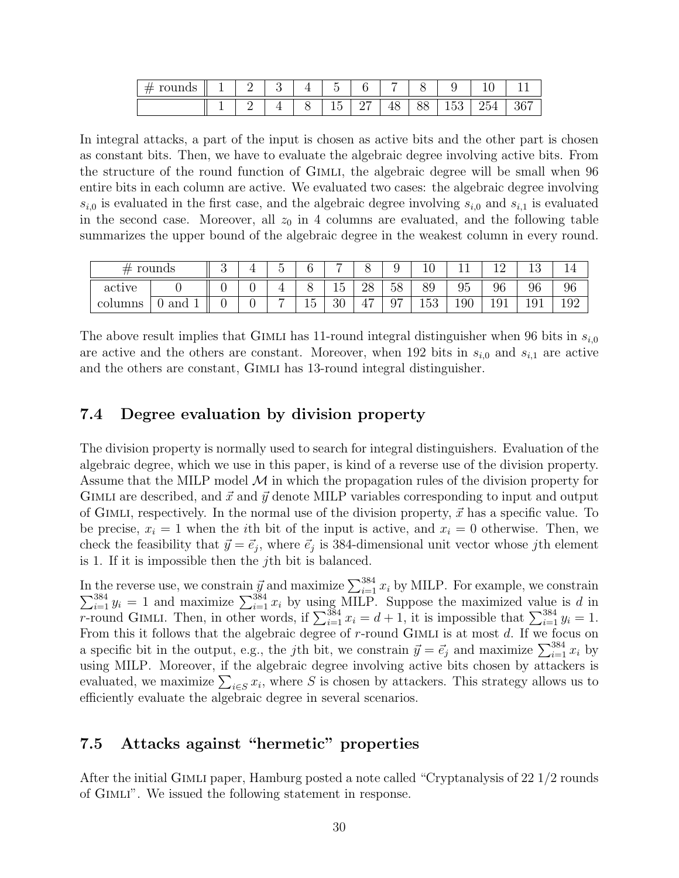| # rounds | 1 | 2 | 3 | 4 | 5 | 6 | 7 | 8 | 9 | 10 | 11 |
|---|---|---|---|---|---|---|---|---|---|---|---|
| | 1 | 2 | 4 | 8 | 15 | 27 | 48 | 88 | 153 | 254 | 367 |

In integral attacks, a part of the input is chosen as active bits and the other part is chosen as constant bits. Then, we have to evaluate the algebraic degree involving active bits. From the structure of the round function of Gimli, the algebraic degree will be small when 96 entire bits in each column are active. We evaluated two cases: the algebraic degree involving $s_{i,0}$ is evaluated in the first case, and the algebraic degree involving $s_{i,0}$ and $s_{i,1}$ is evaluated in the second case. Moreover, all $z_0$ in 4 columns are evaluated, and the following table summarizes the upper bound of the algebraic degree in the weakest column in every round.

| # rounds | | 3 | 4 | 5 | 6 | 7 | 8 | 9 | 10 | 11 | 12 | 13 | 14 |
|---|---|---|---|---|---|---|---|---|---|---|---|---|---|
| active | 0 | 0 | 0 | 4 | 8 | 15 | 28 | 58 | 89 | 95 | 96 | 96 | 96 |
| columns | 0 and 1 | 0 | 0 | 7 | 15 | 30 | 47 | 97 | 153 | 190 | 191 | 191 | 192 |

The above result implies that Gimli has 11-round integral distinguisher when 96 bits in $s_{i,0}$ are active and the others are constant. Moreover, when 192 bits in $s_{i,0}$ and $s_{i,1}$ are active and the others are constant, Gimli has 13-round integral distinguisher.

### 7.4 Degree evaluation by division property

The division property is normally used to search for integral distinguishers. Evaluation of the algebraic degree, which we use in this paper, is kind of a reverse use of the division property. Assume that the MILP model $\mathcal{M}$ in which the propagation rules of the division property for Gimli are described, and $\vec{x}$ and $\vec{y}$ denote MILP variables corresponding to input and output of Gimli, respectively. In the normal use of the division property, $\vec{x}$ has a specific value. To be precise, $x_i = 1$ when the $i$th bit of the input is active, and $x_i = 0$ otherwise. Then, we check the feasibility that $\vec{y} = \vec{e}_j$, where $\vec{e}_j$ is 384-dimensional unit vector whose $j$th element is 1. If it is impossible then the $j$th bit is balanced.

In the reverse use, we constrain $\vec{y}$ and maximize $\sum_{i=1}^{384} x_i$ by MILP. For example, we constrain $\sum_{i=1}^{384} y_i = 1$ and maximize $\sum_{i=1}^{384} x_i$ by using MILP. Suppose the maximized value is $d$ in $r$-round Gimli. Then, in other words, if $\sum_{i=1}^{384} x_i = d + 1$, it is impossible that $\sum_{i=1}^{384} y_i = 1$. From this it follows that the algebraic degree of $r$-round Gimli is at most $d$. If we focus on a specific bit in the output, e.g., the $j$th bit, we constrain $\vec{y} = \vec{e}_j$ and maximize $\sum_{i=1}^{384} x_i$ by using MILP. Moreover, if the algebraic degree involving active bits chosen by attackers is evaluated, we maximize $\sum_{i \in S} x_i$, where $S$ is chosen by attackers. This strategy allows us to efficiently evaluate the algebraic degree in several scenarios.

### 7.5 Attacks against "hermetic" properties

After the initial Gimli paper, Hamburg posted a note called "Cryptanalysis of 22 1/2 rounds of Gimli". We issued the following statement in response.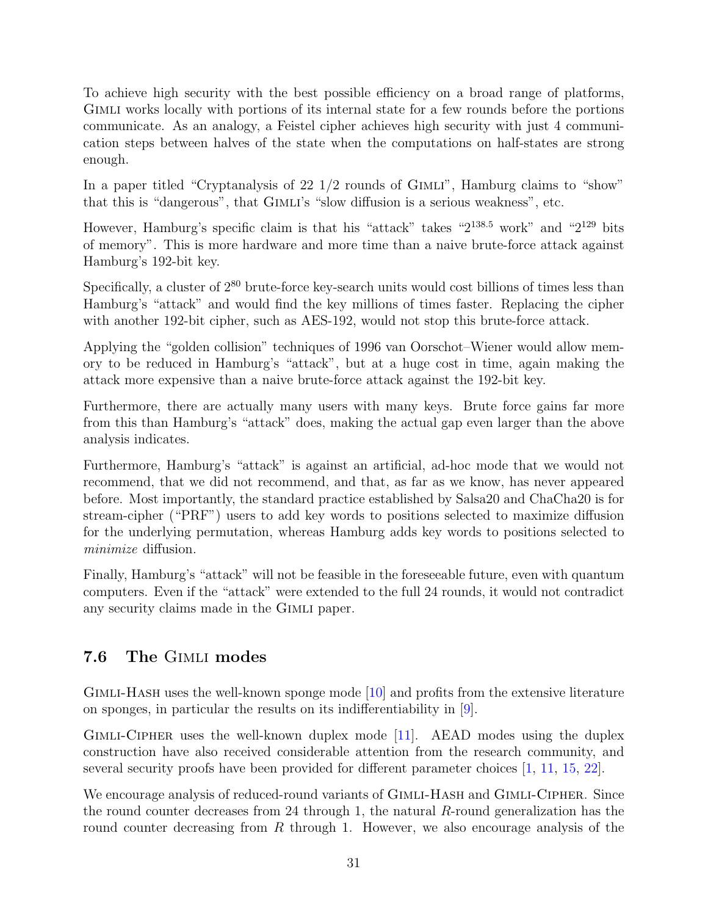To achieve high security with the best possible efficiency on a broad range of platforms, Gimli works locally with portions of its internal state for a few rounds before the portions communicate. As an analogy, a Feistel cipher achieves high security with just 4 communication steps between halves of the state when the computations on half-states are strong enough.

In a paper titled "Cryptanalysis of 22 1/2 rounds of Gimli", Hamburg claims to "show" that this is "dangerous", that Gimli's "slow diffusion is a serious weakness", etc.

However, Hamburg's specific claim is that his "attack" takes "$2^{138.5}$ work" and "$2^{129}$ bits of memory". This is more hardware and more time than a naive brute-force attack against Hamburg's 192-bit key.

Specifically, a cluster of $2^{80}$ brute-force key-search units would cost billions of times less than Hamburg's "attack" and would find the key millions of times faster. Replacing the cipher with another 192-bit cipher, such as AES-192, would not stop this brute-force attack.

Applying the "golden collision" techniques of 1996 van Oorschot–Wiener would allow memory to be reduced in Hamburg's "attack", but at a huge cost in time, again making the attack more expensive than a naive brute-force attack against the 192-bit key.

Furthermore, there are actually many users with many keys. Brute force gains far more from this than Hamburg's "attack" does, making the actual gap even larger than the above analysis indicates.

Furthermore, Hamburg's "attack" is against an artificial, ad-hoc mode that we would not recommend, that we did not recommend, and that, as far as we know, has never appeared before. Most importantly, the standard practice established by Salsa20 and ChaCha20 is for stream-cipher ("PRF") users to add key words to positions selected to maximize diffusion for the underlying permutation, whereas Hamburg adds key words to positions selected to *minimize* diffusion.

Finally, Hamburg's "attack" will not be feasible in the foreseeable future, even with quantum computers. Even if the "attack" were extended to the full 24 rounds, it would not contradict any security claims made in the Gimli paper.

## 7.6 The Gimli modes

Gimli-Hash uses the well-known sponge mode [10] and profits from the extensive literature on sponges, in particular the results on its indifferentiability in [9].

Gimli-Cipher uses the well-known duplex mode [11]. AEAD modes using the duplex construction have also received considerable attention from the research community, and several security proofs have been provided for different parameter choices [1, 11, 15, 22].

We encourage analysis of reduced-round variants of Gimli-Hash and Gimli-Cipher. Since the round counter decreases from 24 through 1, the natural $R$-round generalization has the round counter decreasing from $R$ through 1. However, we also encourage analysis of the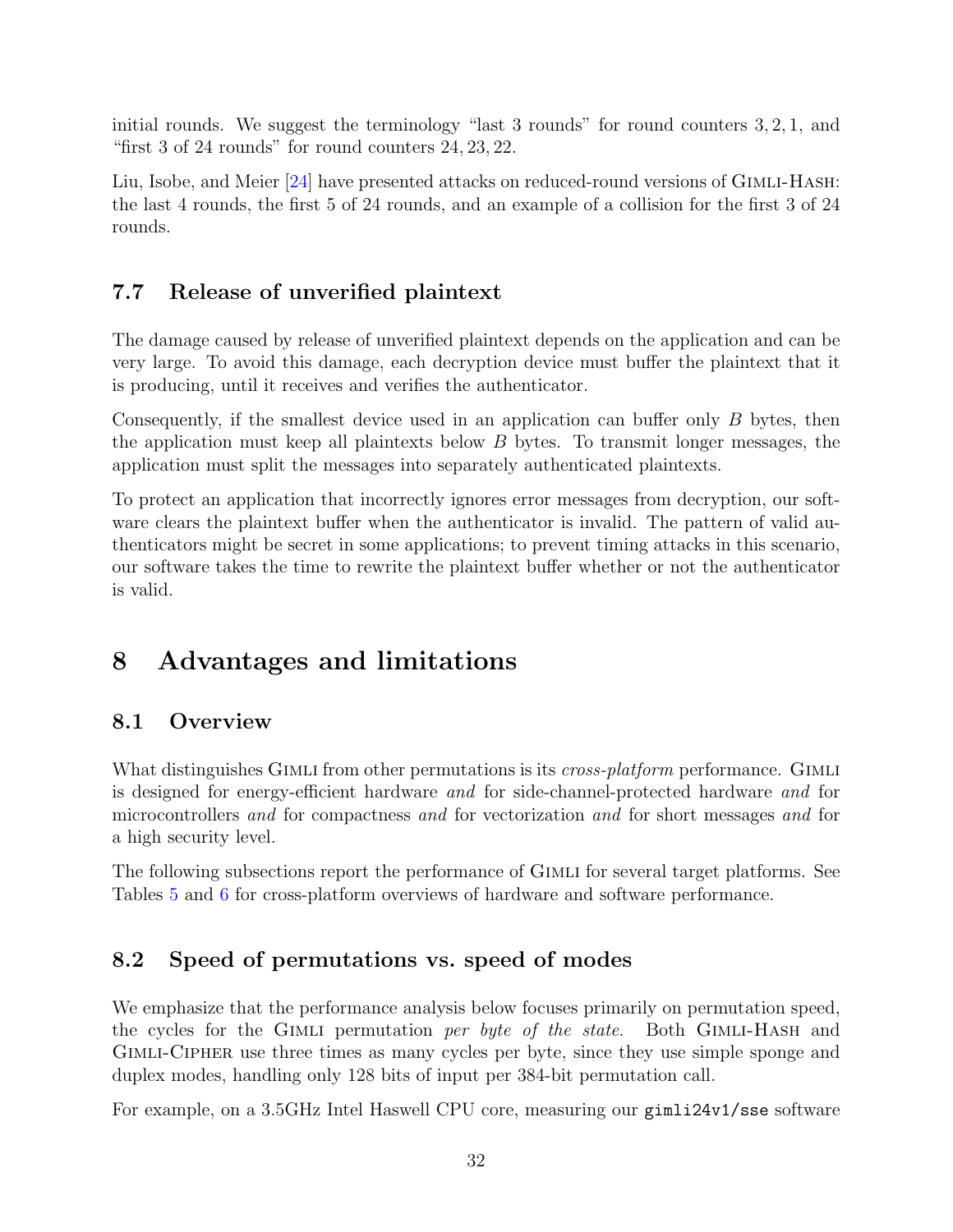initial rounds. We suggest the terminology "last 3 rounds" for round counters $3, 2, 1$, and "first 3 of 24 rounds" for round counters $24, 23, 22$.

Liu, Isobe, and Meier [24] have presented attacks on reduced-round versions of Gimli-Hash: the last 4 rounds, the first 5 of 24 rounds, and an example of a collision for the first 3 of 24 rounds.

### 7.7 Release of unverified plaintext

The damage caused by release of unverified plaintext depends on the application and can be very large. To avoid this damage, each decryption device must buffer the plaintext that it is producing, until it receives and verifies the authenticator.

Consequently, if the smallest device used in an application can buffer only $B$ bytes, then the application must keep all plaintexts below $B$ bytes. To transmit longer messages, the application must split the messages into separately authenticated plaintexts.

To protect an application that incorrectly ignores error messages from decryption, our software clears the plaintext buffer when the authenticator is invalid. The pattern of valid authenticators might be secret in some applications; to prevent timing attacks in this scenario, our software takes the time to rewrite the plaintext buffer whether or not the authenticator is valid.

## 8 Advantages and limitations

### 8.1 Overview

What distinguishes Gimli from other permutations is its *cross-platform* performance. Gimli is designed for energy-efficient hardware *and* for side-channel-protected hardware *and* for microcontrollers *and* for compactness *and* for vectorization *and* for short messages *and* for a high security level.

The following subsections report the performance of Gimli for several target platforms. See Tables 5 and 6 for cross-platform overviews of hardware and software performance.

### 8.2 Speed of permutations vs. speed of modes

We emphasize that the performance analysis below focuses primarily on permutation speed, the cycles for the Gimli permutation *per byte of the state*. Both Gimli-Hash and Gimli-Cipher use three times as many cycles per byte, since they use simple sponge and duplex modes, handling only 128 bits of input per 384-bit permutation call.

For example, on a 3.5GHz Intel Haswell CPU core, measuring our `gimli24v1/sse` software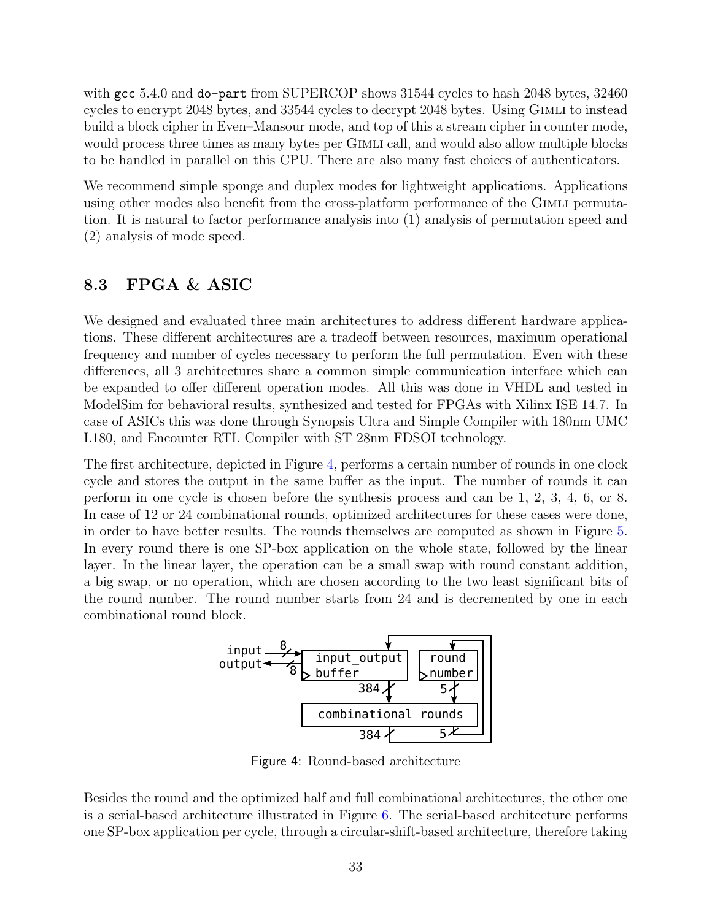with gcc 5.4.0 and do-part from SUPERCOP shows 31544 cycles to hash 2048 bytes, 32460 cycles to encrypt 2048 bytes, and 33544 cycles to decrypt 2048 bytes. Using Gimli to instead build a block cipher in Even–Mansour mode, and top of this a stream cipher in counter mode, would process three times as many bytes per Gimli call, and would also allow multiple blocks to be handled in parallel on this CPU. There are also many fast choices of authenticators.

We recommend simple sponge and duplex modes for lightweight applications. Applications using other modes also benefit from the cross-platform performance of the Gimli permutation. It is natural to factor performance analysis into (1) analysis of permutation speed and (2) analysis of mode speed.

### 8.3 FPGA & ASIC

We designed and evaluated three main architectures to address different hardware applications. These different architectures are a tradeoff between resources, maximum operational frequency and number of cycles necessary to perform the full permutation. Even with these differences, all 3 architectures share a common simple communication interface which can be expanded to offer different operation modes. All this was done in VHDL and tested in ModelSim for behavioral results, synthesized and tested for FPGAs with Xilinx ISE 14.7. In case of ASICs this was done through Synopsis Ultra and Simple Compiler with 180nm UMC L180, and Encounter RTL Compiler with ST 28nm FDSOI technology.

The first architecture, depicted in Figure 4, performs a certain number of rounds in one clock cycle and stores the output in the same buffer as the input. The number of rounds it can perform in one cycle is chosen before the synthesis process and can be 1, 2, 3, 4, 6, or 8. In case of 12 or 24 combinational rounds, optimized architectures for these cases were done, in order to have better results. The rounds themselves are computed as shown in Figure 5. In every round there is one SP-box application on the whole state, followed by the linear layer. In the linear layer, the operation can be a small swap with round constant addition, a big swap, or no operation, which are chosen according to the two least significant bits of the round number. The round number starts from 24 and is decremented by one in each combinational round block.

```
input  --8/-->  [ input_output buffer ]   [ round number ]
output <--8/--        | 384                    | 5
                      v                        v
              [       combinational rounds        ]
                      384 (feedback)        5 (feedback)
```

Figure 4: Round-based architecture

Besides the round and the optimized half and full combinational architectures, the other one is a serial-based architecture illustrated in Figure 6. The serial-based architecture performs one SP-box application per cycle, through a circular-shift-based architecture, therefore taking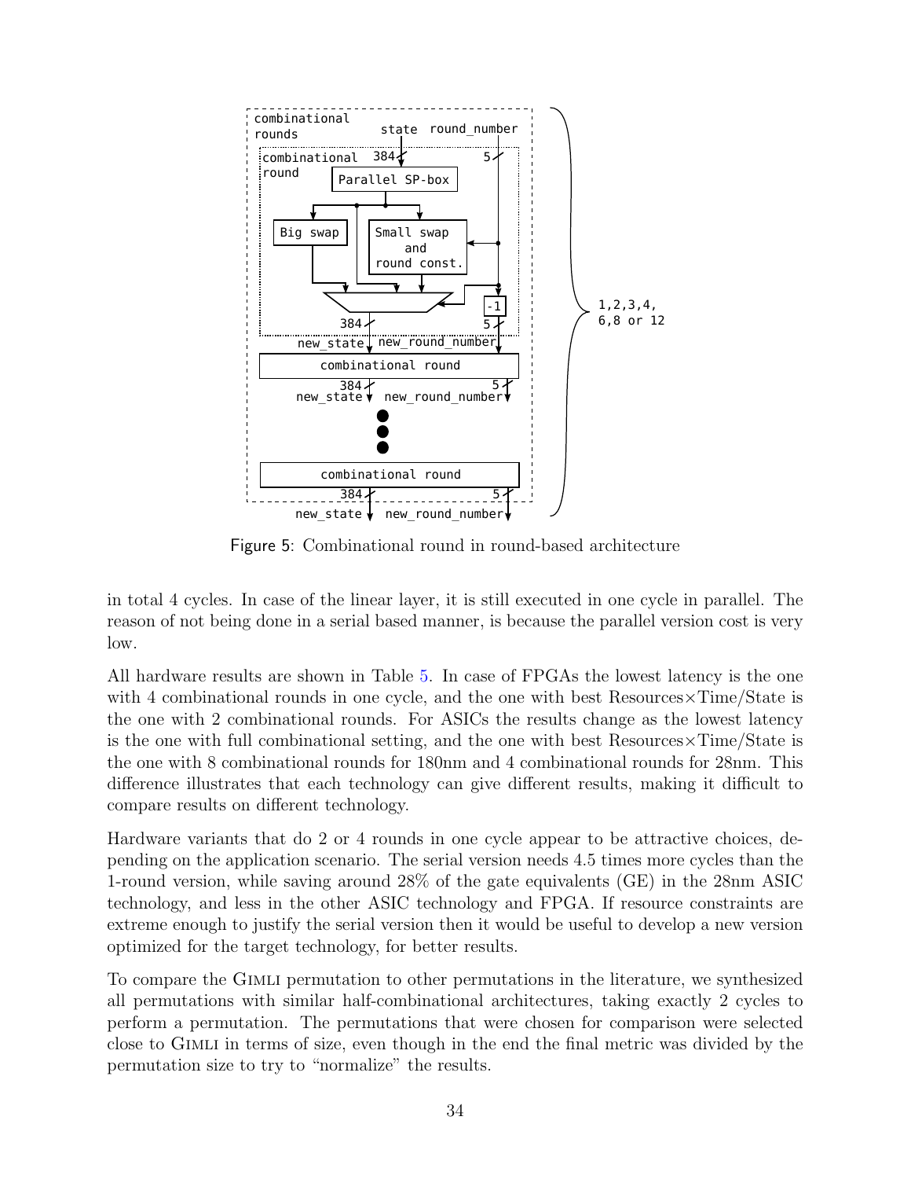Figure 5: Combinational round in round-based architecture

in total 4 cycles. In case of the linear layer, it is still executed in one cycle in parallel. The reason of not being done in a serial based manner, is because the parallel version cost is very low.

All hardware results are shown in Table 5. In case of FPGAs the lowest latency is the one with 4 combinational rounds in one cycle, and the one with best Resources×Time/State is the one with 2 combinational rounds. For ASICs the results change as the lowest latency is the one with full combinational setting, and the one with best Resources×Time/State is the one with 8 combinational rounds for 180nm and 4 combinational rounds for 28nm. This difference illustrates that each technology can give different results, making it difficult to compare results on different technology.

Hardware variants that do 2 or 4 rounds in one cycle appear to be attractive choices, depending on the application scenario. The serial version needs 4.5 times more cycles than the 1-round version, while saving around 28% of the gate equivalents (GE) in the 28nm ASIC technology, and less in the other ASIC technology and FPGA. If resource constraints are extreme enough to justify the serial version then it would be useful to develop a new version optimized for the target technology, for better results.

To compare the Gimli permutation to other permutations in the literature, we synthesized all permutations with similar half-combinational architectures, taking exactly 2 cycles to perform a permutation. The permutations that were chosen for comparison were selected close to Gimli in terms of size, even though in the end the final metric was divided by the permutation size to try to "normalize" the results.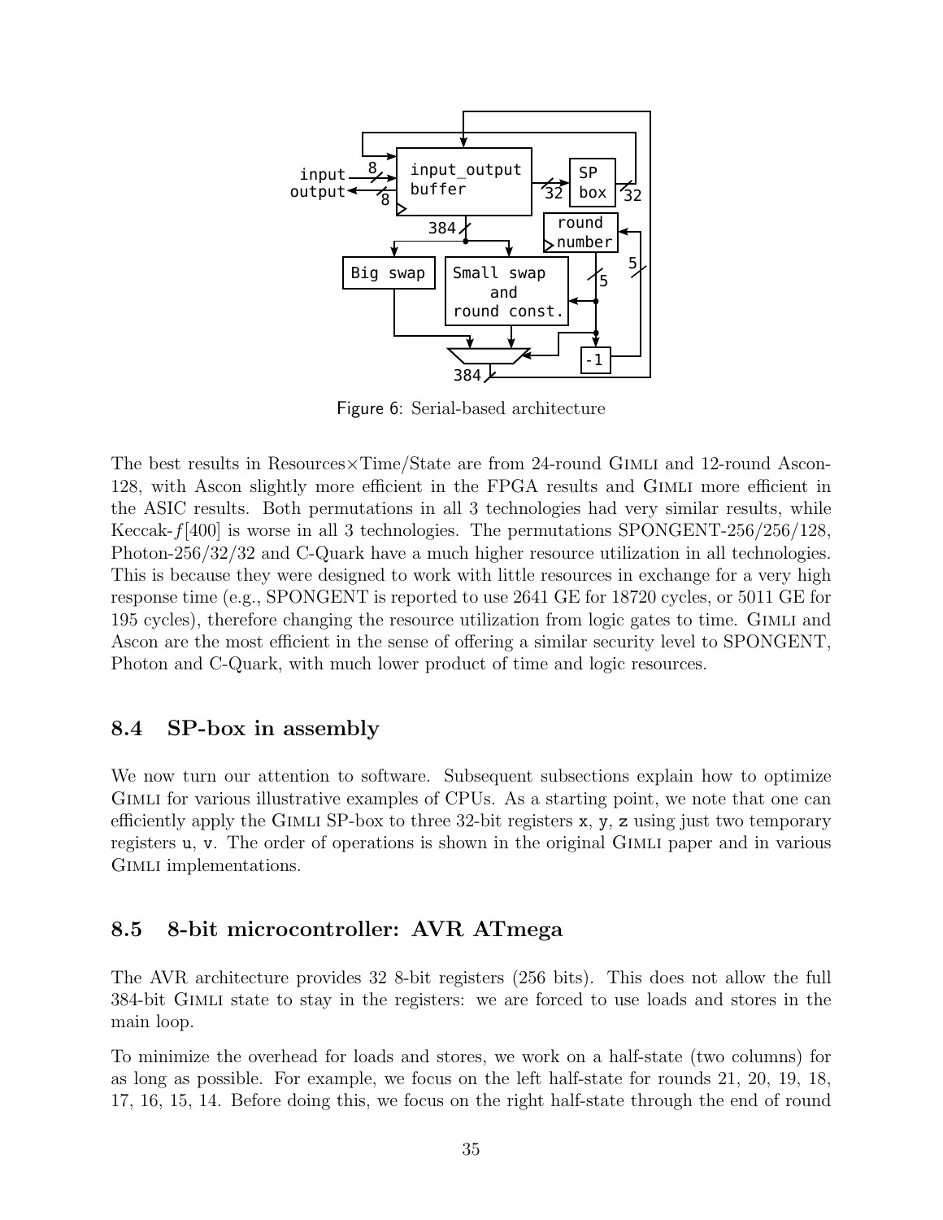Figure 6: Serial-based architecture

The best results in Resources×Time/State are from 24-round Gimli and 12-round Ascon-128, with Ascon slightly more efficient in the FPGA results and Gimli more efficient in the ASIC results. Both permutations in all 3 technologies had very similar results, while Keccak-$f[400]$ is worse in all 3 technologies. The permutations SPONGENT-256/256/128, Photon-256/32/32 and C-Quark have a much higher resource utilization in all technologies. This is because they were designed to work with little resources in exchange for a very high response time (e.g., SPONGENT is reported to use 2641 GE for 18720 cycles, or 5011 GE for 195 cycles), therefore changing the resource utilization from logic gates to time. Gimli and Ascon are the most efficient in the sense of offering a similar security level to SPONGENT, Photon and C-Quark, with much lower product of time and logic resources.

### 8.4 SP-box in assembly

We now turn our attention to software. Subsequent subsections explain how to optimize Gimli for various illustrative examples of CPUs. As a starting point, we note that one can efficiently apply the Gimli SP-box to three 32-bit registers `x`, `y`, `z` using just two temporary registers `u`, `v`. The order of operations is shown in the original Gimli paper and in various Gimli implementations.

### 8.5 8-bit microcontroller: AVR ATmega

The AVR architecture provides 32 8-bit registers (256 bits). This does not allow the full 384-bit Gimli state to stay in the registers: we are forced to use loads and stores in the main loop.

To minimize the overhead for loads and stores, we work on a half-state (two columns) for as long as possible. For example, we focus on the left half-state for rounds 21, 20, 19, 18, 17, 16, 15, 14. Before doing this, we focus on the right half-state through the end of round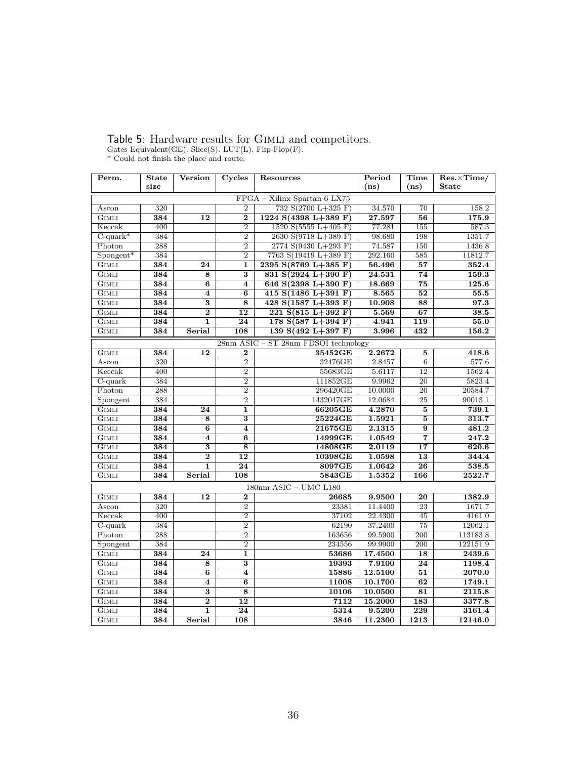Table 5: Hardware results for Gimli and competitors.
Gates Equivalent(GE). Slice(S). LUT(L). Flip-Flop(F).
* Could not finish the place and route.

| Perm. | State size | Version | Cycles | Resources | Period (ns) | Time (ns) | Res.×Time/ State |
|---|---|---|---|---|---|---|---|
| FPGA – Xilinx Spartan 6 LX75 | | | | | | | |
| Ascon | 320 | | 2 | 732 S(2700 L+325 F) | 34.570 | 70 | 158.2 |
| **Gimli** | **384** | **12** | **2** | **1224 S(4398 L+389 F)** | **27.597** | **56** | **175.9** |
| Keccak | 400 | | 2 | 1520 S(5555 L+405 F) | 77.281 | 155 | 587.3 |
| C-quark* | 384 | | 2 | 2630 S(9718 L+389 F) | 98.680 | 198 | 1351.7 |
| Photon | 288 | | 2 | 2774 S(9430 L+293 F) | 74.587 | 150 | 1436.8 |
| Spongent* | 384 | | 2 | 7763 S(19419 L+389 F) | 292.160 | 585 | 11812.7 |
| **Gimli** | **384** | **24** | **1** | **2395 S(8769 L+385 F)** | **56.496** | **57** | **352.4** |
| **Gimli** | **384** | **8** | **3** | **831 S(2924 L+390 F)** | **24.531** | **74** | **159.3** |
| **Gimli** | **384** | **6** | **4** | **646 S(2398 L+390 F)** | **18.669** | **75** | **125.6** |
| **Gimli** | **384** | **4** | **6** | **415 S(1486 L+391 F)** | **8.565** | **52** | **55.5** |
| **Gimli** | **384** | **3** | **8** | **428 S(1587 L+393 F)** | **10.908** | **88** | **97.3** |
| **Gimli** | **384** | **2** | **12** | **221 S(815 L+392 F)** | **5.569** | **67** | **38.5** |
| **Gimli** | **384** | **1** | **24** | **178 S(587 L+394 F)** | **4.941** | **119** | **55.0** |
| **Gimli** | **384** | **Serial** | **108** | **139 S(492 L+397 F)** | **3.996** | **432** | **156.2** |
| 28nm ASIC – ST 28nm FDSOI technology | | | | | | | |
| **Gimli** | **384** | **12** | **2** | **35452GE** | **2.2672** | **5** | **418.6** |
| Ascon | 320 | | 2 | 32476GE | 2.8457 | 6 | 577.6 |
| Keccak | 400 | | 2 | 55683GE | 5.6117 | 12 | 1562.4 |
| C-quark | 384 | | 2 | 111852GE | 9.9962 | 20 | 5823.4 |
| Photon | 288 | | 2 | 296420GE | 10.0000 | 20 | 20584.7 |
| Spongent | 384 | | 2 | 1432047GE | 12.0684 | 25 | 90013.1 |
| **Gimli** | **384** | **24** | **1** | **66205GE** | **4.2870** | **5** | **739.1** |
| **Gimli** | **384** | **8** | **3** | **25224GE** | **1.5921** | **5** | **313.7** |
| **Gimli** | **384** | **6** | **4** | **21675GE** | **2.1315** | **9** | **481.2** |
| **Gimli** | **384** | **4** | **6** | **14999GE** | **1.0549** | **7** | **247.2** |
| **Gimli** | **384** | **3** | **8** | **14808GE** | **2.0119** | **17** | **620.6** |
| **Gimli** | **384** | **2** | **12** | **10398GE** | **1.0598** | **13** | **344.4** |
| **Gimli** | **384** | **1** | **24** | **8097GE** | **1.0642** | **26** | **538.5** |
| **Gimli** | **384** | **Serial** | **108** | **5843GE** | **1.5352** | **166** | **2522.7** |
| 180nm ASIC – UMC L180 | | | | | | | |
| **Gimli** | **384** | **12** | **2** | **26685** | **9.9500** | **20** | **1382.9** |
| Ascon | 320 | | 2 | 23381 | 11.4400 | 23 | 1671.7 |
| Keccak | 400 | | 2 | 37102 | 22.4300 | 45 | 4161.0 |
| C-quark | 384 | | 2 | 62190 | 37.2400 | 75 | 12062.1 |
| Photon | 288 | | 2 | 163656 | 99.5900 | 200 | 113183.8 |
| Spongent | 384 | | 2 | 234556 | 99.9900 | 200 | 122151.9 |
| **Gimli** | **384** | **24** | **1** | **53686** | **17.4500** | **18** | **2439.6** |
| **Gimli** | **384** | **8** | **3** | **19393** | **7.9100** | **24** | **1198.4** |
| **Gimli** | **384** | **6** | **4** | **15886** | **12.5100** | **51** | **2070.0** |
| **Gimli** | **384** | **4** | **6** | **11008** | **10.1700** | **62** | **1749.1** |
| **Gimli** | **384** | **3** | **8** | **10106** | **10.0500** | **81** | **2115.8** |
| **Gimli** | **384** | **2** | **12** | **7112** | **15.2000** | **183** | **3377.8** |
| **Gimli** | **384** | **1** | **24** | **5314** | **9.5200** | **229** | **3161.4** |
| **Gimli** | **384** | **Serial** | **108** | **3846** | **11.2300** | **1213** | **12146.0** |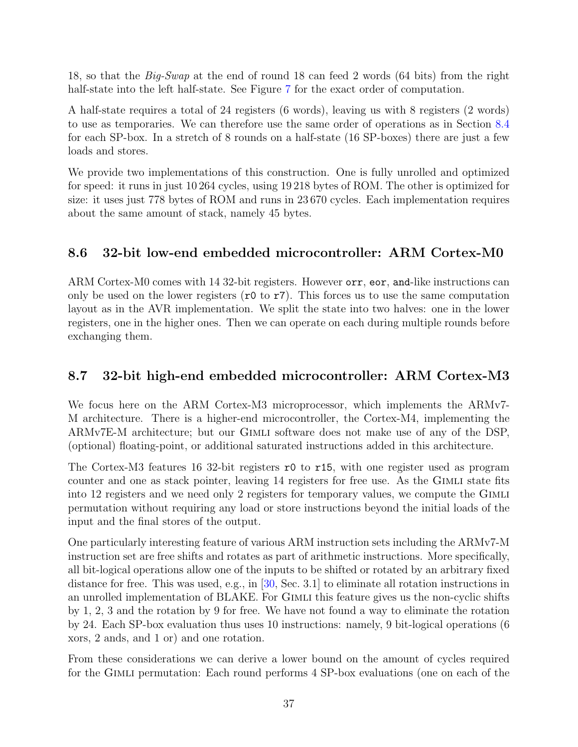18, so that the *Big-Swap* at the end of round 18 can feed 2 words (64 bits) from the right half-state into the left half-state. See Figure 7 for the exact order of computation.

A half-state requires a total of 24 registers (6 words), leaving us with 8 registers (2 words) to use as temporaries. We can therefore use the same order of operations as in Section 8.4 for each SP-box. In a stretch of 8 rounds on a half-state (16 SP-boxes) there are just a few loads and stores.

We provide two implementations of this construction. One is fully unrolled and optimized for speed: it runs in just 10 264 cycles, using 19 218 bytes of ROM. The other is optimized for size: it uses just 778 bytes of ROM and runs in 23 670 cycles. Each implementation requires about the same amount of stack, namely 45 bytes.

## 8.6 32-bit low-end embedded microcontroller: ARM Cortex-M0

ARM Cortex-M0 comes with 14 32-bit registers. However `orr`, `eor`, `and`-like instructions can only be used on the lower registers (`r0` to `r7`). This forces us to use the same computation layout as in the AVR implementation. We split the state into two halves: one in the lower registers, one in the higher ones. Then we can operate on each during multiple rounds before exchanging them.

## 8.7 32-bit high-end embedded microcontroller: ARM Cortex-M3

We focus here on the ARM Cortex-M3 microprocessor, which implements the ARMv7-M architecture. There is a higher-end microcontroller, the Cortex-M4, implementing the ARMv7E-M architecture; but our Gimli software does not make use of any of the DSP, (optional) floating-point, or additional saturated instructions added in this architecture.

The Cortex-M3 features 16 32-bit registers `r0` to `r15`, with one register used as program counter and one as stack pointer, leaving 14 registers for free use. As the Gimli state fits into 12 registers and we need only 2 registers for temporary values, we compute the Gimli permutation without requiring any load or store instructions beyond the initial loads of the input and the final stores of the output.

One particularly interesting feature of various ARM instruction sets including the ARMv7-M instruction set are free shifts and rotates as part of arithmetic instructions. More specifically, all bit-logical operations allow one of the inputs to be shifted or rotated by an arbitrary fixed distance for free. This was used, e.g., in [30, Sec. 3.1] to eliminate all rotation instructions in an unrolled implementation of BLAKE. For Gimli this feature gives us the non-cyclic shifts by 1, 2, 3 and the rotation by 9 for free. We have not found a way to eliminate the rotation by 24. Each SP-box evaluation thus uses 10 instructions: namely, 9 bit-logical operations (6 xors, 2 ands, and 1 or) and one rotation.

From these considerations we can derive a lower bound on the amount of cycles required for the Gimli permutation: Each round performs 4 SP-box evaluations (one on each of the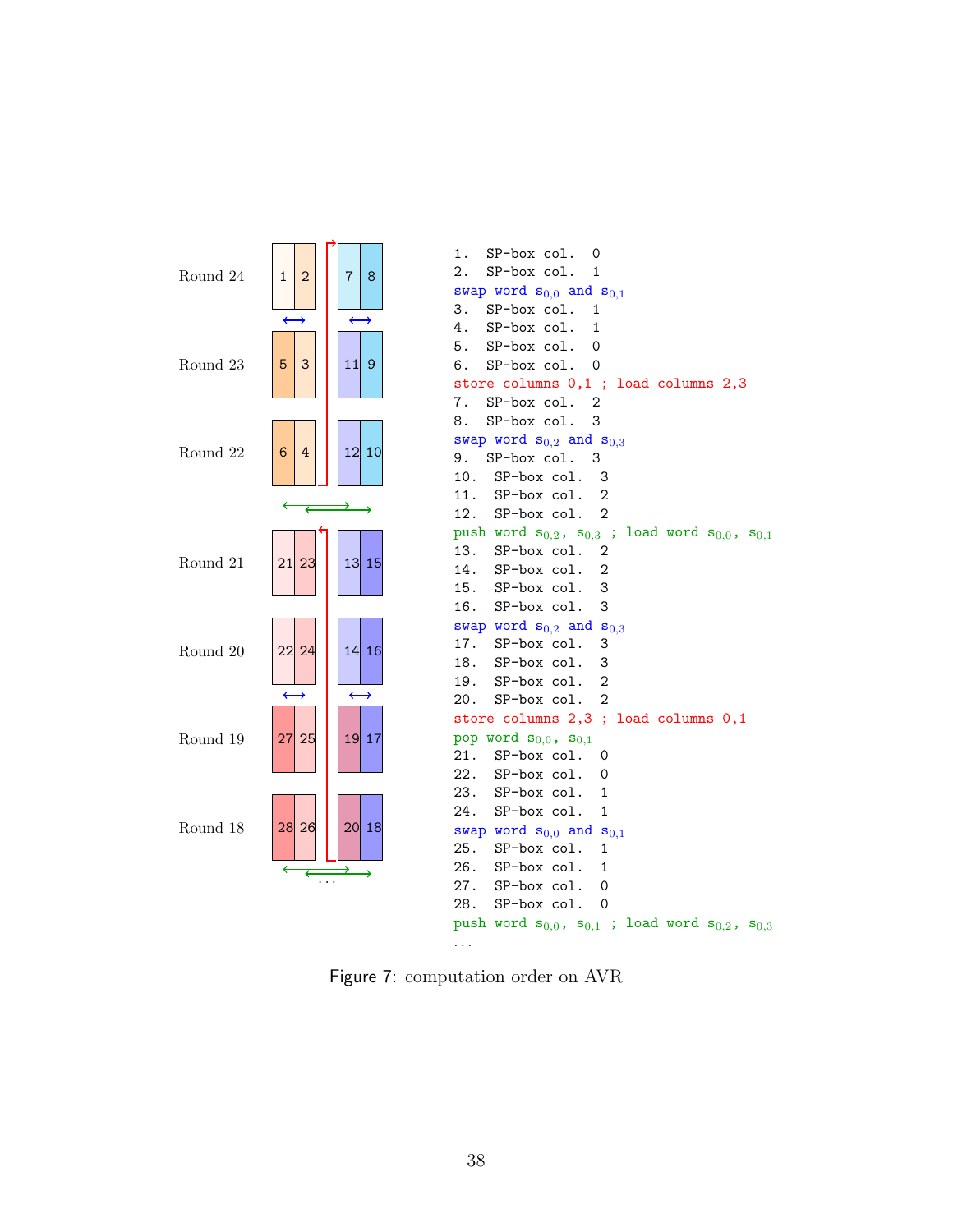Round 24
Round 23
Round 22
Round 21
Round 20
Round 19
Round 18

```
1.  SP-box col.  0
2.  SP-box col.  1
swap word s0,0 and s0,1
3.  SP-box col.  1
4.  SP-box col.  1
5.  SP-box col.  0
6.  SP-box col.  0
store columns 0,1 ; load columns 2,3
7.  SP-box col.  2
8.  SP-box col.  3
swap word s0,2 and s0,3
9.  SP-box col.  3
10.  SP-box col.  3
11.  SP-box col.  2
12.  SP-box col.  2
push word s0,2, s0,3 ; load word s0,0, s0,1
13.  SP-box col.  2
14.  SP-box col.  2
15.  SP-box col.  3
16.  SP-box col.  3
swap word s0,2 and s0,3
17.  SP-box col.  3
18.  SP-box col.  3
19.  SP-box col.  2
20.  SP-box col.  2
store columns 2,3 ; load columns 0,1
pop word s0,0, s0,1
21.  SP-box col.  0
22.  SP-box col.  0
23.  SP-box col.  1
24.  SP-box col.  1
swap word s0,0 and s0,1
25.  SP-box col.  1
26.  SP-box col.  1
27.  SP-box col.  0
28.  SP-box col.  0
push word s0,0, s0,1 ; load word s0,2, s0,3
...
```

Figure 7: computation order on AVR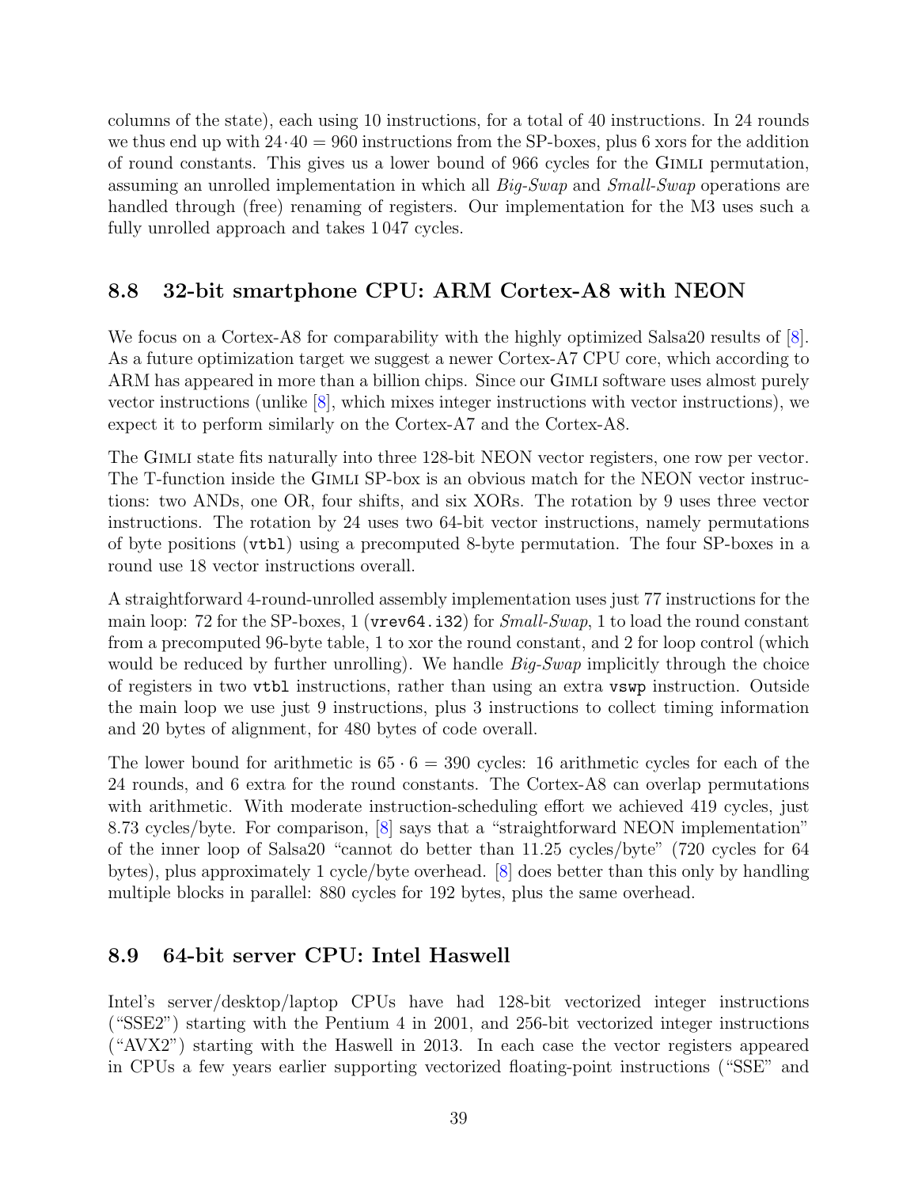columns of the state), each using 10 instructions, for a total of 40 instructions. In 24 rounds we thus end up with $24 \cdot 40 = 960$ instructions from the SP-boxes, plus 6 xors for the addition of round constants. This gives us a lower bound of 966 cycles for the Gimli permutation, assuming an unrolled implementation in which all *Big-Swap* and *Small-Swap* operations are handled through (free) renaming of registers. Our implementation for the M3 uses such a fully unrolled approach and takes 1 047 cycles.

## 8.8 32-bit smartphone CPU: ARM Cortex-A8 with NEON

We focus on a Cortex-A8 for comparability with the highly optimized Salsa20 results of [8]. As a future optimization target we suggest a newer Cortex-A7 CPU core, which according to ARM has appeared in more than a billion chips. Since our Gimli software uses almost purely vector instructions (unlike [8], which mixes integer instructions with vector instructions), we expect it to perform similarly on the Cortex-A7 and the Cortex-A8.

The Gimli state fits naturally into three 128-bit NEON vector registers, one row per vector. The T-function inside the Gimli SP-box is an obvious match for the NEON vector instructions: two ANDs, one OR, four shifts, and six XORs. The rotation by 9 uses three vector instructions. The rotation by 24 uses two 64-bit vector instructions, namely permutations of byte positions (`vtbl`) using a precomputed 8-byte permutation. The four SP-boxes in a round use 18 vector instructions overall.

A straightforward 4-round-unrolled assembly implementation uses just 77 instructions for the main loop: 72 for the SP-boxes, 1 (`vrev64.i32`) for *Small-Swap*, 1 to load the round constant from a precomputed 96-byte table, 1 to xor the round constant, and 2 for loop control (which would be reduced by further unrolling). We handle *Big-Swap* implicitly through the choice of registers in two `vtbl` instructions, rather than using an extra `vswp` instruction. Outside the main loop we use just 9 instructions, plus 3 instructions to collect timing information and 20 bytes of alignment, for 480 bytes of code overall.

The lower bound for arithmetic is $65 \cdot 6 = 390$ cycles: 16 arithmetic cycles for each of the 24 rounds, and 6 extra for the round constants. The Cortex-A8 can overlap permutations with arithmetic. With moderate instruction-scheduling effort we achieved 419 cycles, just 8.73 cycles/byte. For comparison, [8] says that a "straightforward NEON implementation" of the inner loop of Salsa20 "cannot do better than 11.25 cycles/byte" (720 cycles for 64 bytes), plus approximately 1 cycle/byte overhead. [8] does better than this only by handling multiple blocks in parallel: 880 cycles for 192 bytes, plus the same overhead.

## 8.9 64-bit server CPU: Intel Haswell

Intel's server/desktop/laptop CPUs have had 128-bit vectorized integer instructions ("SSE2") starting with the Pentium 4 in 2001, and 256-bit vectorized integer instructions ("AVX2") starting with the Haswell in 2013. In each case the vector registers appeared in CPUs a few years earlier supporting vectorized floating-point instructions ("SSE" and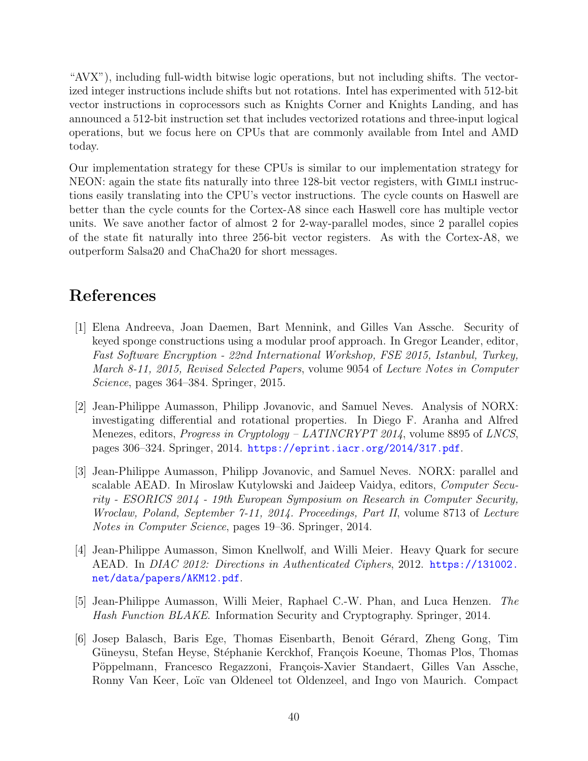"AVX"), including full-width bitwise logic operations, but not including shifts. The vectorized integer instructions include shifts but not rotations. Intel has experimented with 512-bit vector instructions in coprocessors such as Knights Corner and Knights Landing, and has announced a 512-bit instruction set that includes vectorized rotations and three-input logical operations, but we focus here on CPUs that are commonly available from Intel and AMD today.

Our implementation strategy for these CPUs is similar to our implementation strategy for NEON: again the state fits naturally into three 128-bit vector registers, with Gimli instructions easily translating into the CPU's vector instructions. The cycle counts on Haswell are better than the cycle counts for the Cortex-A8 since each Haswell core has multiple vector units. We save another factor of almost 2 for 2-way-parallel modes, since 2 parallel copies of the state fit naturally into three 256-bit vector registers. As with the Cortex-A8, we outperform Salsa20 and ChaCha20 for short messages.

# References

[1] Elena Andreeva, Joan Daemen, Bart Mennink, and Gilles Van Assche. Security of keyed sponge constructions using a modular proof approach. In Gregor Leander, editor, *Fast Software Encryption - 22nd International Workshop, FSE 2015, Istanbul, Turkey, March 8-11, 2015, Revised Selected Papers*, volume 9054 of *Lecture Notes in Computer Science*, pages 364–384. Springer, 2015.

[2] Jean-Philippe Aumasson, Philipp Jovanovic, and Samuel Neves. Analysis of NORX: investigating differential and rotational properties. In Diego F. Aranha and Alfred Menezes, editors, *Progress in Cryptology – LATINCRYPT 2014*, volume 8895 of *LNCS*, pages 306–324. Springer, 2014. https://eprint.iacr.org/2014/317.pdf.

[3] Jean-Philippe Aumasson, Philipp Jovanovic, and Samuel Neves. NORX: parallel and scalable AEAD. In Miroslaw Kutylowski and Jaideep Vaidya, editors, *Computer Security - ESORICS 2014 - 19th European Symposium on Research in Computer Security, Wroclaw, Poland, September 7-11, 2014. Proceedings, Part II*, volume 8713 of *Lecture Notes in Computer Science*, pages 19–36. Springer, 2014.

[4] Jean-Philippe Aumasson, Simon Knellwolf, and Willi Meier. Heavy Quark for secure AEAD. In *DIAC 2012: Directions in Authenticated Ciphers*, 2012. https://131002.net/data/papers/AKM12.pdf.

[5] Jean-Philippe Aumasson, Willi Meier, Raphael C.-W. Phan, and Luca Henzen. *The Hash Function BLAKE*. Information Security and Cryptography. Springer, 2014.

[6] Josep Balasch, Baris Ege, Thomas Eisenbarth, Benoit Gérard, Zheng Gong, Tim Güneysu, Stefan Heyse, Stéphanie Kerckhof, François Koeune, Thomas Plos, Thomas Pöppelmann, Francesco Regazzoni, François-Xavier Standaert, Gilles Van Assche, Ronny Van Keer, Loïc van Oldeneel tot Oldenzeel, and Ingo von Maurich. Compact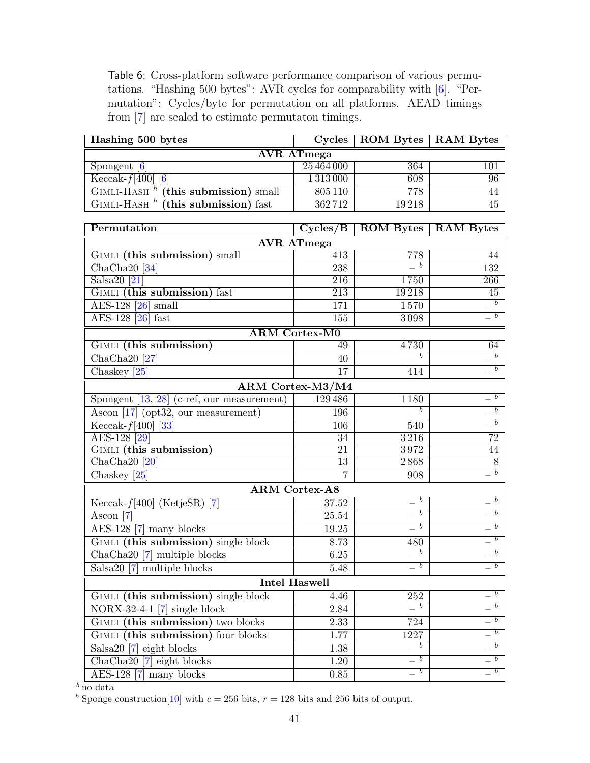Table 6: Cross-platform software performance comparison of various permutations. "Hashing 500 bytes": AVR cycles for comparability with [6]. "Permutation": Cycles/byte for permutation on all platforms. AEAD timings from [7] are scaled to estimate permutaton timings.

| **Hashing 500 bytes** | **Cycles** | **ROM Bytes** | **RAM Bytes** |
|---|---|---|---|
| **AVR ATmega** | | | |
| Spongent [6] | 25 464 000 | 364 | 101 |
| Keccak-$f$[400] [6] | 1 313 000 | 608 | 96 |
| GIMLI-HASH [h] **(this submission)** small | 805 110 | 778 | 44 |
| GIMLI-HASH [h] **(this submission)** fast | 362 712 | 19 218 | 45 |

| **Permutation** | **Cycles/B** | **ROM Bytes** | **RAM Bytes** |
|---|---|---|---|
| **AVR ATmega** | | | |
| GIMLI **(this submission)** small | 413 | 778 | 44 |
| ChaCha20 [34] | 238 | – [b] | 132 |
| Salsa20 [21] | 216 | 1 750 | 266 |
| GIMLI **(this submission)** fast | 213 | 19 218 | 45 |
| AES-128 [26] small | 171 | 1 570 | – [b] |
| AES-128 [26] fast | 155 | 3 098 | – [b] |
| **ARM Cortex-M0** | | | |
| GIMLI **(this submission)** | 49 | 4 730 | 64 |
| ChaCha20 [27] | 40 | – [b] | – [b] |
| Chaskey [25] | 17 | 414 | – [b] |
| **ARM Cortex-M3/M4** | | | |
| Spongent [13, 28] (c-ref, our measurement) | 129 486 | 1 180 | – [b] |
| Ascon [17] (opt32, our measurement) | 196 | – [b] | – [b] |
| Keccak-$f$[400] [33] | 106 | 540 | – [b] |
| AES-128 [29] | 34 | 3 216 | 72 |
| GIMLI **(this submission)** | 21 | 3 972 | 44 |
| ChaCha20 [20] | 13 | 2 868 | 8 |
| Chaskey [25] | 7 | 908 | – [b] |
| **ARM Cortex-A8** | | | |
| Keccak-$f$[400] (KetjeSR) [7] | 37.52 | – [b] | – [b] |
| Ascon [7] | 25.54 | – [b] | – [b] |
| AES-128 [7] many blocks | 19.25 | – [b] | – [b] |
| GIMLI **(this submission)** single block | 8.73 | 480 | – [b] |
| ChaCha20 [7] multiple blocks | 6.25 | – [b] | – [b] |
| Salsa20 [7] multiple blocks | 5.48 | – [b] | – [b] |
| **Intel Haswell** | | | |
| GIMLI **(this submission)** single block | 4.46 | 252 | – [b] |
| NORX-32-4-1 [7] single block | 2.84 | – [b] | – [b] |
| GIMLI **(this submission)** two blocks | 2.33 | 724 | – [b] |
| GIMLI **(this submission)** four blocks | 1.77 | 1227 | – [b] |
| Salsa20 [7] eight blocks | 1.38 | – [b] | – [b] |
| ChaCha20 [7] eight blocks | 1.20 | – [b] | – [b] |
| AES-128 [7] many blocks | 0.85 | – [b] | – [b] |

[b] no data
[h] Sponge construction[10] with $c = 256$ bits, $r = 128$ bits and 256 bits of output.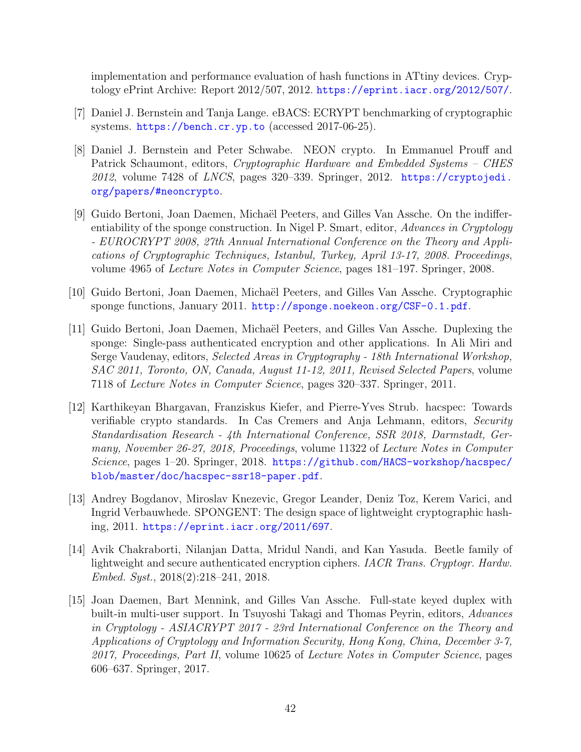implementation and performance evaluation of hash functions in ATtiny devices. Cryptology ePrint Archive: Report 2012/507, 2012. https://eprint.iacr.org/2012/507/.

[7] Daniel J. Bernstein and Tanja Lange. eBACS: ECRYPT benchmarking of cryptographic systems. https://bench.cr.yp.to (accessed 2017-06-25).

[8] Daniel J. Bernstein and Peter Schwabe. NEON crypto. In Emmanuel Prouff and Patrick Schaumont, editors, *Cryptographic Hardware and Embedded Systems – CHES 2012*, volume 7428 of *LNCS*, pages 320–339. Springer, 2012. https://cryptojedi.org/papers/#neoncrypto.

[9] Guido Bertoni, Joan Daemen, Michaël Peeters, and Gilles Van Assche. On the indifferentiability of the sponge construction. In Nigel P. Smart, editor, *Advances in Cryptology - EUROCRYPT 2008, 27th Annual International Conference on the Theory and Applications of Cryptographic Techniques, Istanbul, Turkey, April 13-17, 2008. Proceedings*, volume 4965 of *Lecture Notes in Computer Science*, pages 181–197. Springer, 2008.

[10] Guido Bertoni, Joan Daemen, Michaël Peeters, and Gilles Van Assche. Cryptographic sponge functions, January 2011. http://sponge.noekeon.org/CSF-0.1.pdf.

[11] Guido Bertoni, Joan Daemen, Michaël Peeters, and Gilles Van Assche. Duplexing the sponge: Single-pass authenticated encryption and other applications. In Ali Miri and Serge Vaudenay, editors, *Selected Areas in Cryptography - 18th International Workshop, SAC 2011, Toronto, ON, Canada, August 11-12, 2011, Revised Selected Papers*, volume 7118 of *Lecture Notes in Computer Science*, pages 320–337. Springer, 2011.

[12] Karthikeyan Bhargavan, Franziskus Kiefer, and Pierre-Yves Strub. hacspec: Towards verifiable crypto standards. In Cas Cremers and Anja Lehmann, editors, *Security Standardisation Research - 4th International Conference, SSR 2018, Darmstadt, Germany, November 26-27, 2018, Proceedings*, volume 11322 of *Lecture Notes in Computer Science*, pages 1–20. Springer, 2018. https://github.com/HACS-workshop/hacspec/blob/master/doc/hacspec-ssr18-paper.pdf.

[13] Andrey Bogdanov, Miroslav Knezevic, Gregor Leander, Deniz Toz, Kerem Varici, and Ingrid Verbauwhede. SPONGENT: The design space of lightweight cryptographic hashing, 2011. https://eprint.iacr.org/2011/697.

[14] Avik Chakraborti, Nilanjan Datta, Mridul Nandi, and Kan Yasuda. Beetle family of lightweight and secure authenticated encryption ciphers. *IACR Trans. Cryptogr. Hardw. Embed. Syst.*, 2018(2):218–241, 2018.

[15] Joan Daemen, Bart Mennink, and Gilles Van Assche. Full-state keyed duplex with built-in multi-user support. In Tsuyoshi Takagi and Thomas Peyrin, editors, *Advances in Cryptology - ASIACRYPT 2017 - 23rd International Conference on the Theory and Applications of Cryptology and Information Security, Hong Kong, China, December 3-7, 2017, Proceedings, Part II*, volume 10625 of *Lecture Notes in Computer Science*, pages 606–637. Springer, 2017.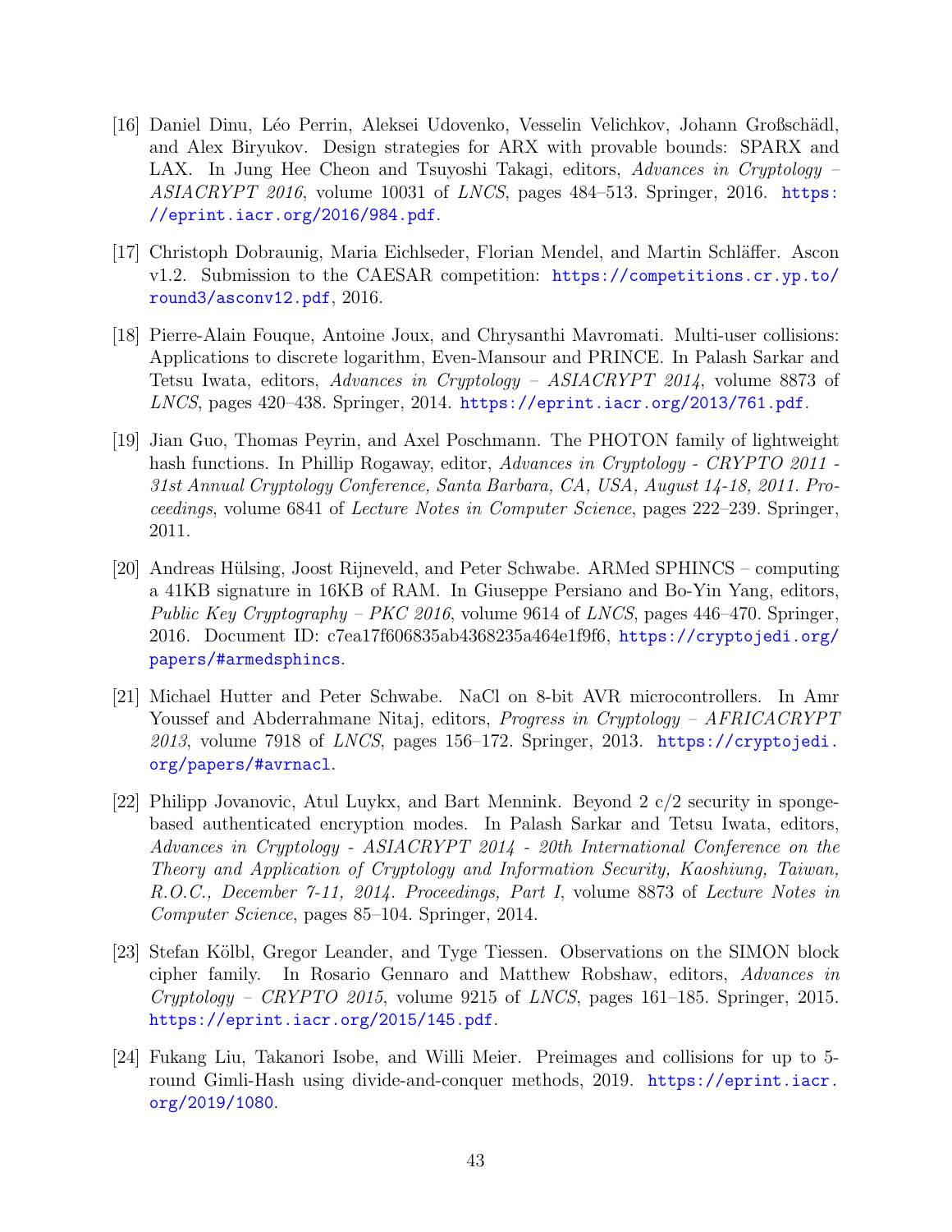[16] Daniel Dinu, Léo Perrin, Aleksei Udovenko, Vesselin Velichkov, Johann Großschädl, and Alex Biryukov. Design strategies for ARX with provable bounds: SPARX and LAX. In Jung Hee Cheon and Tsuyoshi Takagi, editors, *Advances in Cryptology – ASIACRYPT 2016*, volume 10031 of *LNCS*, pages 484–513. Springer, 2016. https://eprint.iacr.org/2016/984.pdf.

[17] Christoph Dobraunig, Maria Eichlseder, Florian Mendel, and Martin Schläffer. Ascon v1.2. Submission to the CAESAR competition: https://competitions.cr.yp.to/round3/asconv12.pdf, 2016.

[18] Pierre-Alain Fouque, Antoine Joux, and Chrysanthi Mavromati. Multi-user collisions: Applications to discrete logarithm, Even-Mansour and PRINCE. In Palash Sarkar and Tetsu Iwata, editors, *Advances in Cryptology – ASIACRYPT 2014*, volume 8873 of *LNCS*, pages 420–438. Springer, 2014. https://eprint.iacr.org/2013/761.pdf.

[19] Jian Guo, Thomas Peyrin, and Axel Poschmann. The PHOTON family of lightweight hash functions. In Phillip Rogaway, editor, *Advances in Cryptology - CRYPTO 2011 - 31st Annual Cryptology Conference, Santa Barbara, CA, USA, August 14-18, 2011. Proceedings*, volume 6841 of *Lecture Notes in Computer Science*, pages 222–239. Springer, 2011.

[20] Andreas Hülsing, Joost Rijneveld, and Peter Schwabe. ARMed SPHINCS – computing a 41KB signature in 16KB of RAM. In Giuseppe Persiano and Bo-Yin Yang, editors, *Public Key Cryptography – PKC 2016*, volume 9614 of *LNCS*, pages 446–470. Springer, 2016. Document ID: c7ea17f606835ab4368235a464e1f9f6, https://cryptojedi.org/papers/#armedsphincs.

[21] Michael Hutter and Peter Schwabe. NaCl on 8-bit AVR microcontrollers. In Amr Youssef and Abderrahmane Nitaj, editors, *Progress in Cryptology – AFRICACRYPT 2013*, volume 7918 of *LNCS*, pages 156–172. Springer, 2013. https://cryptojedi.org/papers/#avrnacl.

[22] Philipp Jovanovic, Atul Luykx, and Bart Mennink. Beyond 2 c/2 security in sponge-based authenticated encryption modes. In Palash Sarkar and Tetsu Iwata, editors, *Advances in Cryptology - ASIACRYPT 2014 - 20th International Conference on the Theory and Application of Cryptology and Information Security, Kaoshiung, Taiwan, R.O.C., December 7-11, 2014. Proceedings, Part I*, volume 8873 of *Lecture Notes in Computer Science*, pages 85–104. Springer, 2014.

[23] Stefan Kölbl, Gregor Leander, and Tyge Tiessen. Observations on the SIMON block cipher family. In Rosario Gennaro and Matthew Robshaw, editors, *Advances in Cryptology – CRYPTO 2015*, volume 9215 of *LNCS*, pages 161–185. Springer, 2015. https://eprint.iacr.org/2015/145.pdf.

[24] Fukang Liu, Takanori Isobe, and Willi Meier. Preimages and collisions for up to 5-round Gimli-Hash using divide-and-conquer methods, 2019. https://eprint.iacr.org/2019/1080.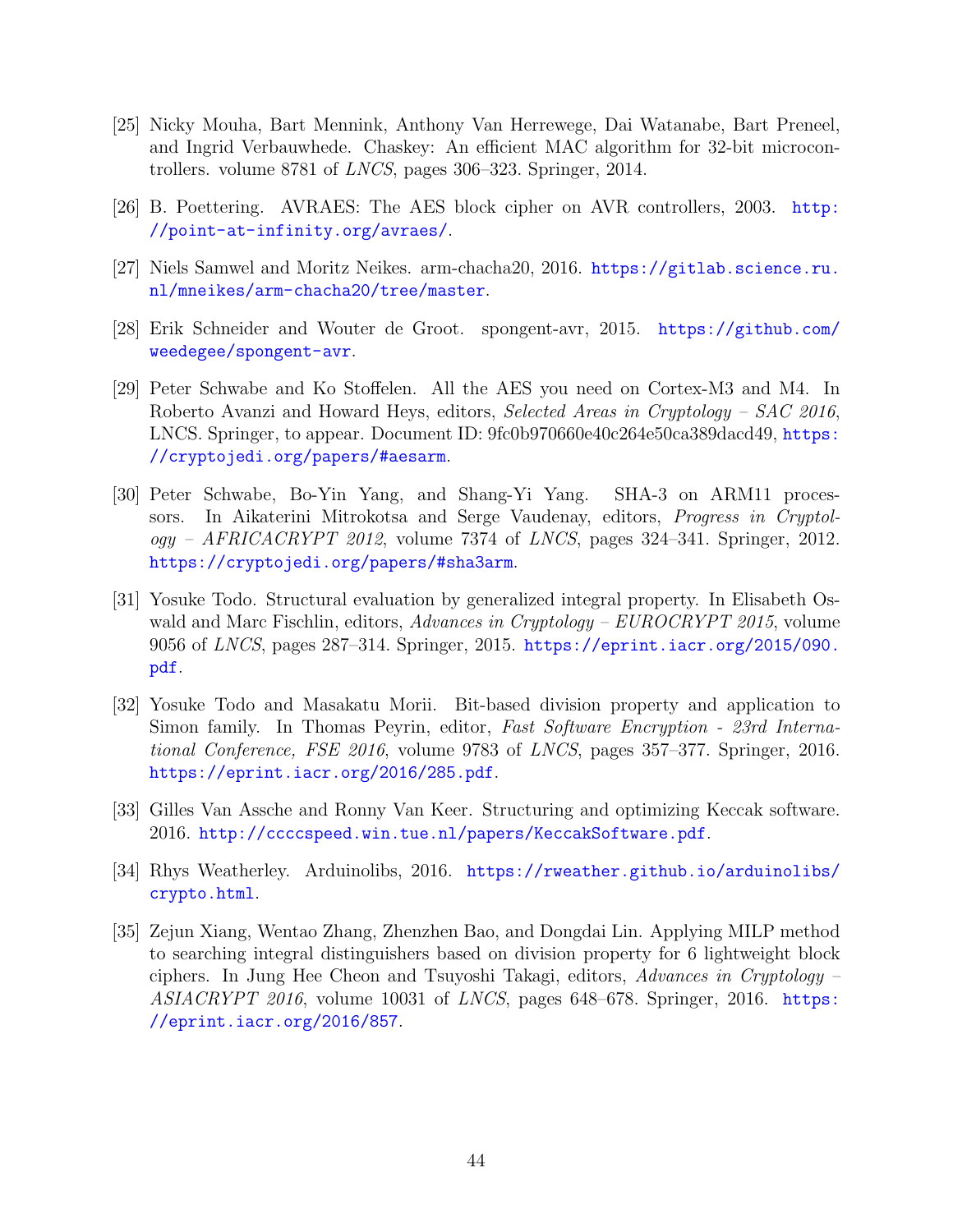[25] Nicky Mouha, Bart Mennink, Anthony Van Herrewege, Dai Watanabe, Bart Preneel, and Ingrid Verbauwhede. Chaskey: An efficient MAC algorithm for 32-bit microcontrollers. volume 8781 of *LNCS*, pages 306–323. Springer, 2014.

[26] B. Poettering. AVRAES: The AES block cipher on AVR controllers, 2003. http://point-at-infinity.org/avraes/.

[27] Niels Samwel and Moritz Neikes. arm-chacha20, 2016. https://gitlab.science.ru.nl/mneikes/arm-chacha20/tree/master.

[28] Erik Schneider and Wouter de Groot. spongent-avr, 2015. https://github.com/weedegee/spongent-avr.

[29] Peter Schwabe and Ko Stoffelen. All the AES you need on Cortex-M3 and M4. In Roberto Avanzi and Howard Heys, editors, *Selected Areas in Cryptology – SAC 2016*, LNCS. Springer, to appear. Document ID: 9fc0b970660e40c264e50ca389dacd49, https://cryptojedi.org/papers/#aesarm.

[30] Peter Schwabe, Bo-Yin Yang, and Shang-Yi Yang. SHA-3 on ARM11 processors. In Aikaterini Mitrokotsa and Serge Vaudenay, editors, *Progress in Cryptology – AFRICACRYPT 2012*, volume 7374 of *LNCS*, pages 324–341. Springer, 2012. https://cryptojedi.org/papers/#sha3arm.

[31] Yosuke Todo. Structural evaluation by generalized integral property. In Elisabeth Oswald and Marc Fischlin, editors, *Advances in Cryptology – EUROCRYPT 2015*, volume 9056 of *LNCS*, pages 287–314. Springer, 2015. https://eprint.iacr.org/2015/090.pdf.

[32] Yosuke Todo and Masakatu Morii. Bit-based division property and application to Simon family. In Thomas Peyrin, editor, *Fast Software Encryption - 23rd International Conference, FSE 2016*, volume 9783 of *LNCS*, pages 357–377. Springer, 2016. https://eprint.iacr.org/2016/285.pdf.

[33] Gilles Van Assche and Ronny Van Keer. Structuring and optimizing Keccak software. 2016. http://ccccspeed.win.tue.nl/papers/KeccakSoftware.pdf.

[34] Rhys Weatherley. Arduinolibs, 2016. https://rweather.github.io/arduinolibs/crypto.html.

[35] Zejun Xiang, Wentao Zhang, Zhenzhen Bao, and Dongdai Lin. Applying MILP method to searching integral distinguishers based on division property for 6 lightweight block ciphers. In Jung Hee Cheon and Tsuyoshi Takagi, editors, *Advances in Cryptology – ASIACRYPT 2016*, volume 10031 of *LNCS*, pages 648–678. Springer, 2016. https://eprint.iacr.org/2016/857.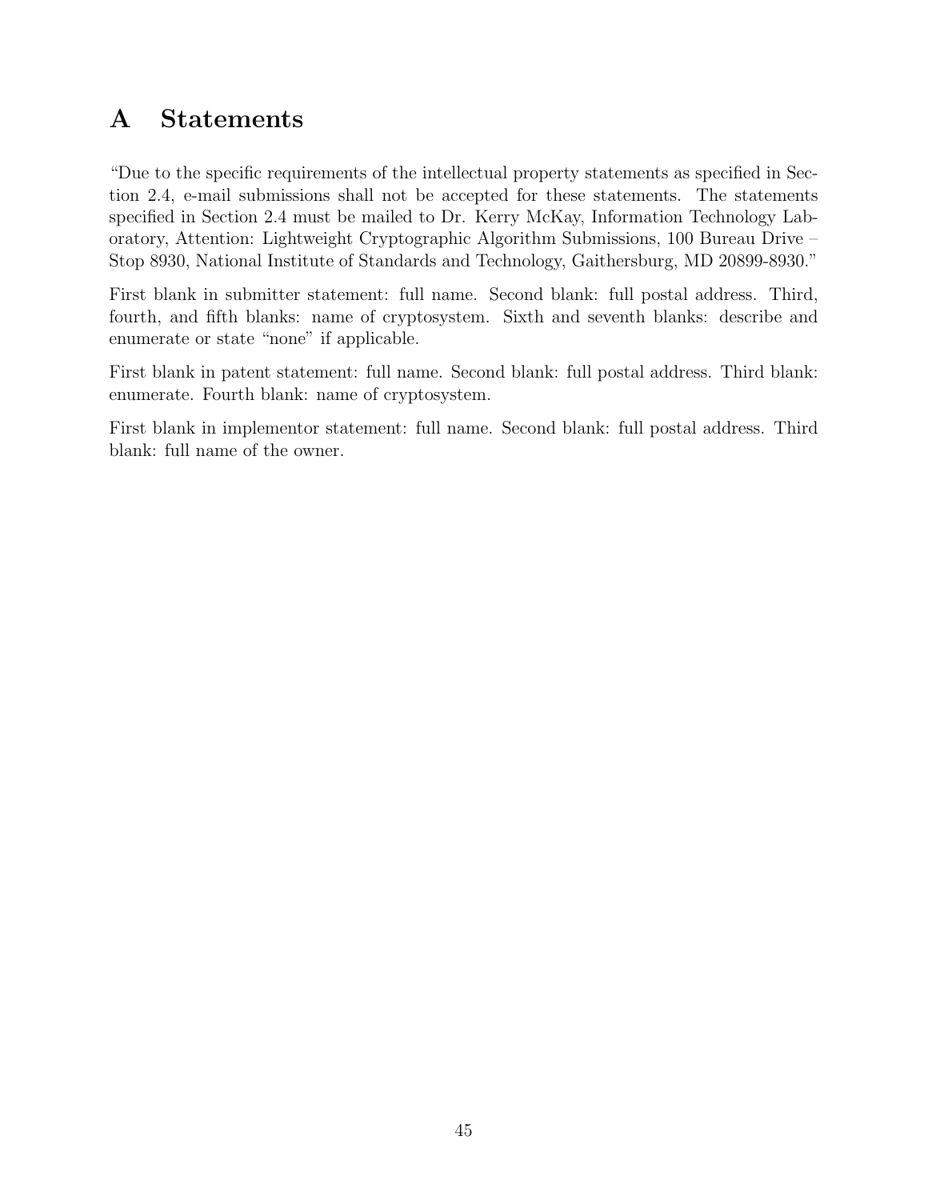# A Statements

"Due to the specific requirements of the intellectual property statements as specified in Section 2.4, e-mail submissions shall not be accepted for these statements. The statements specified in Section 2.4 must be mailed to Dr. Kerry McKay, Information Technology Laboratory, Attention: Lightweight Cryptographic Algorithm Submissions, 100 Bureau Drive – Stop 8930, National Institute of Standards and Technology, Gaithersburg, MD 20899-8930."

First blank in submitter statement: full name. Second blank: full postal address. Third, fourth, and fifth blanks: name of cryptosystem. Sixth and seventh blanks: describe and enumerate or state "none" if applicable.

First blank in patent statement: full name. Second blank: full postal address. Third blank: enumerate. Fourth blank: name of cryptosystem.

First blank in implementor statement: full name. Second blank: full postal address. Third blank: full name of the owner.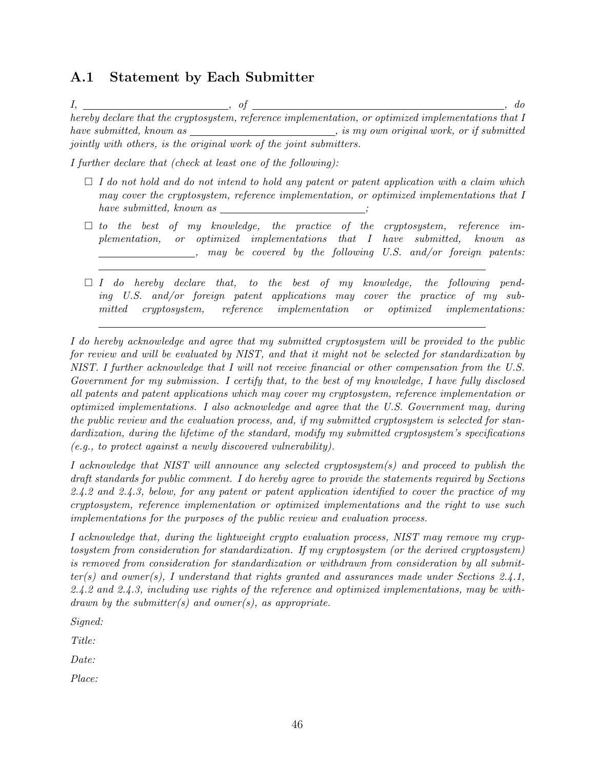## A.1 Statement by Each Submitter

*I, \_\_\_\_\_\_\_\_\_\_\_\_\_\_\_\_\_\_\_\_\_\_\_\_\_\_\_\_, of \_\_\_\_\_\_\_\_\_\_\_\_\_\_\_\_\_\_\_\_\_\_\_\_\_\_\_\_\_\_\_\_\_\_\_\_\_\_\_\_\_\_\_\_\_\_\_\_\_\_, do hereby declare that the cryptosystem, reference implementation, or optimized implementations that I have submitted, known as \_\_\_\_\_\_\_\_\_\_\_\_\_\_\_\_\_\_\_\_\_\_\_\_\_\_\_\_, is my own original work, or if submitted jointly with others, is the original work of the joint submitters.*

*I further declare that (check at least one of the following):*

- ☐ *I do not hold and do not intend to hold any patent or patent application with a claim which may cover the cryptosystem, reference implementation, or optimized implementations that I have submitted, known as \_\_\_\_\_\_\_\_\_\_\_\_\_\_\_\_\_\_\_\_\_\_\_\_\_\_\_\_;*
- ☐ *to the best of my knowledge, the practice of the cryptosystem, reference implementation, or optimized implementations that I have submitted, known as \_\_\_\_\_\_\_\_\_\_\_\_\_\_\_\_\_\_\_\_, may be covered by the following U.S. and/or foreign patents: \_\_\_\_\_\_\_\_\_\_\_\_\_\_\_\_\_\_\_\_\_\_\_\_\_\_\_\_\_\_\_\_\_\_\_\_\_\_\_\_\_\_\_\_\_\_\_\_\_\_\_\_\_\_\_\_\_\_\_\_\_\_\_\_\_\_\_\_\_\_\_\_\_\_\_\_\_\_*
- ☐ *I do hereby declare that, to the best of my knowledge, the following pending U.S. and/or foreign patent applications may cover the practice of my submitted cryptosystem, reference implementation or optimized implementations: \_\_\_\_\_\_\_\_\_\_\_\_\_\_\_\_\_\_\_\_\_\_\_\_\_\_\_\_\_\_\_\_\_\_\_\_\_\_\_\_\_\_\_\_\_\_\_\_\_\_\_\_\_\_\_\_\_\_\_\_\_\_\_\_\_\_\_\_\_\_\_\_\_\_\_\_\_\_*

*I do hereby acknowledge and agree that my submitted cryptosystem will be provided to the public for review and will be evaluated by NIST, and that it might not be selected for standardization by NIST. I further acknowledge that I will not receive financial or other compensation from the U.S. Government for my submission. I certify that, to the best of my knowledge, I have fully disclosed all patents and patent applications which may cover my cryptosystem, reference implementation or optimized implementations. I also acknowledge and agree that the U.S. Government may, during the public review and the evaluation process, and, if my submitted cryptosystem is selected for standardization, during the lifetime of the standard, modify my submitted cryptosystem's specifications (e.g., to protect against a newly discovered vulnerability).*

*I acknowledge that NIST will announce any selected cryptosystem(s) and proceed to publish the draft standards for public comment. I do hereby agree to provide the statements required by Sections 2.4.2 and 2.4.3, below, for any patent or patent application identified to cover the practice of my cryptosystem, reference implementation or optimized implementations and the right to use such implementations for the purposes of the public review and evaluation process.*

*I acknowledge that, during the lightweight crypto evaluation process, NIST may remove my cryptosystem from consideration for standardization. If my cryptosystem (or the derived cryptosystem) is removed from consideration for standardization or withdrawn from consideration by all submitter(s) and owner(s), I understand that rights granted and assurances made under Sections 2.4.1, 2.4.2 and 2.4.3, including use rights of the reference and optimized implementations, may be withdrawn by the submitter(s) and owner(s), as appropriate.*

*Signed:*

*Title:*

*Date:*

*Place:*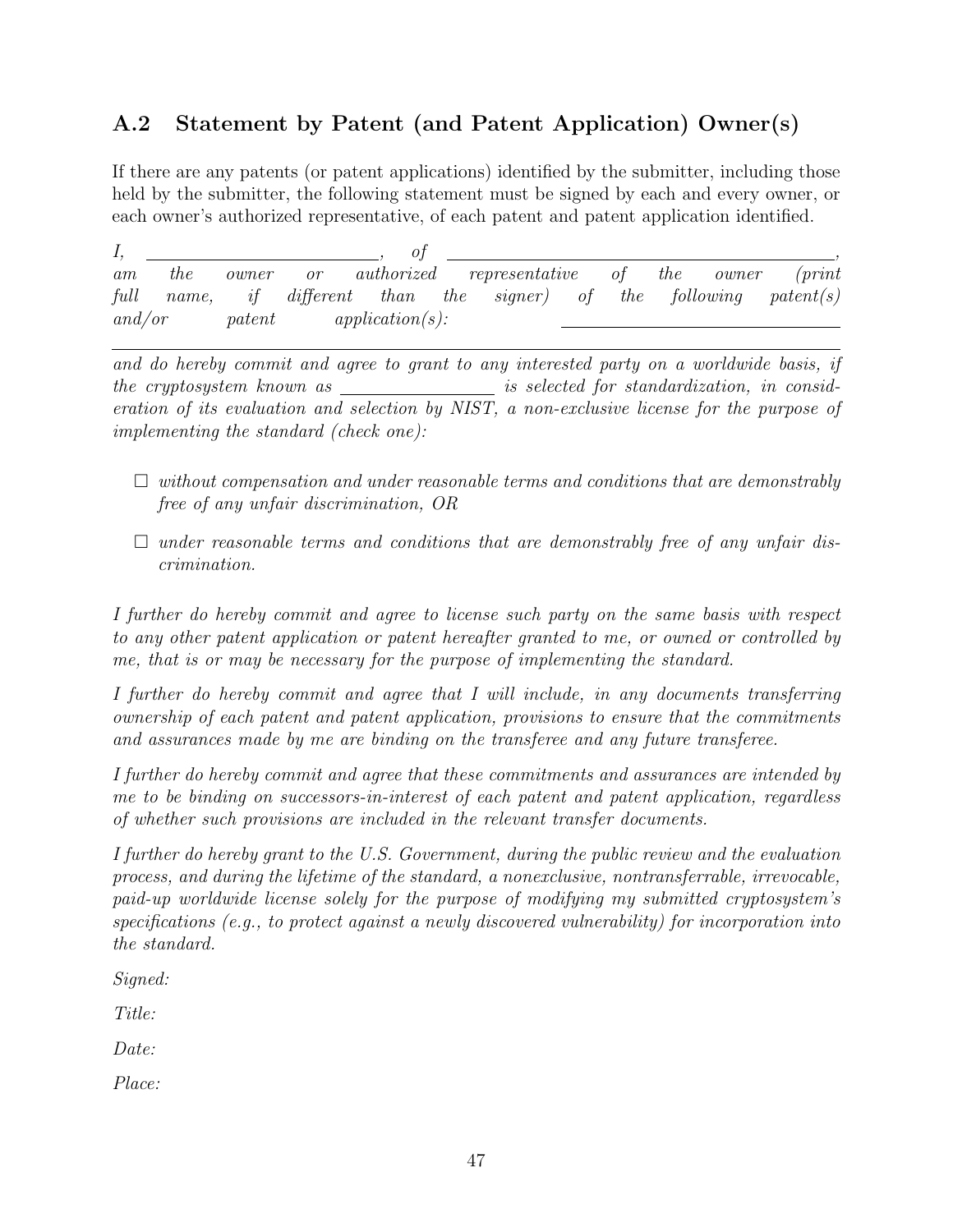## A.2 Statement by Patent (and Patent Application) Owner(s)

If there are any patents (or patent applications) identified by the submitter, including those held by the submitter, the following statement must be signed by each and every owner, or each owner's authorized representative, of each patent and patent application identified.

*I, \_\_\_\_\_\_\_\_\_\_\_\_\_\_\_\_\_\_\_\_\_\_\_\_\_\_, of \_\_\_\_\_\_\_\_\_\_\_\_\_\_\_\_\_\_\_\_\_\_\_\_\_\_\_\_\_\_\_\_\_\_\_\_\_\_\_\_\_\_\_\_, am the owner or authorized representative of the owner (print full name, if different than the signer) of the following patent(s) and/or patent application(s): \_\_\_\_\_\_\_\_\_\_\_\_\_\_\_\_\_\_\_\_\_\_\_\_\_\_\_\_\_\_*

*\_\_\_\_\_\_\_\_\_\_\_\_\_\_\_\_\_\_\_\_\_\_\_\_\_\_\_\_\_\_\_\_\_\_\_\_\_\_\_\_\_\_\_\_\_\_\_\_\_\_\_\_\_\_\_\_\_\_\_\_\_\_\_\_\_\_\_\_\_\_\_\_\_\_\_\_*

*and do hereby commit and agree to grant to any interested party on a worldwide basis, if the cryptosystem known as \_\_\_\_\_\_\_\_\_\_\_\_\_\_\_\_\_ is selected for standardization, in consideration of its evaluation and selection by NIST, a non-exclusive license for the purpose of implementing the standard (check one):*

- ☐ *without compensation and under reasonable terms and conditions that are demonstrably free of any unfair discrimination, OR*
- ☐ *under reasonable terms and conditions that are demonstrably free of any unfair discrimination.*

*I further do hereby commit and agree to license such party on the same basis with respect to any other patent application or patent hereafter granted to me, or owned or controlled by me, that is or may be necessary for the purpose of implementing the standard.*

*I further do hereby commit and agree that I will include, in any documents transferring ownership of each patent and patent application, provisions to ensure that the commitments and assurances made by me are binding on the transferee and any future transferee.*

*I further do hereby commit and agree that these commitments and assurances are intended by me to be binding on successors-in-interest of each patent and patent application, regardless of whether such provisions are included in the relevant transfer documents.*

*I further do hereby grant to the U.S. Government, during the public review and the evaluation process, and during the lifetime of the standard, a nonexclusive, nontransferrable, irrevocable, paid-up worldwide license solely for the purpose of modifying my submitted cryptosystem's specifications (e.g., to protect against a newly discovered vulnerability) for incorporation into the standard.*

*Signed:*

*Title:*

*Date:*

*Place:*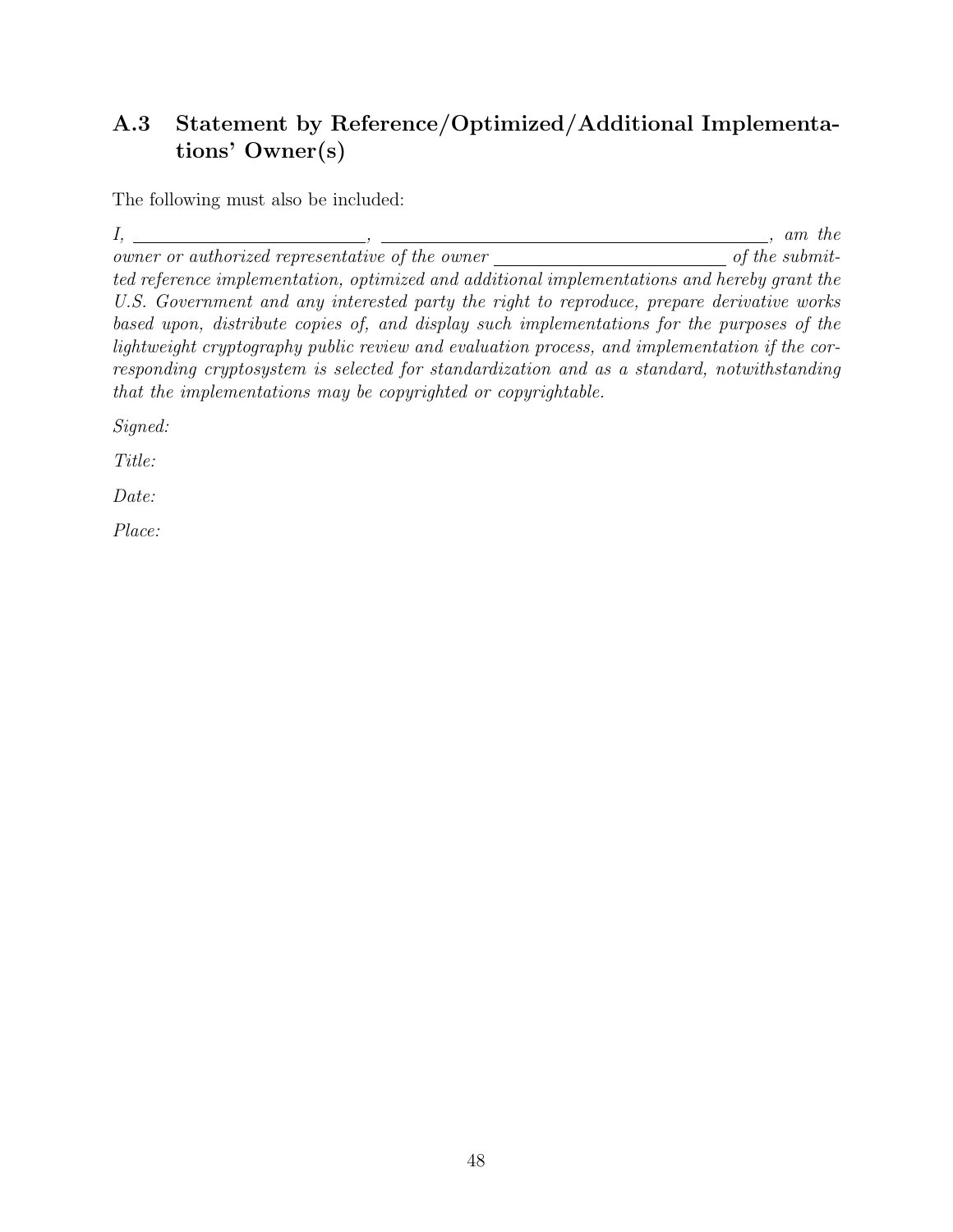## A.3 Statement by Reference/Optimized/Additional Implementations' Owner(s)

The following must also be included:

*I, \_\_\_\_\_\_\_\_\_\_\_\_\_\_\_\_\_\_\_\_\_\_\_\_\_\_, \_\_\_\_\_\_\_\_\_\_\_\_\_\_\_\_\_\_\_\_\_\_\_\_\_\_\_\_\_\_\_\_\_\_\_\_\_\_\_\_\_\_\_\_, am the owner or authorized representative of the owner \_\_\_\_\_\_\_\_\_\_\_\_\_\_\_\_\_\_\_\_\_\_\_\_\_\_ of the submitted reference implementation, optimized and additional implementations and hereby grant the U.S. Government and any interested party the right to reproduce, prepare derivative works based upon, distribute copies of, and display such implementations for the purposes of the lightweight cryptography public review and evaluation process, and implementation if the corresponding cryptosystem is selected for standardization and as a standard, notwithstanding that the implementations may be copyrighted or copyrightable.*

*Signed:*

*Title:*

*Date:*

*Place:*